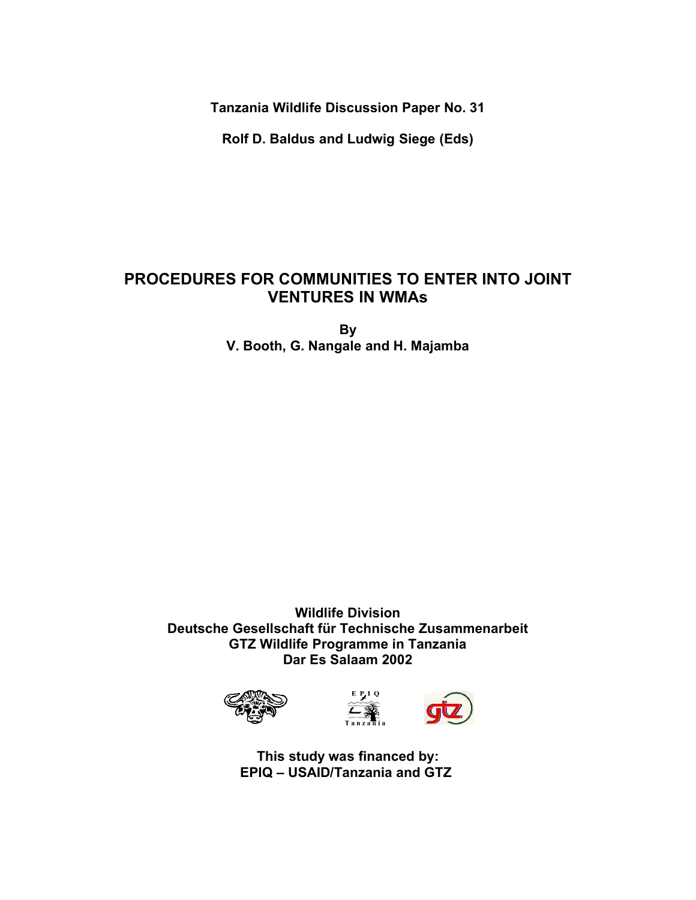**Tanzania Wildlife Discussion Paper No. 31**

**Rolf D. Baldus and Ludwig Siege (Eds)**

# PROCEDURES FOR COMMUNITIES TO ENTER INTO JOINT VENTURES IN WMAs

**By**

**V. Booth, G. Nangale and H. Majamba**

**Wildlife Division**
**Deutsche Gesellschaft für Technische Zusammenarbeit**
**GTZ Wildlife Programme in Tanzania**
**Dar Es Salaam 2002**

**This study was financed by:**
**EPIQ – USAID/Tanzania and GTZ**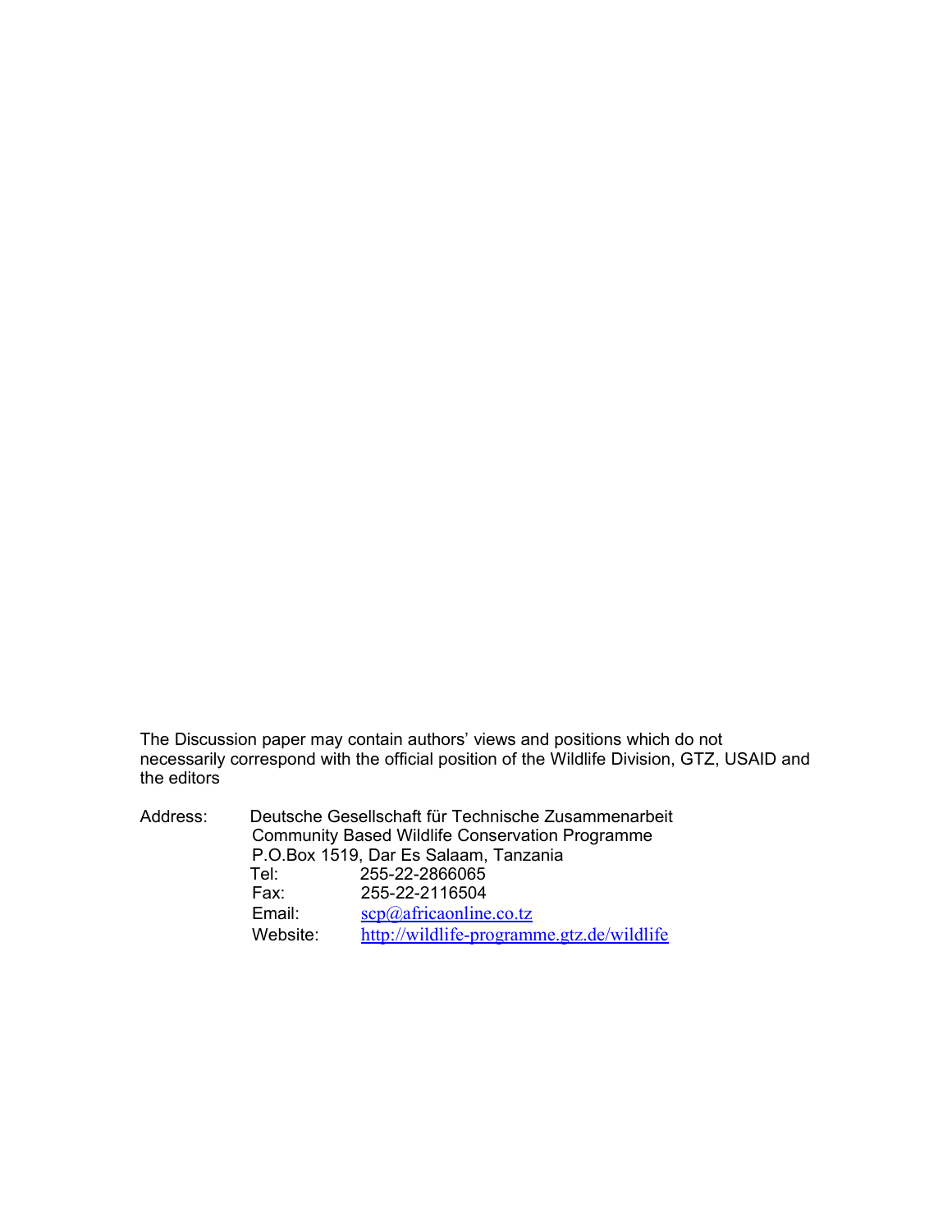The Discussion paper may contain authors' views and positions which do not necessarily correspond with the official position of the Wildlife Division, GTZ, USAID and the editors

Address: Deutsche Gesellschaft für Technische Zusammenarbeit
Community Based Wildlife Conservation Programme
P.O.Box 1519, Dar Es Salaam, Tanzania
Tel: 255-22-2866065
Fax: 255-22-2116504
Email: scp@africaonline.co.tz
Website: http://wildlife-programme.gtz.de/wildlife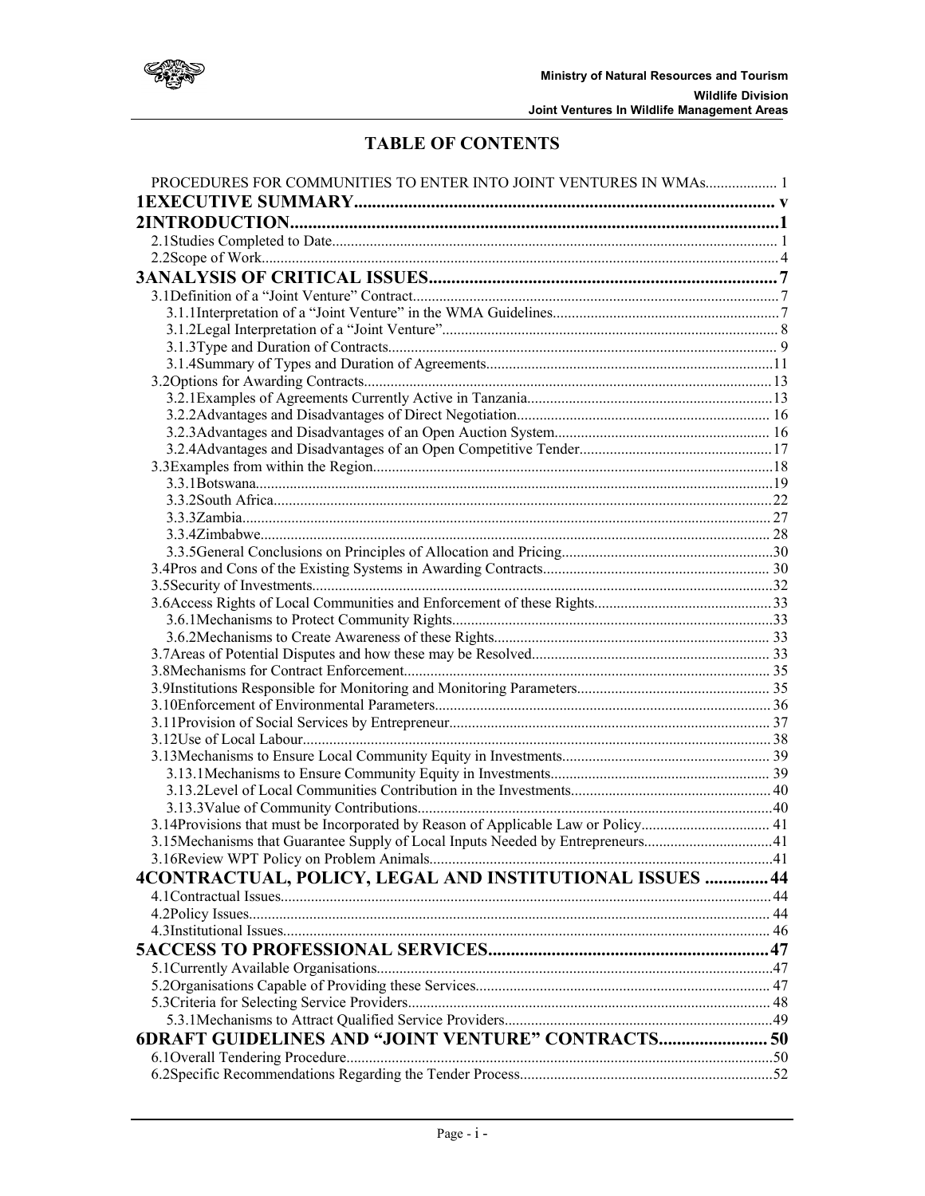# TABLE OF CONTENTS

PROCEDURES FOR COMMUNITIES TO ENTER INTO JOINT VENTURES IN WMAs................... 1

**1EXECUTIVE SUMMARY............................................................................................ v**

**2INTRODUCTION...........................................................................................................1**

2.1Studies Completed to Date..................................................................................................... 1

2.2Scope of Work........................................................................................................................ 4

**3ANALYSIS OF CRITICAL ISSUES............................................................................7**

3.1Definition of a "Joint Venture" Contract................................................................................. 7

3.1.1Interpretation of a "Joint Venture" in the WMA Guidelines........................................................... 7

3.1.2Legal Interpretation of a "Joint Venture"........................................................................................ 8

3.1.3Type and Duration of Contracts...................................................................................................... 9

3.1.4Summary of Types and Duration of Agreements............................................................................11

3.2Options for Awarding Contracts............................................................................................13

3.2.1Examples of Agreements Currently Active in Tanzania.................................................................13

3.2.2Advantages and Disadvantages of Direct Negotiation................................................................... 16

3.2.3Advantages and Disadvantages of an Open Auction System......................................................... 16

3.2.4Advantages and Disadvantages of an Open Competitive Tender...................................................17

3.3Examples from within the Region..........................................................................................18

3.3.1Botswana........................................................................................................................................19

3.3.2South Africa...................................................................................................................................22

3.3.3Zambia........................................................................................................................................... 27

3.3.4Zimbabwe...................................................................................................................................... 28

3.3.5General Conclusions on Principles of Allocation and Pricing........................................................30

3.4Pros and Cons of the Existing Systems in Awarding Contracts............................................ 30

3.5Security of Investments.......................................................................................................... 32

3.6Access Rights of Local Communities and Enforcement of these Rights...............................33

3.6.1Mechanisms to Protect Community Rights.....................................................................................33

3.6.2Mechanisms to Create Awareness of these Rights......................................................................... 33

3.7Areas of Potential Disputes and how these may be Resolved............................................... 33

3.8Mechanisms for Contract Enforcement.................................................................................. 35

3.9Institutions Responsible for Monitoring and Monitoring Parameters................................... 35

3.10Enforcement of Environmental Parameters......................................................................... 36

3.11Provision of Social Services by Entrepreneur..................................................................... 37

3.12Use of Local Labour............................................................................................................ 38

3.13Mechanisms to Ensure Local Community Equity in Investments....................................... 39

3.13.1Mechanisms to Ensure Community Equity in Investments.......................................................... 39

3.13.2Level of Local Communities Contribution in the Investments..................................................... 40

3.13.3Value of Community Contributions.............................................................................................40

3.14Provisions that must be Incorporated by Reason of Applicable Law or Policy.................. 41

3.15Mechanisms that Guarantee Supply of Local Inputs Needed by Entrepreneurs..................41

3.16Review WPT Policy on Problem Animals...........................................................................41

**4CONTRACTUAL, POLICY, LEGAL AND INSTITUTIONAL ISSUES .............44**

4.1Contractual Issues................................................................................................................. 44

4.2Policy Issues.......................................................................................................................... 44

4.3Institutional Issues................................................................................................................. 46

**5ACCESS TO PROFESSIONAL SERVICES.............................................................47**

5.1Currently Available Organisations.........................................................................................47

5.2Organisations Capable of Providing these Services.............................................................. 47

5.3Criteria for Selecting Service Providers................................................................................ 48

5.3.1Mechanisms to Attract Qualified Service Providers.......................................................................49

**6DRAFT GUIDELINES AND "JOINT VENTURE" CONTRACTS....................... 50**

6.1Overall Tendering Procedure.................................................................................................50

6.2Specific Recommendations Regarding the Tender Process...................................................52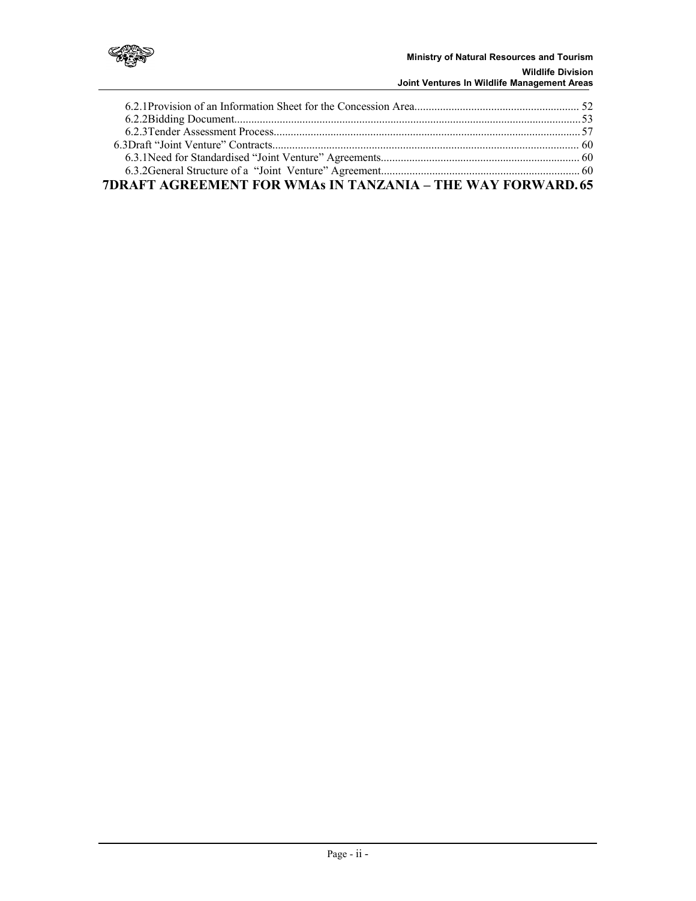6.2.1 Provision of an Information Sheet for the Concession Area........................................................... 52
6.2.2 Bidding Document.......................................................................................................................... 53
6.2.3 Tender Assessment Process............................................................................................................ 57
6.3 Draft "Joint Venture" Contracts............................................................................................................ 60
6.3.1 Need for Standardised "Joint Venture" Agreements...................................................................... 60
6.3.2 General Structure of a "Joint Venture" Agreement...................................................................... 60

**7 DRAFT AGREEMENT FOR WMAs IN TANZANIA – THE WAY FORWARD. 65**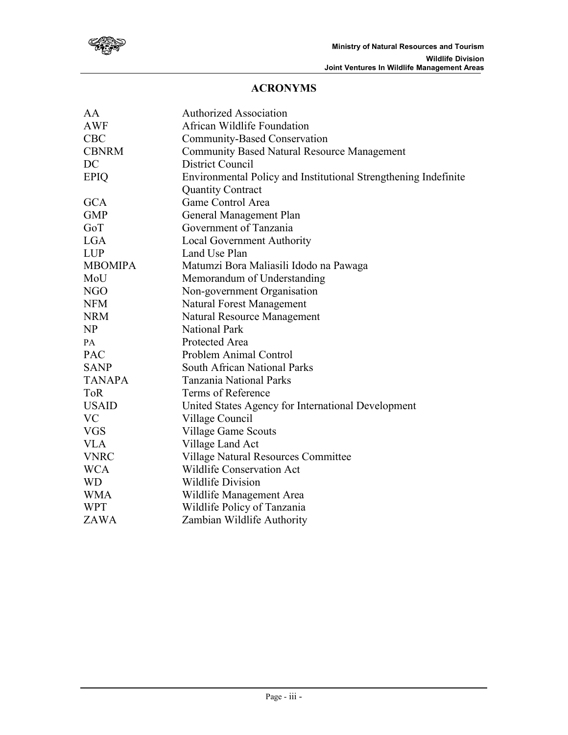# ACRONYMS

| | |
|---|---|
| AA | Authorized Association |
| AWF | African Wildlife Foundation |
| CBC | Community-Based Conservation |
| CBNRM | Community Based Natural Resource Management |
| DC | District Council |
| EPIQ | Environmental Policy and Institutional Strengthening Indefinite Quantity Contract |
| GCA | Game Control Area |
| GMP | General Management Plan |
| GoT | Government of Tanzania |
| LGA | Local Government Authority |
| LUP | Land Use Plan |
| MBOMIPA | Matumzi Bora Maliasili Idodo na Pawaga |
| MoU | Memorandum of Understanding |
| NGO | Non-government Organisation |
| NFM | Natural Forest Management |
| NRM | Natural Resource Management |
| NP | National Park |
| PA | Protected Area |
| PAC | Problem Animal Control |
| SANP | South African National Parks |
| TANAPA | Tanzania National Parks |
| ToR | Terms of Reference |
| USAID | United States Agency for International Development |
| VC | Village Council |
| VGS | Village Game Scouts |
| VLA | Village Land Act |
| VNRC | Village Natural Resources Committee |
| WCA | Wildlife Conservation Act |
| WD | Wildlife Division |
| WMA | Wildlife Management Area |
| WPT | Wildlife Policy of Tanzania |
| ZAWA | Zambian Wildlife Authority |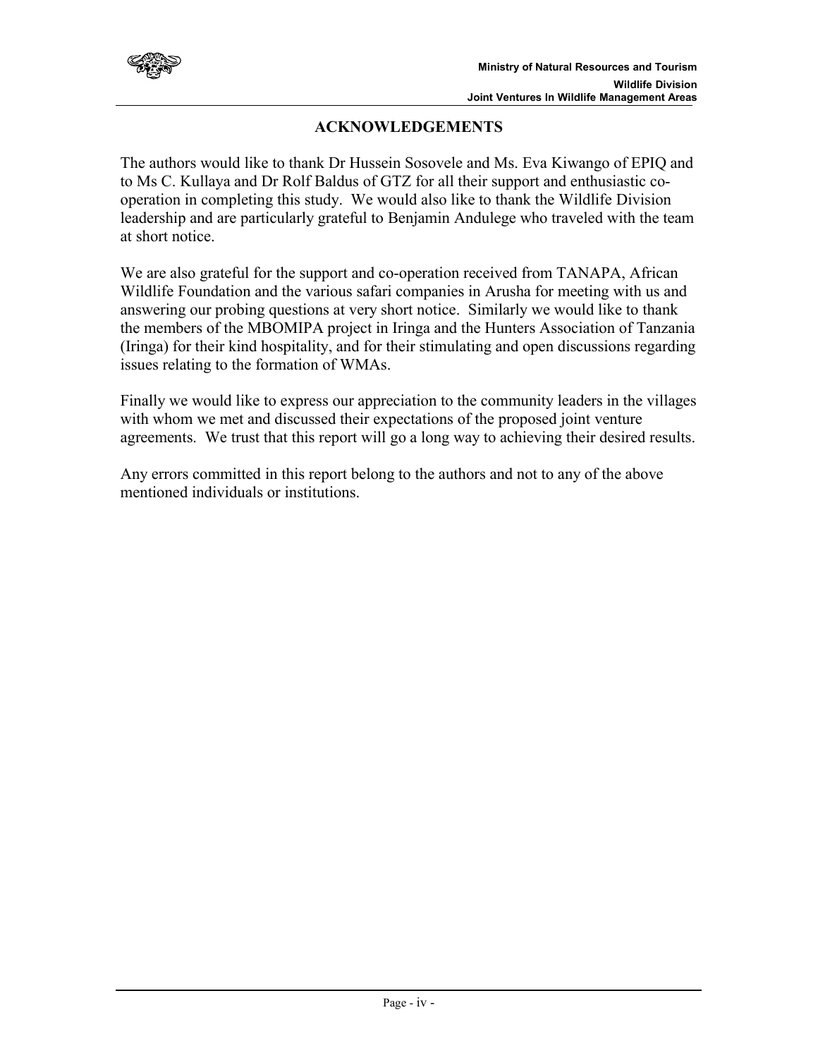## ACKNOWLEDGEMENTS

The authors would like to thank Dr Hussein Sosovele and Ms. Eva Kiwango of EPIQ and to Ms C. Kullaya and Dr Rolf Baldus of GTZ for all their support and enthusiastic co-operation in completing this study. We would also like to thank the Wildlife Division leadership and are particularly grateful to Benjamin Andulege who traveled with the team at short notice.

We are also grateful for the support and co-operation received from TANAPA, African Wildlife Foundation and the various safari companies in Arusha for meeting with us and answering our probing questions at very short notice. Similarly we would like to thank the members of the MBOMIPA project in Iringa and the Hunters Association of Tanzania (Iringa) for their kind hospitality, and for their stimulating and open discussions regarding issues relating to the formation of WMAs.

Finally we would like to express our appreciation to the community leaders in the villages with whom we met and discussed their expectations of the proposed joint venture agreements. We trust that this report will go a long way to achieving their desired results.

Any errors committed in this report belong to the authors and not to any of the above mentioned individuals or institutions.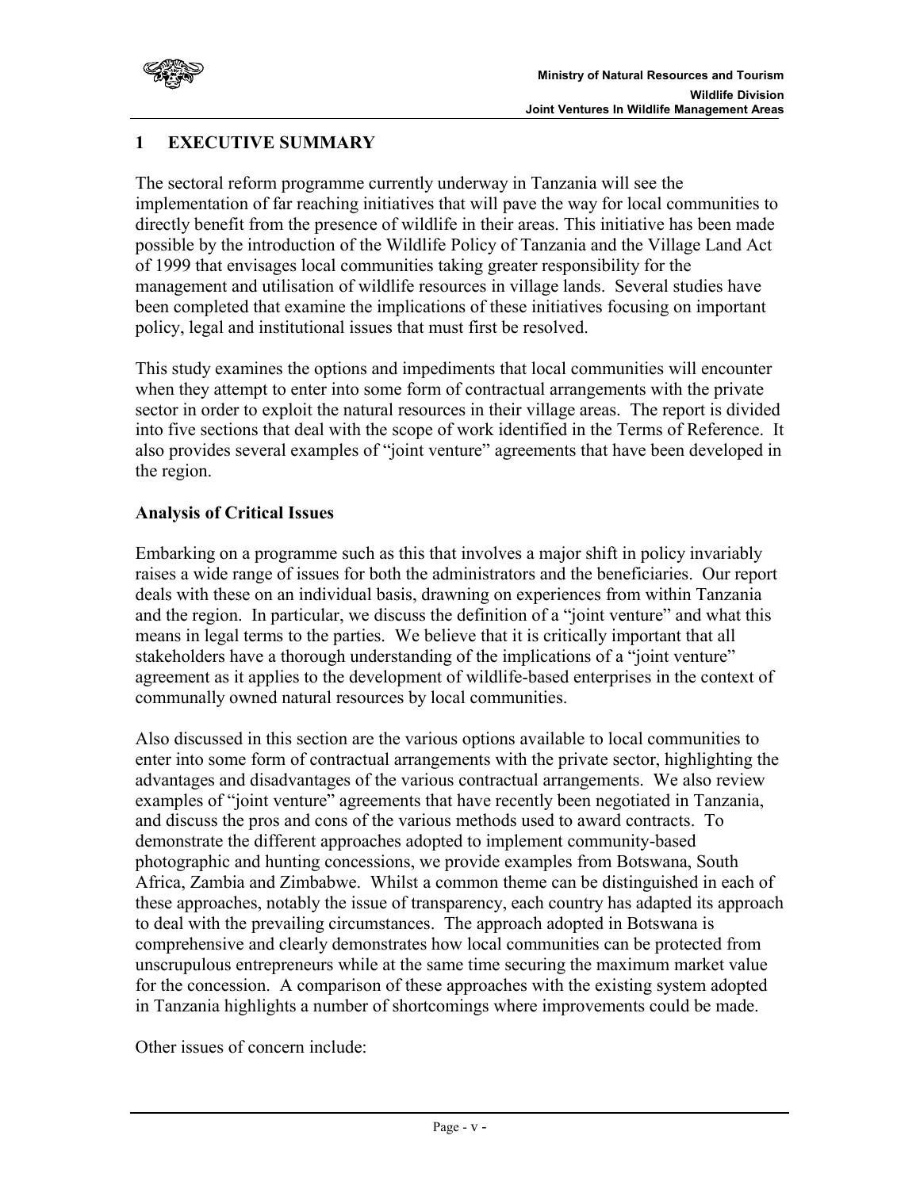# 1 EXECUTIVE SUMMARY

The sectoral reform programme currently underway in Tanzania will see the implementation of far reaching initiatives that will pave the way for local communities to directly benefit from the presence of wildlife in their areas. This initiative has been made possible by the introduction of the Wildlife Policy of Tanzania and the Village Land Act of 1999 that envisages local communities taking greater responsibility for the management and utilisation of wildlife resources in village lands. Several studies have been completed that examine the implications of these initiatives focusing on important policy, legal and institutional issues that must first be resolved.

This study examines the options and impediments that local communities will encounter when they attempt to enter into some form of contractual arrangements with the private sector in order to exploit the natural resources in their village areas. The report is divided into five sections that deal with the scope of work identified in the Terms of Reference. It also provides several examples of "joint venture" agreements that have been developed in the region.

**Analysis of Critical Issues**

Embarking on a programme such as this that involves a major shift in policy invariably raises a wide range of issues for both the administrators and the beneficiaries. Our report deals with these on an individual basis, drawning on experiences from within Tanzania and the region. In particular, we discuss the definition of a "joint venture" and what this means in legal terms to the parties. We believe that it is critically important that all stakeholders have a thorough understanding of the implications of a "joint venture" agreement as it applies to the development of wildlife-based enterprises in the context of communally owned natural resources by local communities.

Also discussed in this section are the various options available to local communities to enter into some form of contractual arrangements with the private sector, highlighting the advantages and disadvantages of the various contractual arrangements. We also review examples of "joint venture" agreements that have recently been negotiated in Tanzania, and discuss the pros and cons of the various methods used to award contracts. To demonstrate the different approaches adopted to implement community-based photographic and hunting concessions, we provide examples from Botswana, South Africa, Zambia and Zimbabwe. Whilst a common theme can be distinguished in each of these approaches, notably the issue of transparency, each country has adapted its approach to deal with the prevailing circumstances. The approach adopted in Botswana is comprehensive and clearly demonstrates how local communities can be protected from unscrupulous entrepreneurs while at the same time securing the maximum market value for the concession. A comparison of these approaches with the existing system adopted in Tanzania highlights a number of shortcomings where improvements could be made.

Other issues of concern include: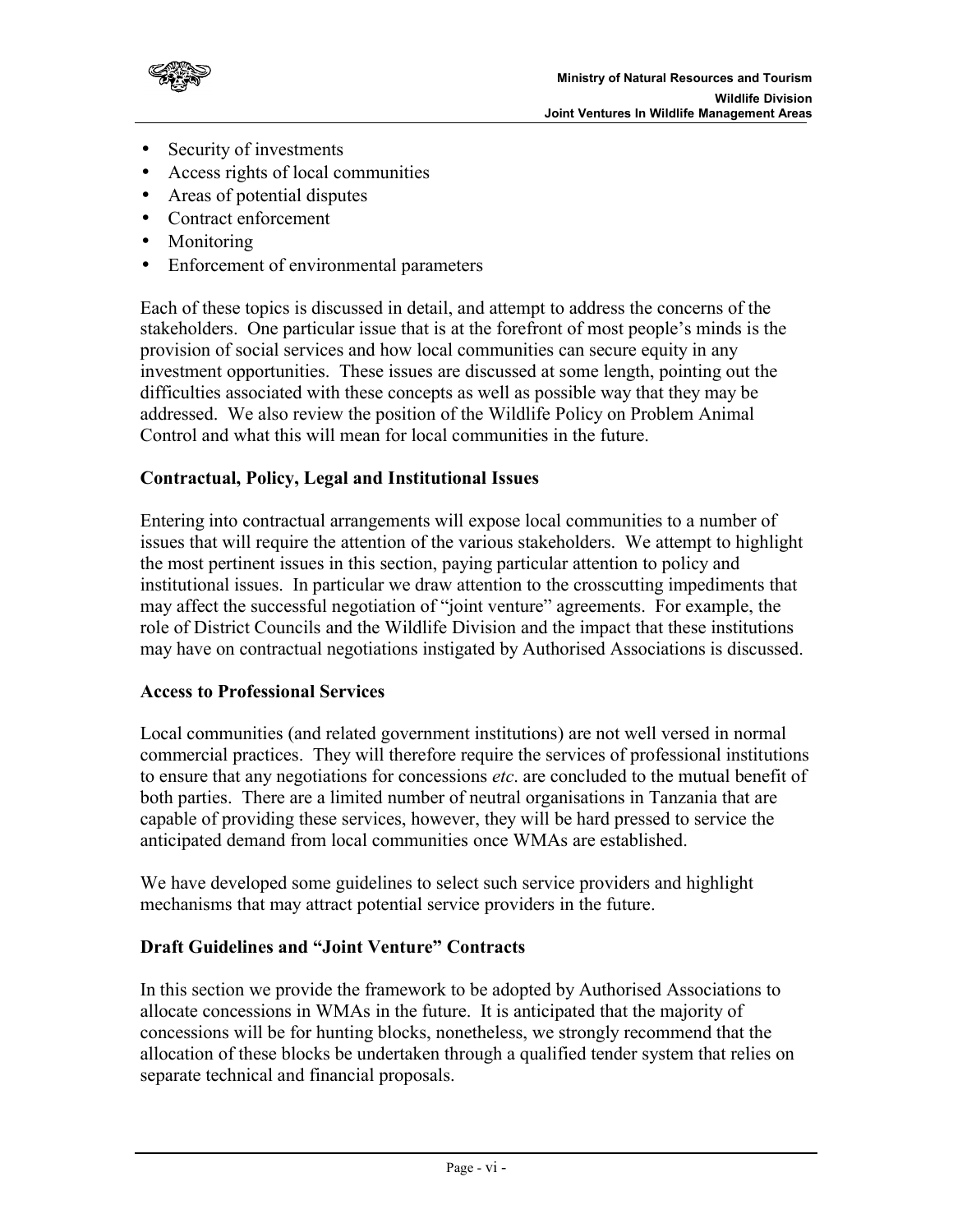- Security of investments
- Access rights of local communities
- Areas of potential disputes
- Contract enforcement
- Monitoring
- Enforcement of environmental parameters

Each of these topics is discussed in detail, and attempt to address the concerns of the stakeholders. One particular issue that is at the forefront of most people's minds is the provision of social services and how local communities can secure equity in any investment opportunities. These issues are discussed at some length, pointing out the difficulties associated with these concepts as well as possible way that they may be addressed. We also review the position of the Wildlife Policy on Problem Animal Control and what this will mean for local communities in the future.

**Contractual, Policy, Legal and Institutional Issues**

Entering into contractual arrangements will expose local communities to a number of issues that will require the attention of the various stakeholders. We attempt to highlight the most pertinent issues in this section, paying particular attention to policy and institutional issues. In particular we draw attention to the crosscutting impediments that may affect the successful negotiation of "joint venture" agreements. For example, the role of District Councils and the Wildlife Division and the impact that these institutions may have on contractual negotiations instigated by Authorised Associations is discussed.

**Access to Professional Services**

Local communities (and related government institutions) are not well versed in normal commercial practices. They will therefore require the services of professional institutions to ensure that any negotiations for concessions *etc*. are concluded to the mutual benefit of both parties. There are a limited number of neutral organisations in Tanzania that are capable of providing these services, however, they will be hard pressed to service the anticipated demand from local communities once WMAs are established.

We have developed some guidelines to select such service providers and highlight mechanisms that may attract potential service providers in the future.

**Draft Guidelines and "Joint Venture" Contracts**

In this section we provide the framework to be adopted by Authorised Associations to allocate concessions in WMAs in the future. It is anticipated that the majority of concessions will be for hunting blocks, nonetheless, we strongly recommend that the allocation of these blocks be undertaken through a qualified tender system that relies on separate technical and financial proposals.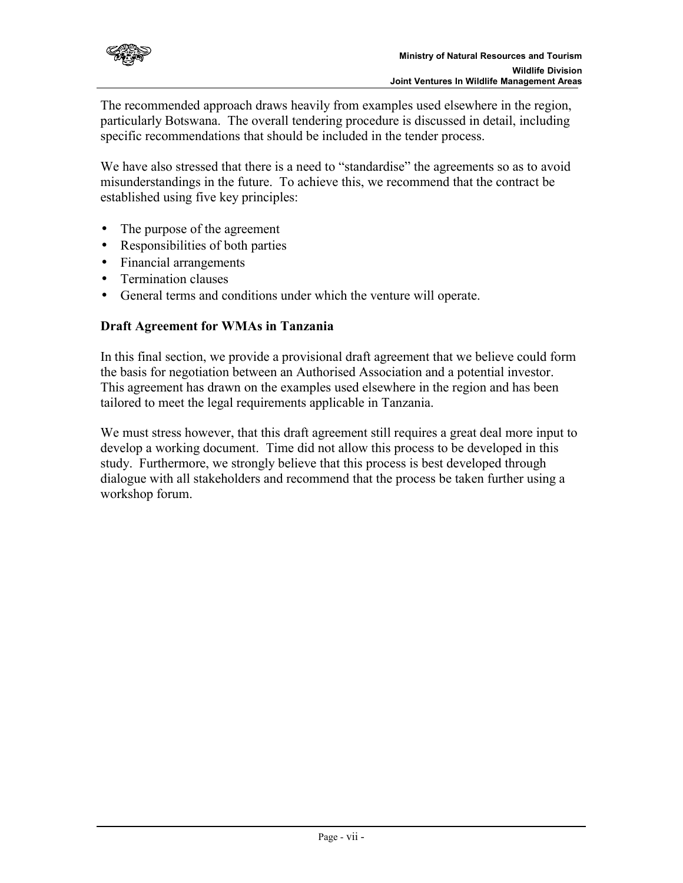The recommended approach draws heavily from examples used elsewhere in the region, particularly Botswana. The overall tendering procedure is discussed in detail, including specific recommendations that should be included in the tender process.

We have also stressed that there is a need to "standardise" the agreements so as to avoid misunderstandings in the future. To achieve this, we recommend that the contract be established using five key principles:

- The purpose of the agreement
- Responsibilities of both parties
- Financial arrangements
- Termination clauses
- General terms and conditions under which the venture will operate.

**Draft Agreement for WMAs in Tanzania**

In this final section, we provide a provisional draft agreement that we believe could form the basis for negotiation between an Authorised Association and a potential investor. This agreement has drawn on the examples used elsewhere in the region and has been tailored to meet the legal requirements applicable in Tanzania.

We must stress however, that this draft agreement still requires a great deal more input to develop a working document. Time did not allow this process to be developed in this study. Furthermore, we strongly believe that this process is best developed through dialogue with all stakeholders and recommend that the process be taken further using a workshop forum.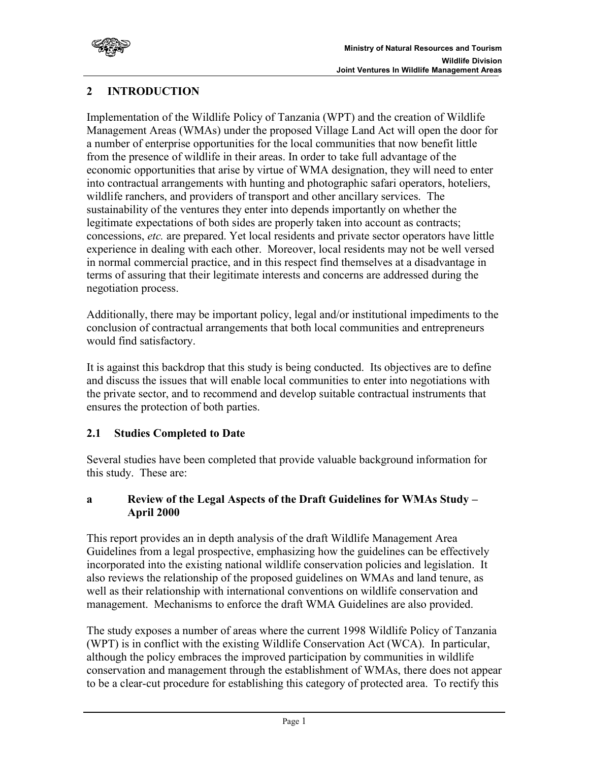## 2 INTRODUCTION

Implementation of the Wildlife Policy of Tanzania (WPT) and the creation of Wildlife Management Areas (WMAs) under the proposed Village Land Act will open the door for a number of enterprise opportunities for the local communities that now benefit little from the presence of wildlife in their areas. In order to take full advantage of the economic opportunities that arise by virtue of WMA designation, they will need to enter into contractual arrangements with hunting and photographic safari operators, hoteliers, wildlife ranchers, and providers of transport and other ancillary services. The sustainability of the ventures they enter into depends importantly on whether the legitimate expectations of both sides are properly taken into account as contracts; concessions, *etc.* are prepared. Yet local residents and private sector operators have little experience in dealing with each other. Moreover, local residents may not be well versed in normal commercial practice, and in this respect find themselves at a disadvantage in terms of assuring that their legitimate interests and concerns are addressed during the negotiation process.

Additionally, there may be important policy, legal and/or institutional impediments to the conclusion of contractual arrangements that both local communities and entrepreneurs would find satisfactory.

It is against this backdrop that this study is being conducted. Its objectives are to define and discuss the issues that will enable local communities to enter into negotiations with the private sector, and to recommend and develop suitable contractual instruments that ensures the protection of both parties.

### 2.1 Studies Completed to Date

Several studies have been completed that provide valuable background information for this study. These are:

#### a Review of the Legal Aspects of the Draft Guidelines for WMAs Study – April 2000

This report provides an in depth analysis of the draft Wildlife Management Area Guidelines from a legal prospective, emphasizing how the guidelines can be effectively incorporated into the existing national wildlife conservation policies and legislation. It also reviews the relationship of the proposed guidelines on WMAs and land tenure, as well as their relationship with international conventions on wildlife conservation and management. Mechanisms to enforce the draft WMA Guidelines are also provided.

The study exposes a number of areas where the current 1998 Wildlife Policy of Tanzania (WPT) is in conflict with the existing Wildlife Conservation Act (WCA). In particular, although the policy embraces the improved participation by communities in wildlife conservation and management through the establishment of WMAs, there does not appear to be a clear-cut procedure for establishing this category of protected area. To rectify this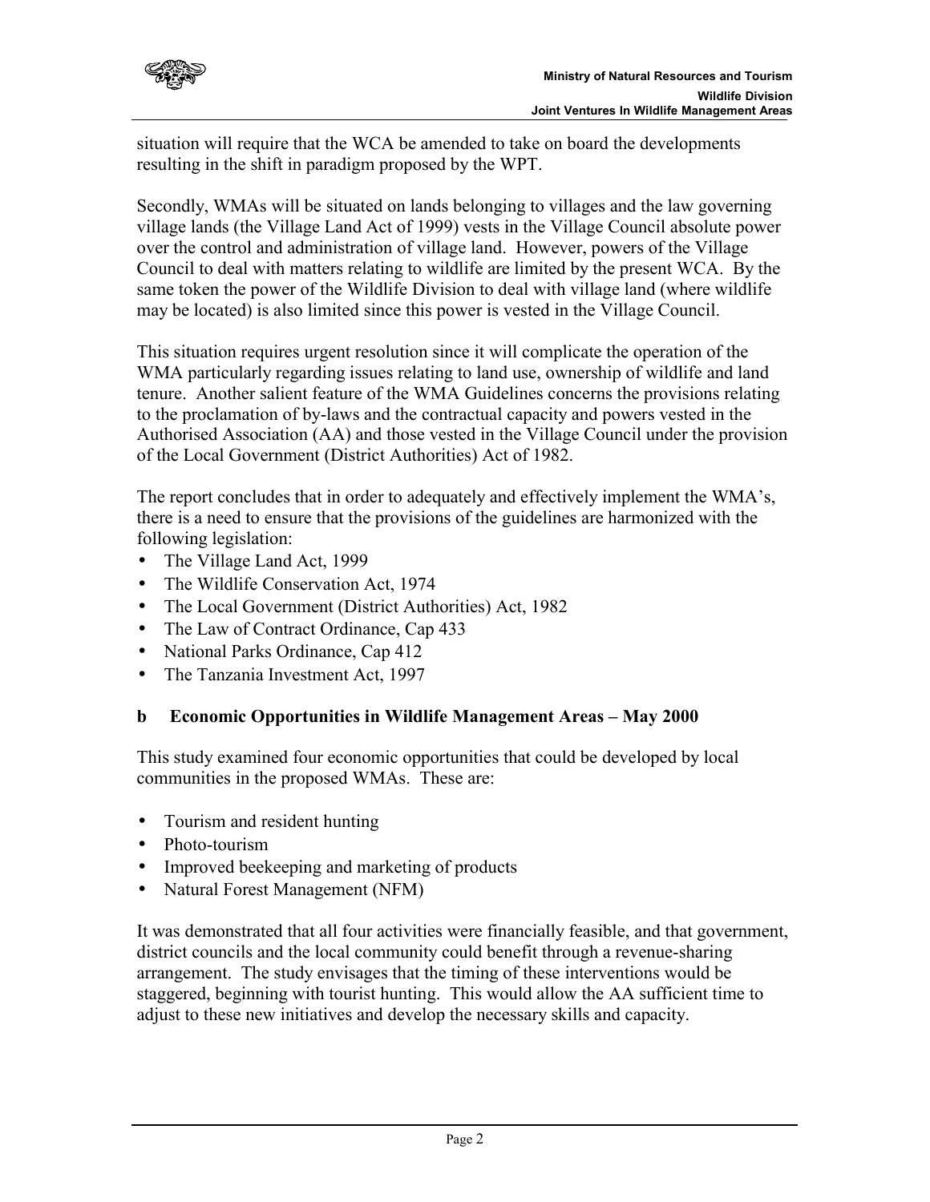situation will require that the WCA be amended to take on board the developments resulting in the shift in paradigm proposed by the WPT.

Secondly, WMAs will be situated on lands belonging to villages and the law governing village lands (the Village Land Act of 1999) vests in the Village Council absolute power over the control and administration of village land. However, powers of the Village Council to deal with matters relating to wildlife are limited by the present WCA. By the same token the power of the Wildlife Division to deal with village land (where wildlife may be located) is also limited since this power is vested in the Village Council.

This situation requires urgent resolution since it will complicate the operation of the WMA particularly regarding issues relating to land use, ownership of wildlife and land tenure. Another salient feature of the WMA Guidelines concerns the provisions relating to the proclamation of by-laws and the contractual capacity and powers vested in the Authorised Association (AA) and those vested in the Village Council under the provision of the Local Government (District Authorities) Act of 1982.

The report concludes that in order to adequately and effectively implement the WMA's, there is a need to ensure that the provisions of the guidelines are harmonized with the following legislation:

- The Village Land Act, 1999
- The Wildlife Conservation Act, 1974
- The Local Government (District Authorities) Act, 1982
- The Law of Contract Ordinance, Cap 433
- National Parks Ordinance, Cap 412
- The Tanzania Investment Act, 1997

### b Economic Opportunities in Wildlife Management Areas – May 2000

This study examined four economic opportunities that could be developed by local communities in the proposed WMAs. These are:

- Tourism and resident hunting
- Photo-tourism
- Improved beekeeping and marketing of products
- Natural Forest Management (NFM)

It was demonstrated that all four activities were financially feasible, and that government, district councils and the local community could benefit through a revenue-sharing arrangement. The study envisages that the timing of these interventions would be staggered, beginning with tourist hunting. This would allow the AA sufficient time to adjust to these new initiatives and develop the necessary skills and capacity.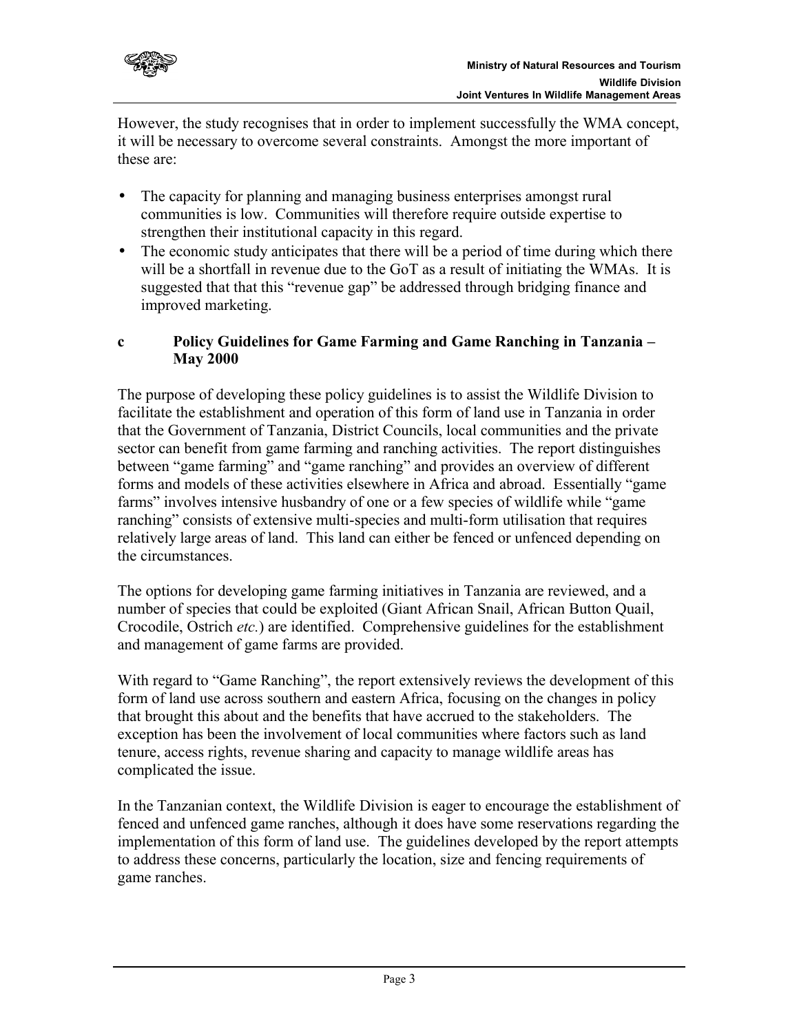However, the study recognises that in order to implement successfully the WMA concept, it will be necessary to overcome several constraints. Amongst the more important of these are:

- The capacity for planning and managing business enterprises amongst rural communities is low. Communities will therefore require outside expertise to strengthen their institutional capacity in this regard.
- The economic study anticipates that there will be a period of time during which there will be a shortfall in revenue due to the GoT as a result of initiating the WMAs. It is suggested that that this "revenue gap" be addressed through bridging finance and improved marketing.

### c Policy Guidelines for Game Farming and Game Ranching in Tanzania – May 2000

The purpose of developing these policy guidelines is to assist the Wildlife Division to facilitate the establishment and operation of this form of land use in Tanzania in order that the Government of Tanzania, District Councils, local communities and the private sector can benefit from game farming and ranching activities. The report distinguishes between "game farming" and "game ranching" and provides an overview of different forms and models of these activities elsewhere in Africa and abroad. Essentially "game farms" involves intensive husbandry of one or a few species of wildlife while "game ranching" consists of extensive multi-species and multi-form utilisation that requires relatively large areas of land. This land can either be fenced or unfenced depending on the circumstances.

The options for developing game farming initiatives in Tanzania are reviewed, and a number of species that could be exploited (Giant African Snail, African Button Quail, Crocodile, Ostrich *etc.*) are identified. Comprehensive guidelines for the establishment and management of game farms are provided.

With regard to "Game Ranching", the report extensively reviews the development of this form of land use across southern and eastern Africa, focusing on the changes in policy that brought this about and the benefits that have accrued to the stakeholders. The exception has been the involvement of local communities where factors such as land tenure, access rights, revenue sharing and capacity to manage wildlife areas has complicated the issue.

In the Tanzanian context, the Wildlife Division is eager to encourage the establishment of fenced and unfenced game ranches, although it does have some reservations regarding the implementation of this form of land use. The guidelines developed by the report attempts to address these concerns, particularly the location, size and fencing requirements of game ranches.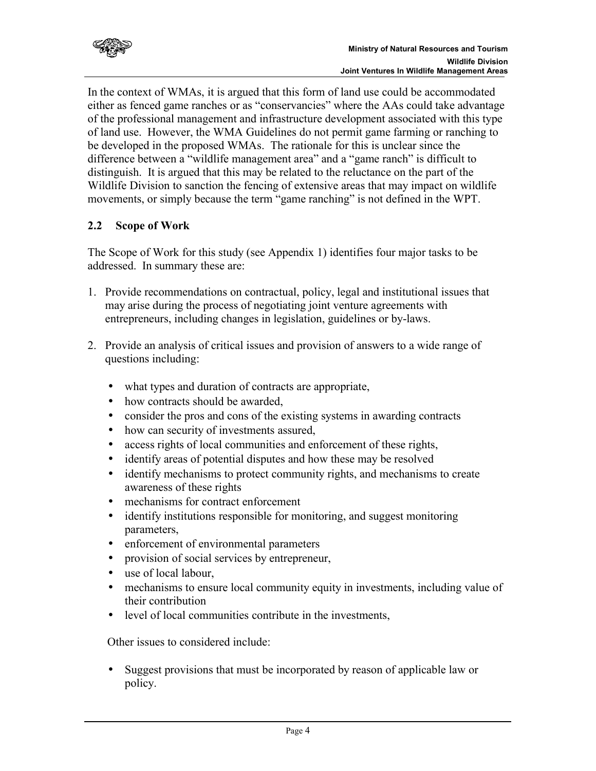In the context of WMAs, it is argued that this form of land use could be accommodated either as fenced game ranches or as "conservancies" where the AAs could take advantage of the professional management and infrastructure development associated with this type of land use. However, the WMA Guidelines do not permit game farming or ranching to be developed in the proposed WMAs. The rationale for this is unclear since the difference between a "wildlife management area" and a "game ranch" is difficult to distinguish. It is argued that this may be related to the reluctance on the part of the Wildlife Division to sanction the fencing of extensive areas that may impact on wildlife movements, or simply because the term "game ranching" is not defined in the WPT.

## 2.2 Scope of Work

The Scope of Work for this study (see Appendix 1) identifies four major tasks to be addressed. In summary these are:

1. Provide recommendations on contractual, policy, legal and institutional issues that may arise during the process of negotiating joint venture agreements with entrepreneurs, including changes in legislation, guidelines or by-laws.

2. Provide an analysis of critical issues and provision of answers to a wide range of questions including:

   - what types and duration of contracts are appropriate,
   - how contracts should be awarded,
   - consider the pros and cons of the existing systems in awarding contracts
   - how can security of investments assured,
   - access rights of local communities and enforcement of these rights,
   - identify areas of potential disputes and how these may be resolved
   - identify mechanisms to protect community rights, and mechanisms to create awareness of these rights
   - mechanisms for contract enforcement
   - identify institutions responsible for monitoring, and suggest monitoring parameters,
   - enforcement of environmental parameters
   - provision of social services by entrepreneur,
   - use of local labour,
   - mechanisms to ensure local community equity in investments, including value of their contribution
   - level of local communities contribute in the investments,

   Other issues to considered include:

   - Suggest provisions that must be incorporated by reason of applicable law or policy.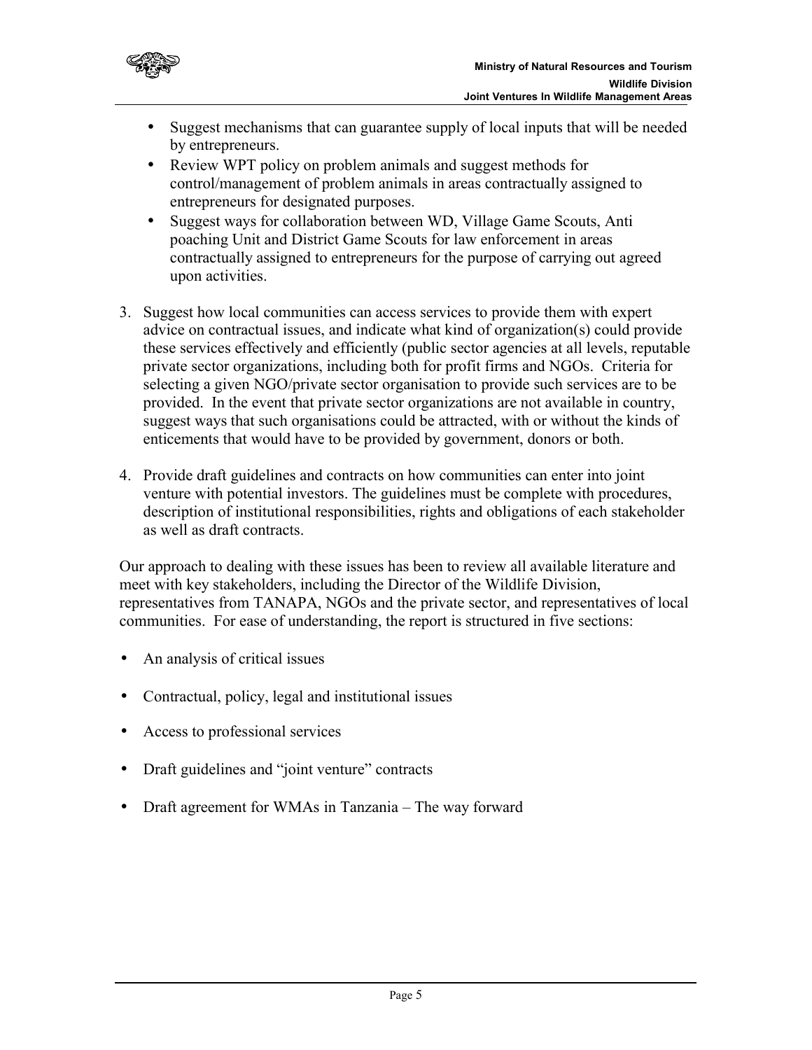- Suggest mechanisms that can guarantee supply of local inputs that will be needed by entrepreneurs.
- Review WPT policy on problem animals and suggest methods for control/management of problem animals in areas contractually assigned to entrepreneurs for designated purposes.
- Suggest ways for collaboration between WD, Village Game Scouts, Anti poaching Unit and District Game Scouts for law enforcement in areas contractually assigned to entrepreneurs for the purpose of carrying out agreed upon activities.

3. Suggest how local communities can access services to provide them with expert advice on contractual issues, and indicate what kind of organization(s) could provide these services effectively and efficiently (public sector agencies at all levels, reputable private sector organizations, including both for profit firms and NGOs. Criteria for selecting a given NGO/private sector organisation to provide such services are to be provided. In the event that private sector organizations are not available in country, suggest ways that such organisations could be attracted, with or without the kinds of enticements that would have to be provided by government, donors or both.

4. Provide draft guidelines and contracts on how communities can enter into joint venture with potential investors. The guidelines must be complete with procedures, description of institutional responsibilities, rights and obligations of each stakeholder as well as draft contracts.

Our approach to dealing with these issues has been to review all available literature and meet with key stakeholders, including the Director of the Wildlife Division, representatives from TANAPA, NGOs and the private sector, and representatives of local communities. For ease of understanding, the report is structured in five sections:

- An analysis of critical issues
- Contractual, policy, legal and institutional issues
- Access to professional services
- Draft guidelines and "joint venture" contracts
- Draft agreement for WMAs in Tanzania – The way forward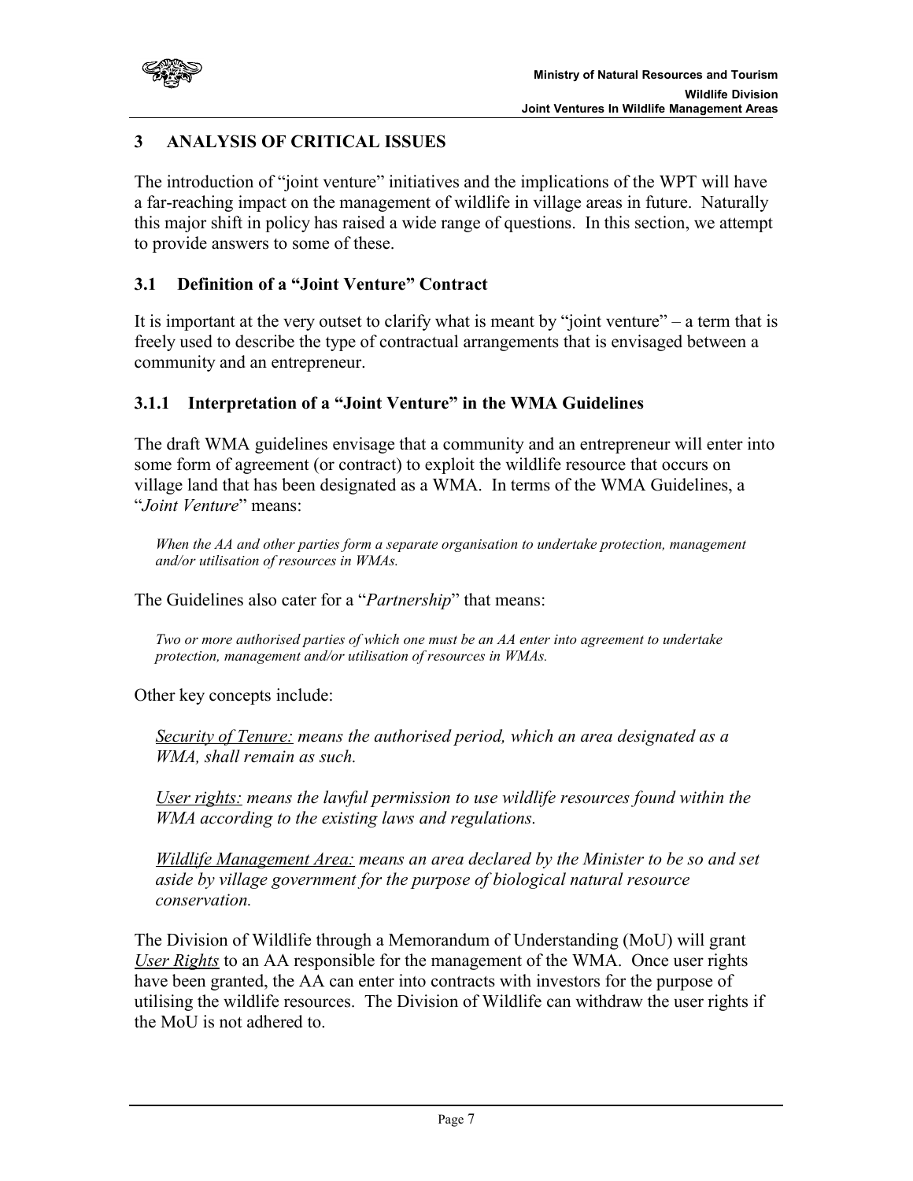# 3 ANALYSIS OF CRITICAL ISSUES

The introduction of "joint venture" initiatives and the implications of the WPT will have a far-reaching impact on the management of wildlife in village areas in future. Naturally this major shift in policy has raised a wide range of questions. In this section, we attempt to provide answers to some of these.

## 3.1 Definition of a "Joint Venture" Contract

It is important at the very outset to clarify what is meant by "joint venture" – a term that is freely used to describe the type of contractual arrangements that is envisaged between a community and an entrepreneur.

### 3.1.1 Interpretation of a "Joint Venture" in the WMA Guidelines

The draft WMA guidelines envisage that a community and an entrepreneur will enter into some form of agreement (or contract) to exploit the wildlife resource that occurs on village land that has been designated as a WMA. In terms of the WMA Guidelines, a "*Joint Venture*" means:

> *When the AA and other parties form a separate organisation to undertake protection, management and/or utilisation of resources in WMAs.*

The Guidelines also cater for a "*Partnership*" that means:

> *Two or more authorised parties of which one must be an AA enter into agreement to undertake protection, management and/or utilisation of resources in WMAs.*

Other key concepts include:

> *Security of Tenure: means the authorised period, which an area designated as a WMA, shall remain as such.*
>
> *User rights: means the lawful permission to use wildlife resources found within the WMA according to the existing laws and regulations.*
>
> *Wildlife Management Area: means an area declared by the Minister to be so and set aside by village government for the purpose of biological natural resource conservation.*

The Division of Wildlife through a Memorandum of Understanding (MoU) will grant *User Rights* to an AA responsible for the management of the WMA. Once user rights have been granted, the AA can enter into contracts with investors for the purpose of utilising the wildlife resources. The Division of Wildlife can withdraw the user rights if the MoU is not adhered to.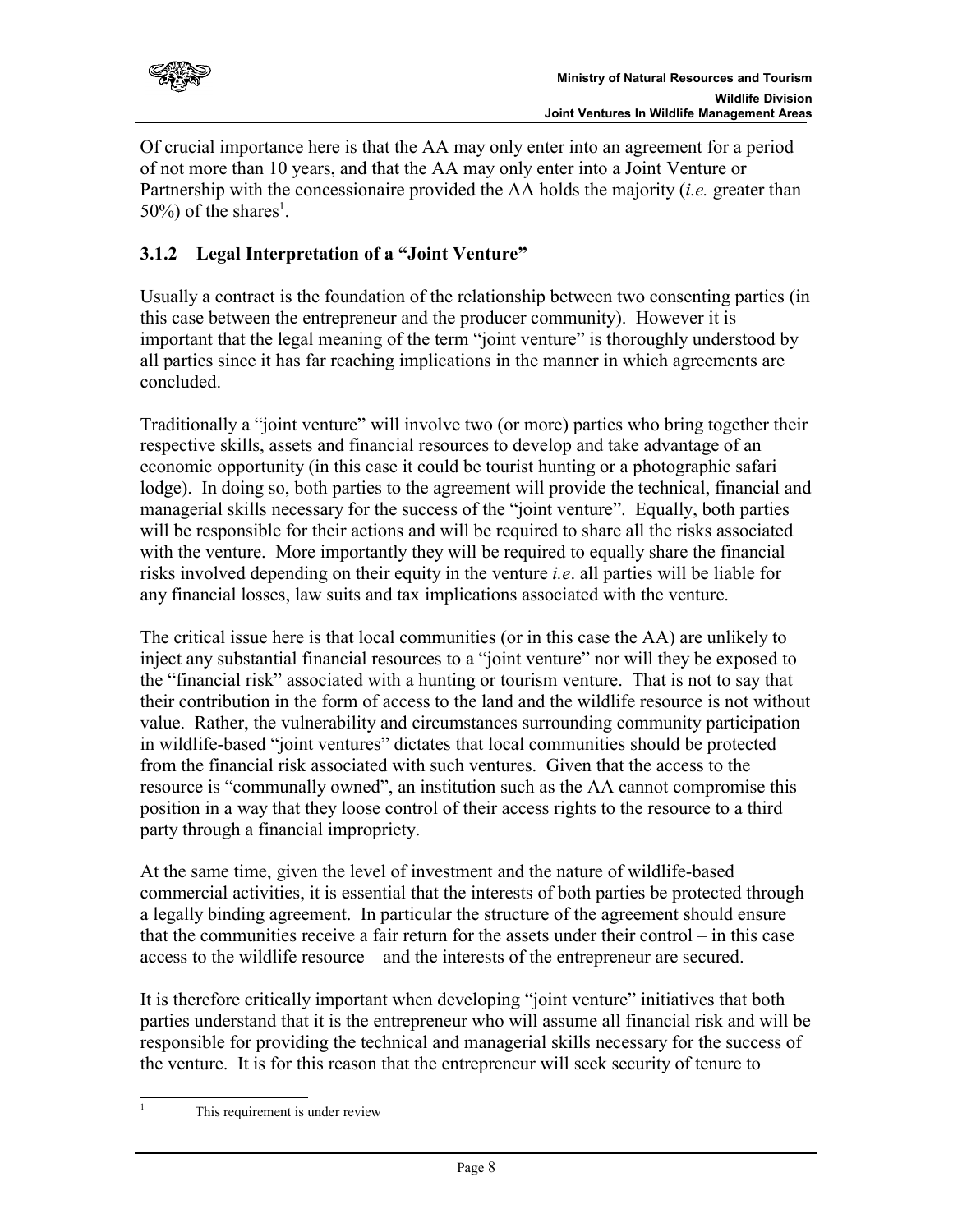Of crucial importance here is that the AA may only enter into an agreement for a period of not more than 10 years, and that the AA may only enter into a Joint Venture or Partnership with the concessionaire provided the AA holds the majority (*i.e.* greater than 50%) of the shares[1].

### 3.1.2 Legal Interpretation of a "Joint Venture"

Usually a contract is the foundation of the relationship between two consenting parties (in this case between the entrepreneur and the producer community). However it is important that the legal meaning of the term "joint venture" is thoroughly understood by all parties since it has far reaching implications in the manner in which agreements are concluded.

Traditionally a "joint venture" will involve two (or more) parties who bring together their respective skills, assets and financial resources to develop and take advantage of an economic opportunity (in this case it could be tourist hunting or a photographic safari lodge). In doing so, both parties to the agreement will provide the technical, financial and managerial skills necessary for the success of the "joint venture". Equally, both parties will be responsible for their actions and will be required to share all the risks associated with the venture. More importantly they will be required to equally share the financial risks involved depending on their equity in the venture *i.e*. all parties will be liable for any financial losses, law suits and tax implications associated with the venture.

The critical issue here is that local communities (or in this case the AA) are unlikely to inject any substantial financial resources to a "joint venture" nor will they be exposed to the "financial risk" associated with a hunting or tourism venture. That is not to say that their contribution in the form of access to the land and the wildlife resource is not without value. Rather, the vulnerability and circumstances surrounding community participation in wildlife-based "joint ventures" dictates that local communities should be protected from the financial risk associated with such ventures. Given that the access to the resource is "communally owned", an institution such as the AA cannot compromise this position in a way that they loose control of their access rights to the resource to a third party through a financial impropriety.

At the same time, given the level of investment and the nature of wildlife-based commercial activities, it is essential that the interests of both parties be protected through a legally binding agreement. In particular the structure of the agreement should ensure that the communities receive a fair return for the assets under their control – in this case access to the wildlife resource – and the interests of the entrepreneur are secured.

It is therefore critically important when developing "joint venture" initiatives that both parties understand that it is the entrepreneur who will assume all financial risk and will be responsible for providing the technical and managerial skills necessary for the success of the venture. It is for this reason that the entrepreneur will seek security of tenure to

---

[1] This requirement is under review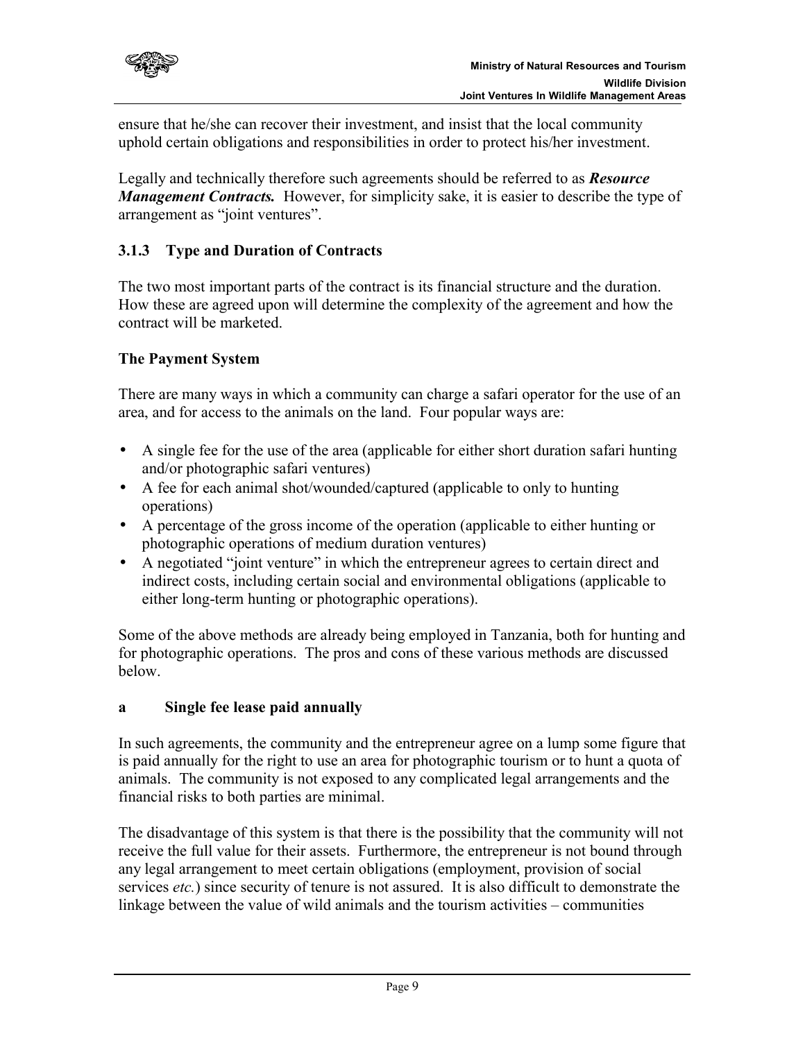ensure that he/she can recover their investment, and insist that the local community uphold certain obligations and responsibilities in order to protect his/her investment.

Legally and technically therefore such agreements should be referred to as ***Resource Management Contracts.*** However, for simplicity sake, it is easier to describe the type of arrangement as "joint ventures".

### 3.1.3 Type and Duration of Contracts

The two most important parts of the contract is its financial structure and the duration. How these are agreed upon will determine the complexity of the agreement and how the contract will be marketed.

**The Payment System**

There are many ways in which a community can charge a safari operator for the use of an area, and for access to the animals on the land. Four popular ways are:

- A single fee for the use of the area (applicable for either short duration safari hunting and/or photographic safari ventures)
- A fee for each animal shot/wounded/captured (applicable to only to hunting operations)
- A percentage of the gross income of the operation (applicable to either hunting or photographic operations of medium duration ventures)
- A negotiated "joint venture" in which the entrepreneur agrees to certain direct and indirect costs, including certain social and environmental obligations (applicable to either long-term hunting or photographic operations).

Some of the above methods are already being employed in Tanzania, both for hunting and for photographic operations. The pros and cons of these various methods are discussed below.

**a Single fee lease paid annually**

In such agreements, the community and the entrepreneur agree on a lump some figure that is paid annually for the right to use an area for photographic tourism or to hunt a quota of animals. The community is not exposed to any complicated legal arrangements and the financial risks to both parties are minimal.

The disadvantage of this system is that there is the possibility that the community will not receive the full value for their assets. Furthermore, the entrepreneur is not bound through any legal arrangement to meet certain obligations (employment, provision of social services *etc.*) since security of tenure is not assured. It is also difficult to demonstrate the linkage between the value of wild animals and the tourism activities – communities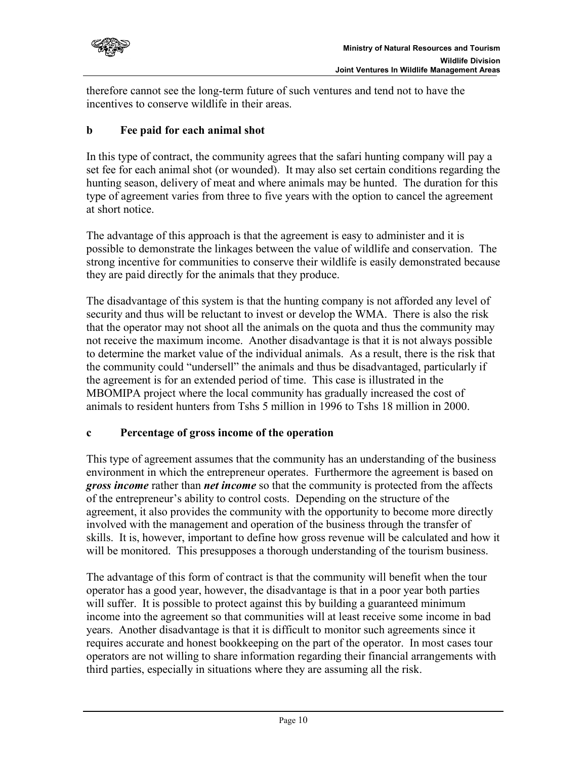therefore cannot see the long-term future of such ventures and tend not to have the incentives to conserve wildlife in their areas.

### b Fee paid for each animal shot

In this type of contract, the community agrees that the safari hunting company will pay a set fee for each animal shot (or wounded). It may also set certain conditions regarding the hunting season, delivery of meat and where animals may be hunted. The duration for this type of agreement varies from three to five years with the option to cancel the agreement at short notice.

The advantage of this approach is that the agreement is easy to administer and it is possible to demonstrate the linkages between the value of wildlife and conservation. The strong incentive for communities to conserve their wildlife is easily demonstrated because they are paid directly for the animals that they produce.

The disadvantage of this system is that the hunting company is not afforded any level of security and thus will be reluctant to invest or develop the WMA. There is also the risk that the operator may not shoot all the animals on the quota and thus the community may not receive the maximum income. Another disadvantage is that it is not always possible to determine the market value of the individual animals. As a result, there is the risk that the community could "undersell" the animals and thus be disadvantaged, particularly if the agreement is for an extended period of time. This case is illustrated in the MBOMIPA project where the local community has gradually increased the cost of animals to resident hunters from Tshs 5 million in 1996 to Tshs 18 million in 2000.

### c Percentage of gross income of the operation

This type of agreement assumes that the community has an understanding of the business environment in which the entrepreneur operates. Furthermore the agreement is based on ***gross income*** rather than ***net income*** so that the community is protected from the affects of the entrepreneur's ability to control costs. Depending on the structure of the agreement, it also provides the community with the opportunity to become more directly involved with the management and operation of the business through the transfer of skills. It is, however, important to define how gross revenue will be calculated and how it will be monitored. This presupposes a thorough understanding of the tourism business.

The advantage of this form of contract is that the community will benefit when the tour operator has a good year, however, the disadvantage is that in a poor year both parties will suffer. It is possible to protect against this by building a guaranteed minimum income into the agreement so that communities will at least receive some income in bad years. Another disadvantage is that it is difficult to monitor such agreements since it requires accurate and honest bookkeeping on the part of the operator. In most cases tour operators are not willing to share information regarding their financial arrangements with third parties, especially in situations where they are assuming all the risk.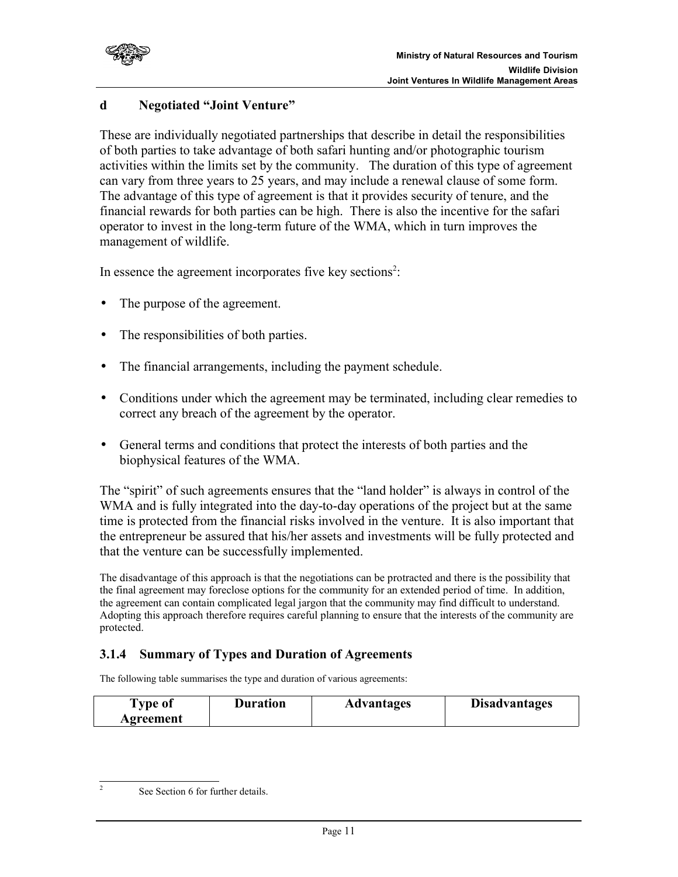**d Negotiated "Joint Venture"**

These are individually negotiated partnerships that describe in detail the responsibilities of both parties to take advantage of both safari hunting and/or photographic tourism activities within the limits set by the community. The duration of this type of agreement can vary from three years to 25 years, and may include a renewal clause of some form. The advantage of this type of agreement is that it provides security of tenure, and the financial rewards for both parties can be high. There is also the incentive for the safari operator to invest in the long-term future of the WMA, which in turn improves the management of wildlife.

In essence the agreement incorporates five key sections[2]:

- The purpose of the agreement.
- The responsibilities of both parties.
- The financial arrangements, including the payment schedule.
- Conditions under which the agreement may be terminated, including clear remedies to correct any breach of the agreement by the operator.
- General terms and conditions that protect the interests of both parties and the biophysical features of the WMA.

The "spirit" of such agreements ensures that the "land holder" is always in control of the WMA and is fully integrated into the day-to-day operations of the project but at the same time is protected from the financial risks involved in the venture. It is also important that the entrepreneur be assured that his/her assets and investments will be fully protected and that the venture can be successfully implemented.

The disadvantage of this approach is that the negotiations can be protracted and there is the possibility that the final agreement may foreclose options for the community for an extended period of time. In addition, the agreement can contain complicated legal jargon that the community may find difficult to understand. Adopting this approach therefore requires careful planning to ensure that the interests of the community are protected.

### 3.1.4 Summary of Types and Duration of Agreements

The following table summarises the type and duration of various agreements:

| Type of Agreement | Duration | Advantages | Disadvantages |
|---|---|---|---|

[2] See Section 6 for further details.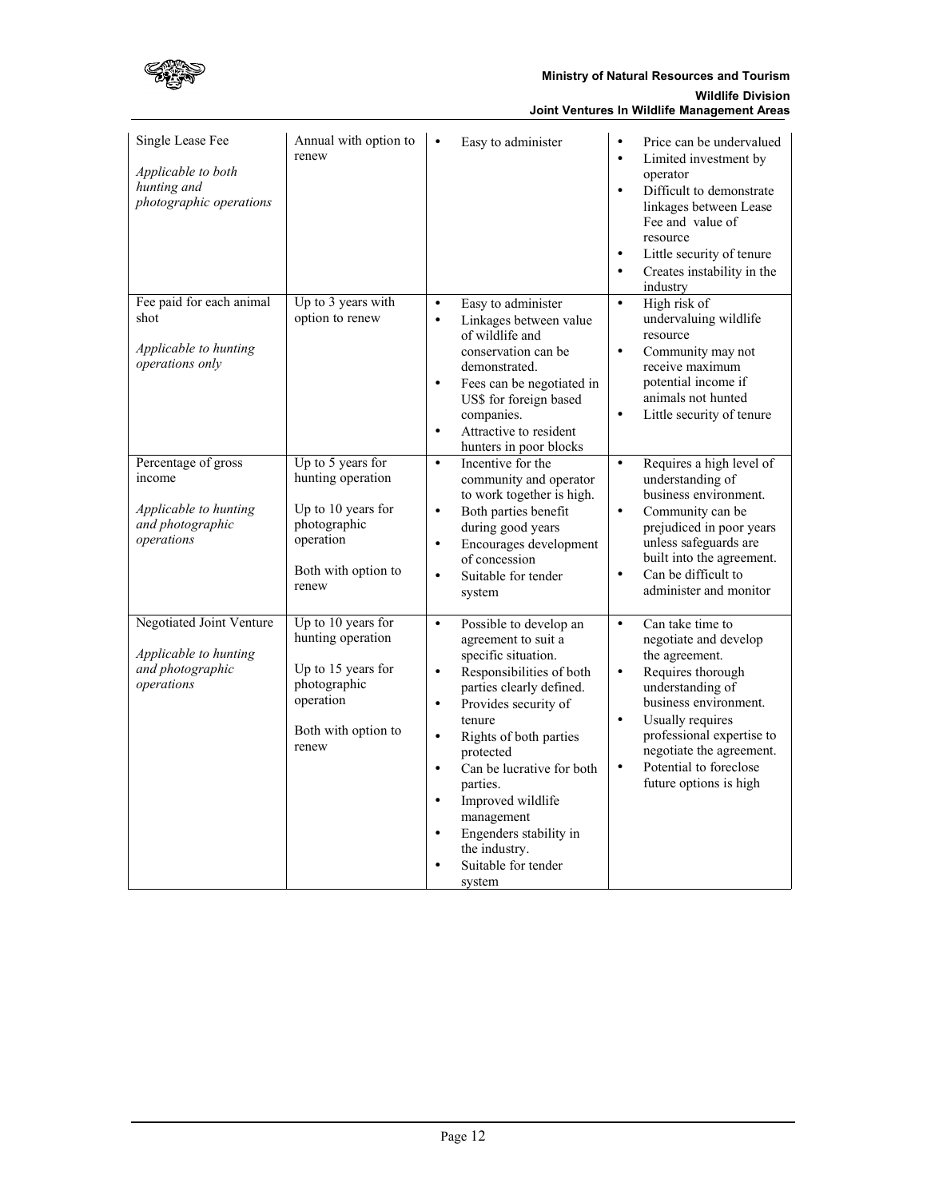| Single Lease Fee<br><br>*Applicable to both hunting and photographic operations* | Annual with option to renew | • Easy to administer | • Price can be undervalued<br>• Limited investment by operator<br>• Difficult to demonstrate linkages between Lease Fee and value of resource<br>• Little security of tenure<br>• Creates instability in the industry |
|---|---|---|---|
| Fee paid for each animal shot<br><br>*Applicable to hunting operations only* | Up to 3 years with option to renew | • Easy to administer<br>• Linkages between value of wildlife and conservation can be demonstrated.<br>• Fees can be negotiated in US$ for foreign based companies.<br>• Attractive to resident hunters in poor blocks | • High risk of undervaluing wildlife resource<br>• Community may not receive maximum potential income if animals not hunted<br>• Little security of tenure |
| Percentage of gross income<br><br>*Applicable to hunting and photographic operations* | Up to 5 years for hunting operation<br><br>Up to 10 years for photographic operation<br><br>Both with option to renew | • Incentive for the community and operator to work together is high.<br>• Both parties benefit during good years<br>• Encourages development of concession<br>• Suitable for tender system | • Requires a high level of understanding of business environment.<br>• Community can be prejudiced in poor years unless safeguards are built into the agreement.<br>• Can be difficult to administer and monitor |
| Negotiated Joint Venture<br><br>*Applicable to hunting and photographic operations* | Up to 10 years for hunting operation<br><br>Up to 15 years for photographic operation<br><br>Both with option to renew | • Possible to develop an agreement to suit a specific situation.<br>• Responsibilities of both parties clearly defined.<br>• Provides security of tenure<br>• Rights of both parties protected<br>• Can be lucrative for both parties.<br>• Improved wildlife management<br>• Engenders stability in the industry.<br>• Suitable for tender system | • Can take time to negotiate and develop the agreement.<br>• Requires thorough understanding of business environment.<br>• Usually requires professional expertise to negotiate the agreement.<br>• Potential to foreclose future options is high |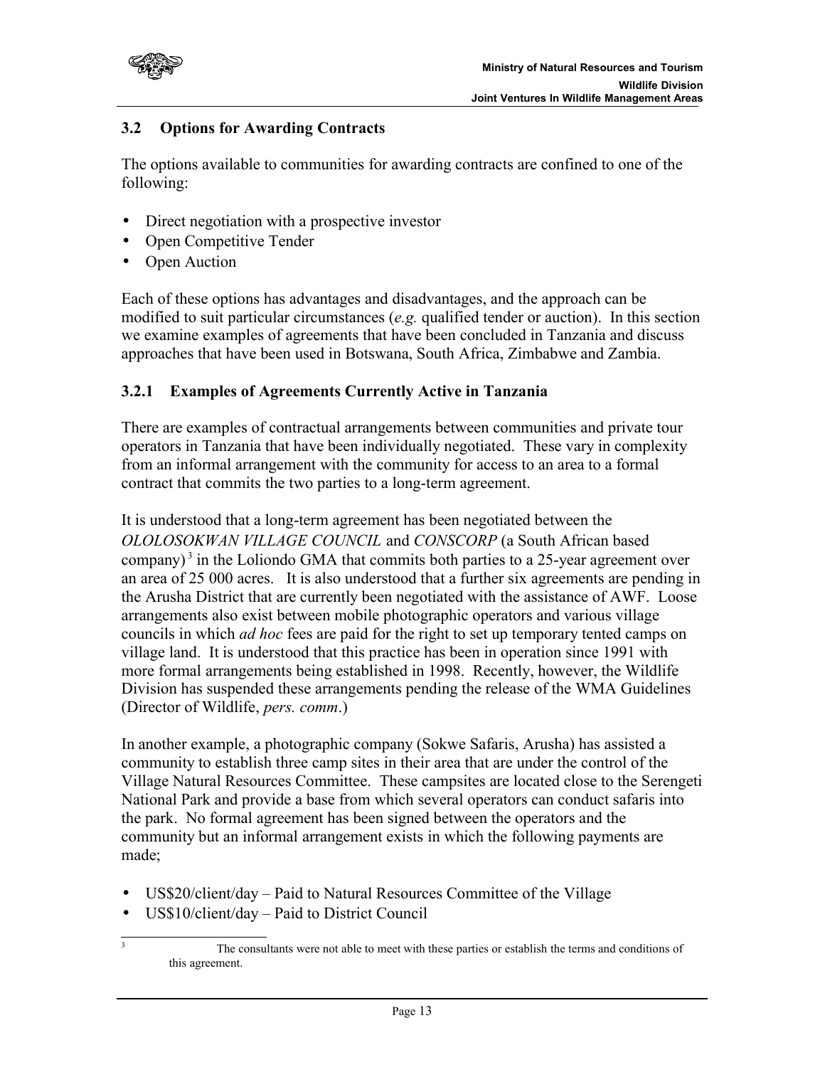### 3.2 Options for Awarding Contracts

The options available to communities for awarding contracts are confined to one of the following:

- Direct negotiation with a prospective investor
- Open Competitive Tender
- Open Auction

Each of these options has advantages and disadvantages, and the approach can be modified to suit particular circumstances (*e.g.* qualified tender or auction). In this section we examine examples of agreements that have been concluded in Tanzania and discuss approaches that have been used in Botswana, South Africa, Zimbabwe and Zambia.

#### 3.2.1 Examples of Agreements Currently Active in Tanzania

There are examples of contractual arrangements between communities and private tour operators in Tanzania that have been individually negotiated. These vary in complexity from an informal arrangement with the community for access to an area to a formal contract that commits the two parties to a long-term agreement.

It is understood that a long-term agreement has been negotiated between the *OLOLOSOKWAN VILLAGE COUNCIL* and *CONSCORP* (a South African based company)[3] in the Loliondo GMA that commits both parties to a 25-year agreement over an area of 25 000 acres. It is also understood that a further six agreements are pending in the Arusha District that are currently been negotiated with the assistance of AWF. Loose arrangements also exist between mobile photographic operators and various village councils in which *ad hoc* fees are paid for the right to set up temporary tented camps on village land. It is understood that this practice has been in operation since 1991 with more formal arrangements being established in 1998. Recently, however, the Wildlife Division has suspended these arrangements pending the release of the WMA Guidelines (Director of Wildlife, *pers. comm*.)

In another example, a photographic company (Sokwe Safaris, Arusha) has assisted a community to establish three camp sites in their area that are under the control of the Village Natural Resources Committee. These campsites are located close to the Serengeti National Park and provide a base from which several operators can conduct safaris into the park. No formal agreement has been signed between the operators and the community but an informal arrangement exists in which the following payments are made;

- US$20/client/day – Paid to Natural Resources Committee of the Village
- US$10/client/day – Paid to District Council

[3] The consultants were not able to meet with these parties or establish the terms and conditions of this agreement.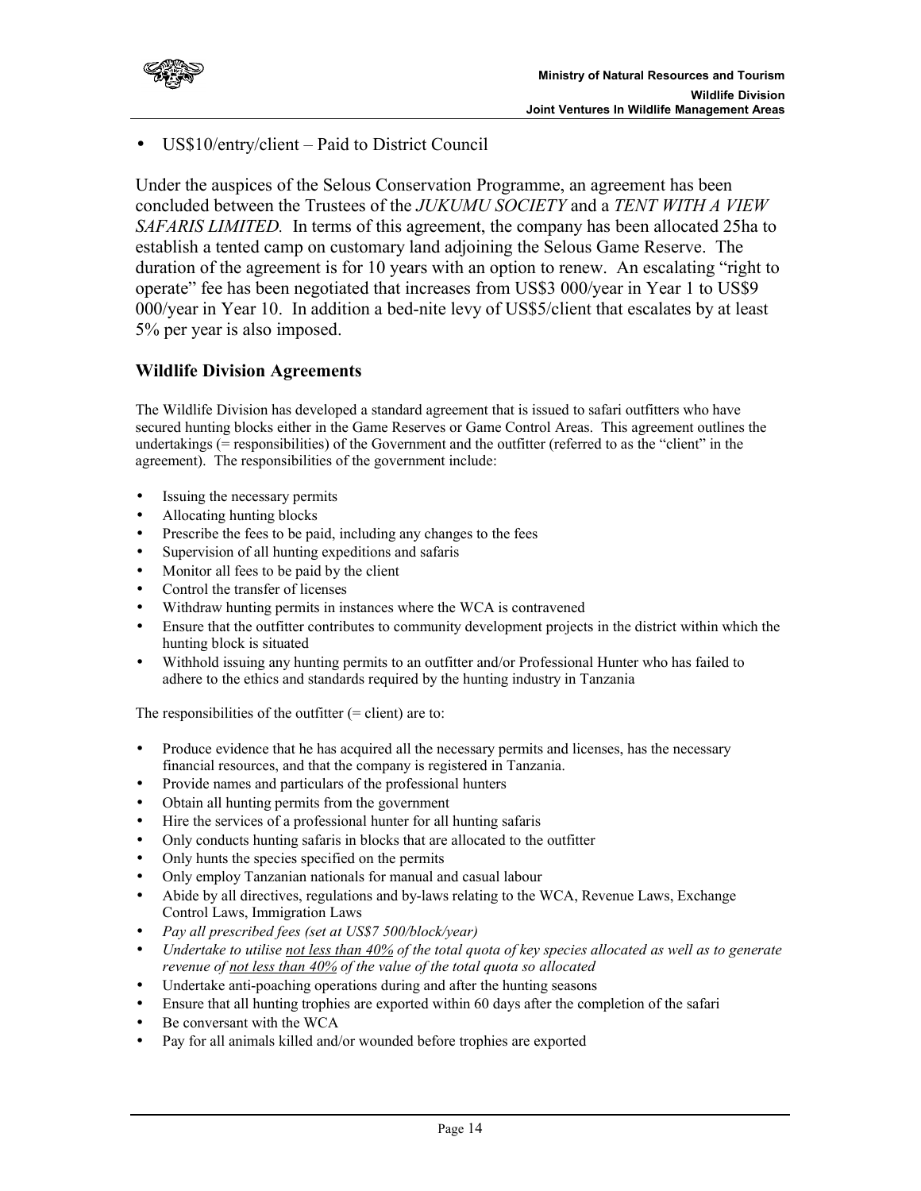- US$10/entry/client – Paid to District Council

Under the auspices of the Selous Conservation Programme, an agreement has been concluded between the Trustees of the *JUKUMU SOCIETY* and a *TENT WITH A VIEW SAFARIS LIMITED*. In terms of this agreement, the company has been allocated 25ha to establish a tented camp on customary land adjoining the Selous Game Reserve. The duration of the agreement is for 10 years with an option to renew. An escalating "right to operate" fee has been negotiated that increases from US$3 000/year in Year 1 to US$9 000/year in Year 10. In addition a bed-nite levy of US$5/client that escalates by at least 5% per year is also imposed.

### Wildlife Division Agreements

The Wildlife Division has developed a standard agreement that is issued to safari outfitters who have secured hunting blocks either in the Game Reserves or Game Control Areas. This agreement outlines the undertakings (= responsibilities) of the Government and the outfitter (referred to as the "client" in the agreement). The responsibilities of the government include:

- Issuing the necessary permits
- Allocating hunting blocks
- Prescribe the fees to be paid, including any changes to the fees
- Supervision of all hunting expeditions and safaris
- Monitor all fees to be paid by the client
- Control the transfer of licenses
- Withdraw hunting permits in instances where the WCA is contravened
- Ensure that the outfitter contributes to community development projects in the district within which the hunting block is situated
- Withhold issuing any hunting permits to an outfitter and/or Professional Hunter who has failed to adhere to the ethics and standards required by the hunting industry in Tanzania

The responsibilities of the outfitter (= client) are to:

- Produce evidence that he has acquired all the necessary permits and licenses, has the necessary financial resources, and that the company is registered in Tanzania.
- Provide names and particulars of the professional hunters
- Obtain all hunting permits from the government
- Hire the services of a professional hunter for all hunting safaris
- Only conducts hunting safaris in blocks that are allocated to the outfitter
- Only hunts the species specified on the permits
- Only employ Tanzanian nationals for manual and casual labour
- Abide by all directives, regulations and by-laws relating to the WCA, Revenue Laws, Exchange Control Laws, Immigration Laws
- *Pay all prescribed fees (set at US$7 500/block/year)*
- *Undertake to utilise <u>not less than 40%</u> of the total quota of key species allocated as well as to generate revenue of <u>not less than 40%</u> of the value of the total quota so allocated*
- Undertake anti-poaching operations during and after the hunting seasons
- Ensure that all hunting trophies are exported within 60 days after the completion of the safari
- Be conversant with the WCA
- Pay for all animals killed and/or wounded before trophies are exported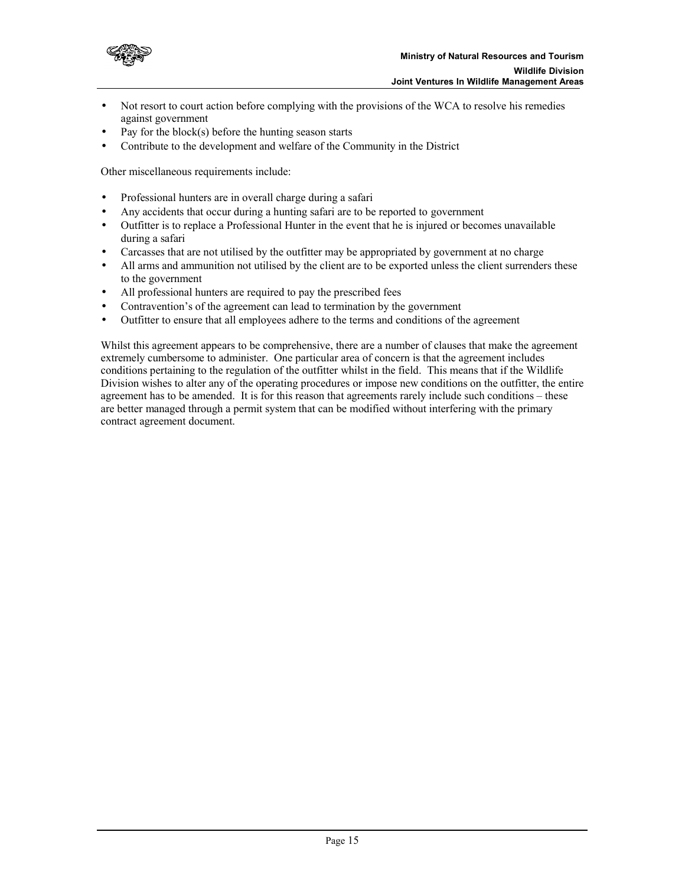- Not resort to court action before complying with the provisions of the WCA to resolve his remedies against government
- Pay for the block(s) before the hunting season starts
- Contribute to the development and welfare of the Community in the District

Other miscellaneous requirements include:

- Professional hunters are in overall charge during a safari
- Any accidents that occur during a hunting safari are to be reported to government
- Outfitter is to replace a Professional Hunter in the event that he is injured or becomes unavailable during a safari
- Carcasses that are not utilised by the outfitter may be appropriated by government at no charge
- All arms and ammunition not utilised by the client are to be exported unless the client surrenders these to the government
- All professional hunters are required to pay the prescribed fees
- Contravention's of the agreement can lead to termination by the government
- Outfitter to ensure that all employees adhere to the terms and conditions of the agreement

Whilst this agreement appears to be comprehensive, there are a number of clauses that make the agreement extremely cumbersome to administer. One particular area of concern is that the agreement includes conditions pertaining to the regulation of the outfitter whilst in the field. This means that if the Wildlife Division wishes to alter any of the operating procedures or impose new conditions on the outfitter, the entire agreement has to be amended. It is for this reason that agreements rarely include such conditions – these are better managed through a permit system that can be modified without interfering with the primary contract agreement document.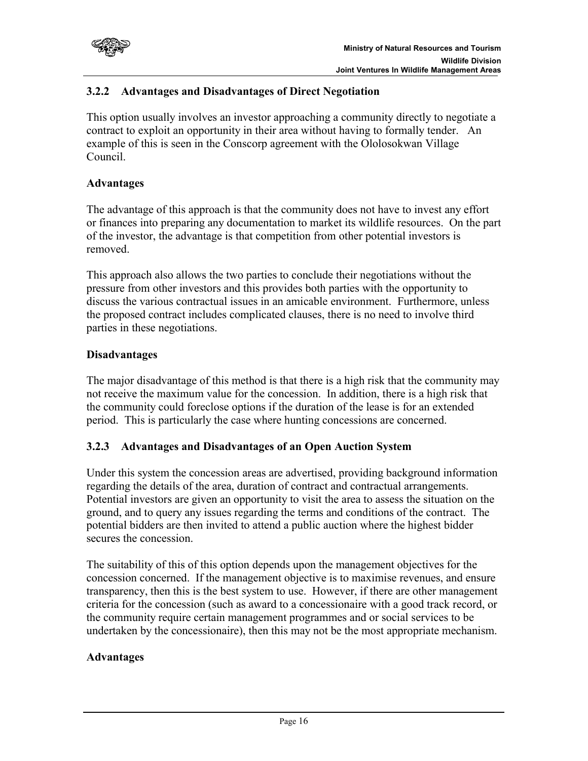### 3.2.2 Advantages and Disadvantages of Direct Negotiation

This option usually involves an investor approaching a community directly to negotiate a contract to exploit an opportunity in their area without having to formally tender. An example of this is seen in the Conscorp agreement with the Ololosokwan Village Council.

**Advantages**

The advantage of this approach is that the community does not have to invest any effort or finances into preparing any documentation to market its wildlife resources. On the part of the investor, the advantage is that competition from other potential investors is removed.

This approach also allows the two parties to conclude their negotiations without the pressure from other investors and this provides both parties with the opportunity to discuss the various contractual issues in an amicable environment. Furthermore, unless the proposed contract includes complicated clauses, there is no need to involve third parties in these negotiations.

**Disadvantages**

The major disadvantage of this method is that there is a high risk that the community may not receive the maximum value for the concession. In addition, there is a high risk that the community could foreclose options if the duration of the lease is for an extended period. This is particularly the case where hunting concessions are concerned.

### 3.2.3 Advantages and Disadvantages of an Open Auction System

Under this system the concession areas are advertised, providing background information regarding the details of the area, duration of contract and contractual arrangements. Potential investors are given an opportunity to visit the area to assess the situation on the ground, and to query any issues regarding the terms and conditions of the contract. The potential bidders are then invited to attend a public auction where the highest bidder secures the concession.

The suitability of this of this option depends upon the management objectives for the concession concerned. If the management objective is to maximise revenues, and ensure transparency, then this is the best system to use. However, if there are other management criteria for the concession (such as award to a concessionaire with a good track record, or the community require certain management programmes and or social services to be undertaken by the concessionaire), then this may not be the most appropriate mechanism.

**Advantages**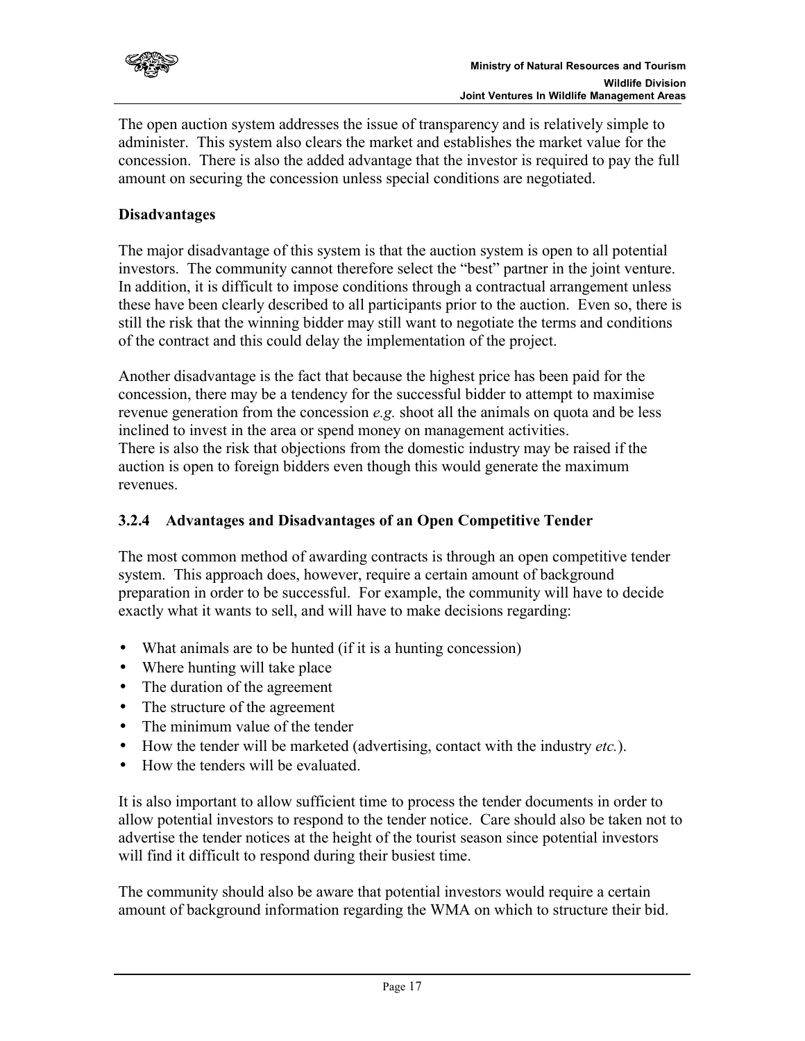The open auction system addresses the issue of transparency and is relatively simple to administer. This system also clears the market and establishes the market value for the concession. There is also the added advantage that the investor is required to pay the full amount on securing the concession unless special conditions are negotiated.

**Disadvantages**

The major disadvantage of this system is that the auction system is open to all potential investors. The community cannot therefore select the "best" partner in the joint venture. In addition, it is difficult to impose conditions through a contractual arrangement unless these have been clearly described to all participants prior to the auction. Even so, there is still the risk that the winning bidder may still want to negotiate the terms and conditions of the contract and this could delay the implementation of the project.

Another disadvantage is the fact that because the highest price has been paid for the concession, there may be a tendency for the successful bidder to attempt to maximise revenue generation from the concession *e.g.* shoot all the animals on quota and be less inclined to invest in the area or spend money on management activities.
There is also the risk that objections from the domestic industry may be raised if the auction is open to foreign bidders even though this would generate the maximum revenues.

### 3.2.4 Advantages and Disadvantages of an Open Competitive Tender

The most common method of awarding contracts is through an open competitive tender system. This approach does, however, require a certain amount of background preparation in order to be successful. For example, the community will have to decide exactly what it wants to sell, and will have to make decisions regarding:

- What animals are to be hunted (if it is a hunting concession)
- Where hunting will take place
- The duration of the agreement
- The structure of the agreement
- The minimum value of the tender
- How the tender will be marketed (advertising, contact with the industry *etc.*).
- How the tenders will be evaluated.

It is also important to allow sufficient time to process the tender documents in order to allow potential investors to respond to the tender notice. Care should also be taken not to advertise the tender notices at the height of the tourist season since potential investors will find it difficult to respond during their busiest time.

The community should also be aware that potential investors would require a certain amount of background information regarding the WMA on which to structure their bid.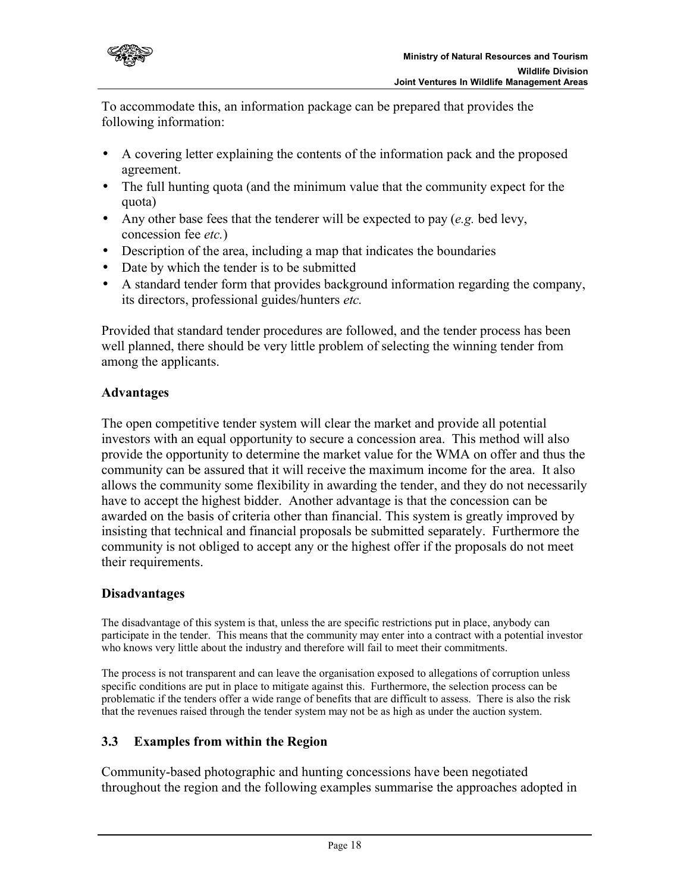To accommodate this, an information package can be prepared that provides the following information:

- A covering letter explaining the contents of the information pack and the proposed agreement.
- The full hunting quota (and the minimum value that the community expect for the quota)
- Any other base fees that the tenderer will be expected to pay (*e.g.* bed levy, concession fee *etc.*)
- Description of the area, including a map that indicates the boundaries
- Date by which the tender is to be submitted
- A standard tender form that provides background information regarding the company, its directors, professional guides/hunters *etc.*

Provided that standard tender procedures are followed, and the tender process has been well planned, there should be very little problem of selecting the winning tender from among the applicants.

**Advantages**

The open competitive tender system will clear the market and provide all potential investors with an equal opportunity to secure a concession area. This method will also provide the opportunity to determine the market value for the WMA on offer and thus the community can be assured that it will receive the maximum income for the area. It also allows the community some flexibility in awarding the tender, and they do not necessarily have to accept the highest bidder. Another advantage is that the concession can be awarded on the basis of criteria other than financial. This system is greatly improved by insisting that technical and financial proposals be submitted separately. Furthermore the community is not obliged to accept any or the highest offer if the proposals do not meet their requirements.

**Disadvantages**

The disadvantage of this system is that, unless the are specific restrictions put in place, anybody can participate in the tender. This means that the community may enter into a contract with a potential investor who knows very little about the industry and therefore will fail to meet their commitments.

The process is not transparent and can leave the organisation exposed to allegations of corruption unless specific conditions are put in place to mitigate against this. Furthermore, the selection process can be problematic if the tenders offer a wide range of benefits that are difficult to assess. There is also the risk that the revenues raised through the tender system may not be as high as under the auction system.

### 3.3 Examples from within the Region

Community-based photographic and hunting concessions have been negotiated throughout the region and the following examples summarise the approaches adopted in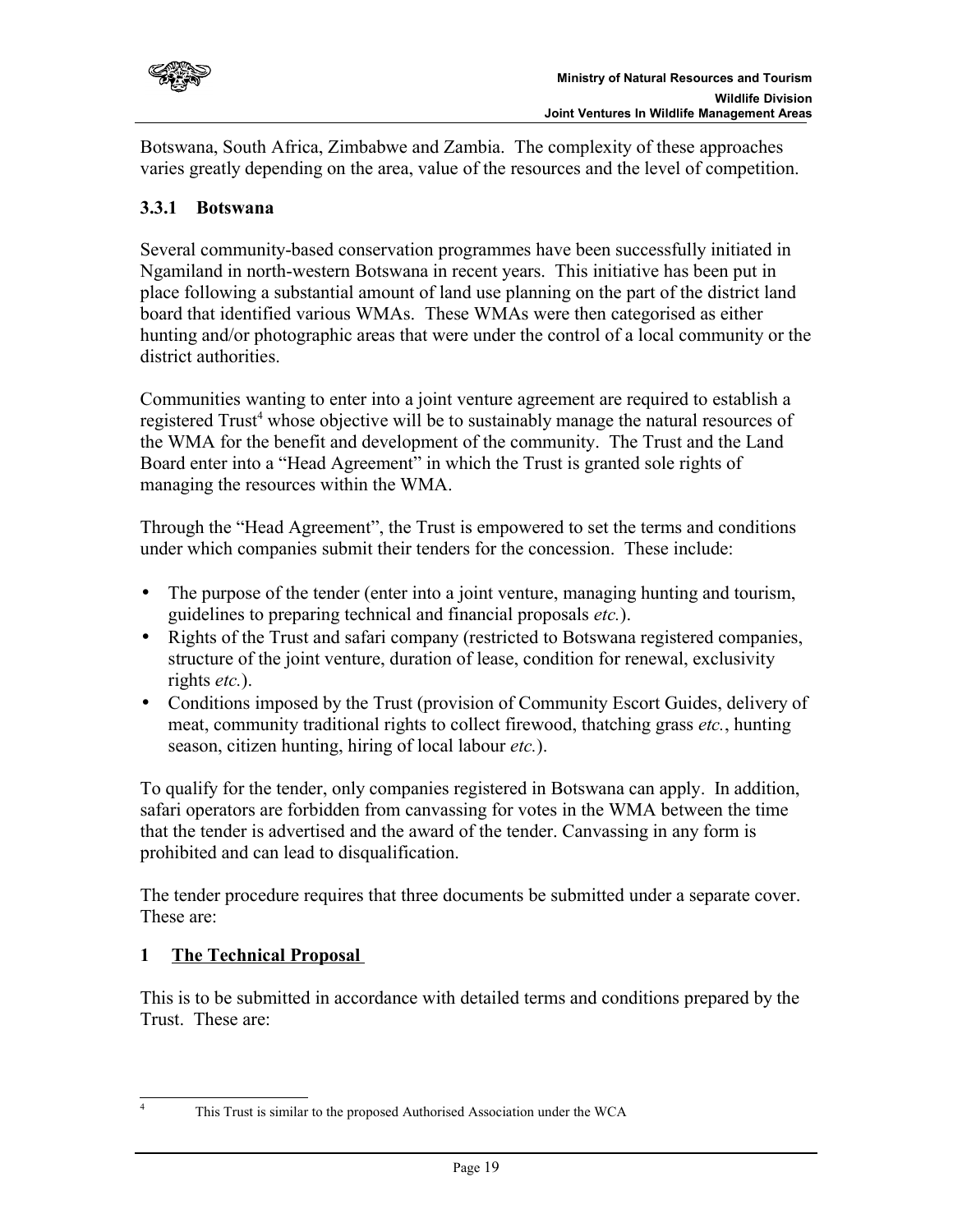Botswana, South Africa, Zimbabwe and Zambia. The complexity of these approaches varies greatly depending on the area, value of the resources and the level of competition.

### 3.3.1 Botswana

Several community-based conservation programmes have been successfully initiated in Ngamiland in north-western Botswana in recent years. This initiative has been put in place following a substantial amount of land use planning on the part of the district land board that identified various WMAs. These WMAs were then categorised as either hunting and/or photographic areas that were under the control of a local community or the district authorities.

Communities wanting to enter into a joint venture agreement are required to establish a registered Trust[4] whose objective will be to sustainably manage the natural resources of the WMA for the benefit and development of the community. The Trust and the Land Board enter into a "Head Agreement" in which the Trust is granted sole rights of managing the resources within the WMA.

Through the "Head Agreement", the Trust is empowered to set the terms and conditions under which companies submit their tenders for the concession. These include:

- The purpose of the tender (enter into a joint venture, managing hunting and tourism, guidelines to preparing technical and financial proposals *etc.*).
- Rights of the Trust and safari company (restricted to Botswana registered companies, structure of the joint venture, duration of lease, condition for renewal, exclusivity rights *etc.*).
- Conditions imposed by the Trust (provision of Community Escort Guides, delivery of meat, community traditional rights to collect firewood, thatching grass *etc.*, hunting season, citizen hunting, hiring of local labour *etc.*).

To qualify for the tender, only companies registered in Botswana can apply. In addition, safari operators are forbidden from canvassing for votes in the WMA between the time that the tender is advertised and the award of the tender. Canvassing in any form is prohibited and can lead to disqualification.

The tender procedure requires that three documents be submitted under a separate cover. These are:

**1 <u>The Technical Proposal</u>**

This is to be submitted in accordance with detailed terms and conditions prepared by the Trust. These are:

---

[4] This Trust is similar to the proposed Authorised Association under the WCA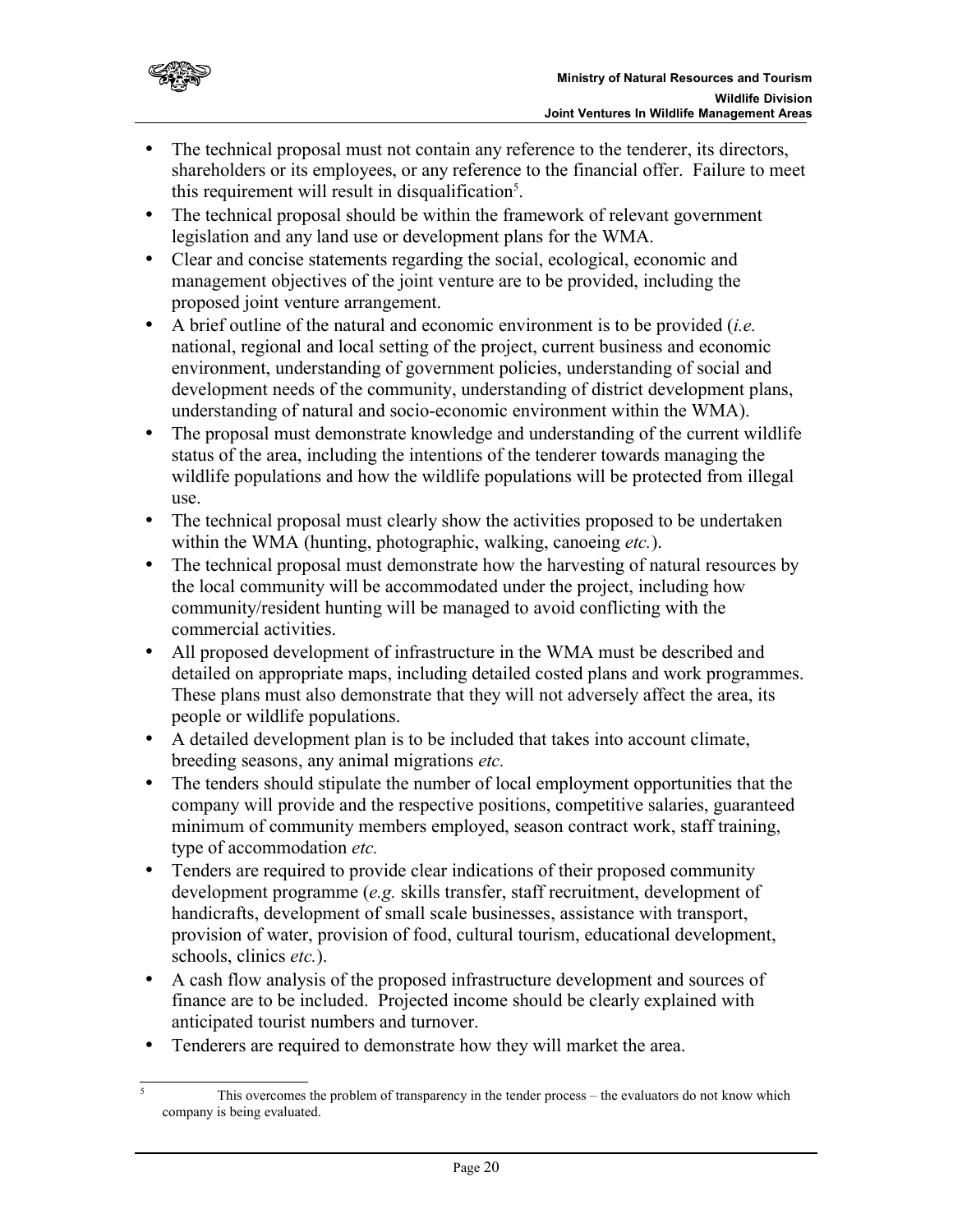- The technical proposal must not contain any reference to the tenderer, its directors, shareholders or its employees, or any reference to the financial offer. Failure to meet this requirement will result in disqualification[5].
- The technical proposal should be within the framework of relevant government legislation and any land use or development plans for the WMA.
- Clear and concise statements regarding the social, ecological, economic and management objectives of the joint venture are to be provided, including the proposed joint venture arrangement.
- A brief outline of the natural and economic environment is to be provided (*i.e.* national, regional and local setting of the project, current business and economic environment, understanding of government policies, understanding of social and development needs of the community, understanding of district development plans, understanding of natural and socio-economic environment within the WMA).
- The proposal must demonstrate knowledge and understanding of the current wildlife status of the area, including the intentions of the tenderer towards managing the wildlife populations and how the wildlife populations will be protected from illegal use.
- The technical proposal must clearly show the activities proposed to be undertaken within the WMA (hunting, photographic, walking, canoeing *etc.*).
- The technical proposal must demonstrate how the harvesting of natural resources by the local community will be accommodated under the project, including how community/resident hunting will be managed to avoid conflicting with the commercial activities.
- All proposed development of infrastructure in the WMA must be described and detailed on appropriate maps, including detailed costed plans and work programmes. These plans must also demonstrate that they will not adversely affect the area, its people or wildlife populations.
- A detailed development plan is to be included that takes into account climate, breeding seasons, any animal migrations *etc.*
- The tenders should stipulate the number of local employment opportunities that the company will provide and the respective positions, competitive salaries, guaranteed minimum of community members employed, season contract work, staff training, type of accommodation *etc.*
- Tenders are required to provide clear indications of their proposed community development programme (*e.g.* skills transfer, staff recruitment, development of handicrafts, development of small scale businesses, assistance with transport, provision of water, provision of food, cultural tourism, educational development, schools, clinics *etc.*).
- A cash flow analysis of the proposed infrastructure development and sources of finance are to be included. Projected income should be clearly explained with anticipated tourist numbers and turnover.
- Tenderers are required to demonstrate how they will market the area.

---

[5] This overcomes the problem of transparency in the tender process – the evaluators do not know which company is being evaluated.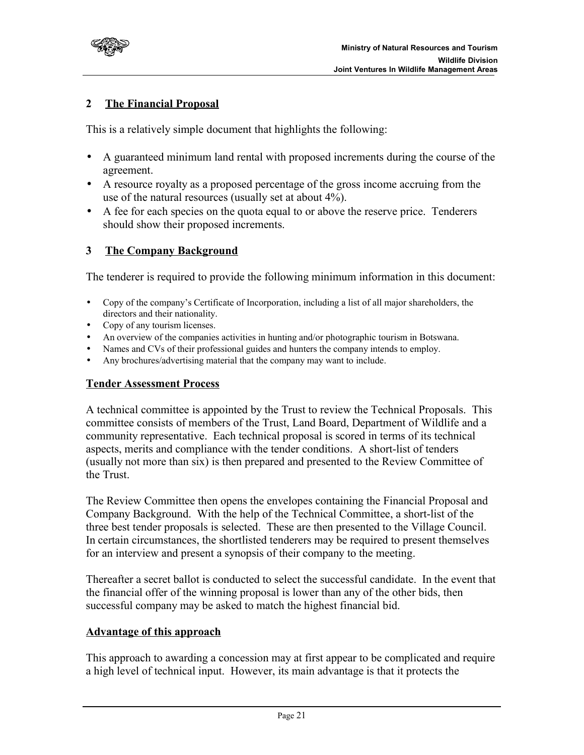## 2 The Financial Proposal

This is a relatively simple document that highlights the following:

- A guaranteed minimum land rental with proposed increments during the course of the agreement.
- A resource royalty as a proposed percentage of the gross income accruing from the use of the natural resources (usually set at about 4%).
- A fee for each species on the quota equal to or above the reserve price. Tenderers should show their proposed increments.

## 3 The Company Background

The tenderer is required to provide the following minimum information in this document:

- Copy of the company's Certificate of Incorporation, including a list of all major shareholders, the directors and their nationality.
- Copy of any tourism licenses.
- An overview of the companies activities in hunting and/or photographic tourism in Botswana.
- Names and CVs of their professional guides and hunters the company intends to employ.
- Any brochures/advertising material that the company may want to include.

### Tender Assessment Process

A technical committee is appointed by the Trust to review the Technical Proposals. This committee consists of members of the Trust, Land Board, Department of Wildlife and a community representative. Each technical proposal is scored in terms of its technical aspects, merits and compliance with the tender conditions. A short-list of tenders (usually not more than six) is then prepared and presented to the Review Committee of the Trust.

The Review Committee then opens the envelopes containing the Financial Proposal and Company Background. With the help of the Technical Committee, a short-list of the three best tender proposals is selected. These are then presented to the Village Council. In certain circumstances, the shortlisted tenderers may be required to present themselves for an interview and present a synopsis of their company to the meeting.

Thereafter a secret ballot is conducted to select the successful candidate. In the event that the financial offer of the winning proposal is lower than any of the other bids, then successful company may be asked to match the highest financial bid.

### Advantage of this approach

This approach to awarding a concession may at first appear to be complicated and require a high level of technical input. However, its main advantage is that it protects the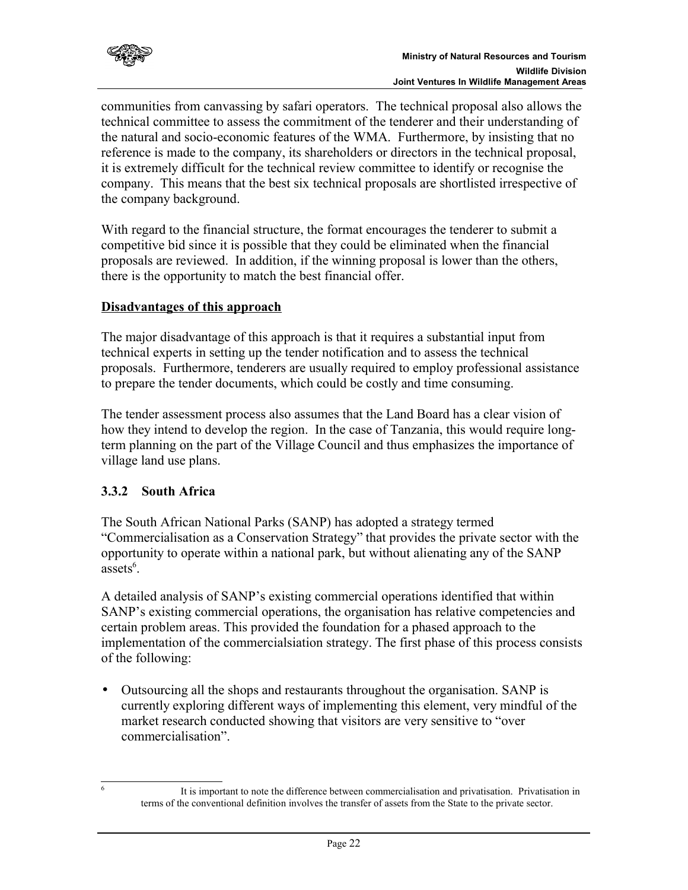communities from canvassing by safari operators. The technical proposal also allows the technical committee to assess the commitment of the tenderer and their understanding of the natural and socio-economic features of the WMA. Furthermore, by insisting that no reference is made to the company, its shareholders or directors in the technical proposal, it is extremely difficult for the technical review committee to identify or recognise the company. This means that the best six technical proposals are shortlisted irrespective of the company background.

With regard to the financial structure, the format encourages the tenderer to submit a competitive bid since it is possible that they could be eliminated when the financial proposals are reviewed. In addition, if the winning proposal is lower than the others, there is the opportunity to match the best financial offer.

**Disadvantages of this approach**

The major disadvantage of this approach is that it requires a substantial input from technical experts in setting up the tender notification and to assess the technical proposals. Furthermore, tenderers are usually required to employ professional assistance to prepare the tender documents, which could be costly and time consuming.

The tender assessment process also assumes that the Land Board has a clear vision of how they intend to develop the region. In the case of Tanzania, this would require long-term planning on the part of the Village Council and thus emphasizes the importance of village land use plans.

### 3.3.2 South Africa

The South African National Parks (SANP) has adopted a strategy termed "Commercialisation as a Conservation Strategy" that provides the private sector with the opportunity to operate within a national park, but without alienating any of the SANP assets[6].

A detailed analysis of SANP's existing commercial operations identified that within SANP's existing commercial operations, the organisation has relative competencies and certain problem areas. This provided the foundation for a phased approach to the implementation of the commercialsiation strategy. The first phase of this process consists of the following:

- Outsourcing all the shops and restaurants throughout the organisation. SANP is currently exploring different ways of implementing this element, very mindful of the market research conducted showing that visitors are very sensitive to "over commercialisation".

[6] It is important to note the difference between commercialisation and privatisation. Privatisation in terms of the conventional definition involves the transfer of assets from the State to the private sector.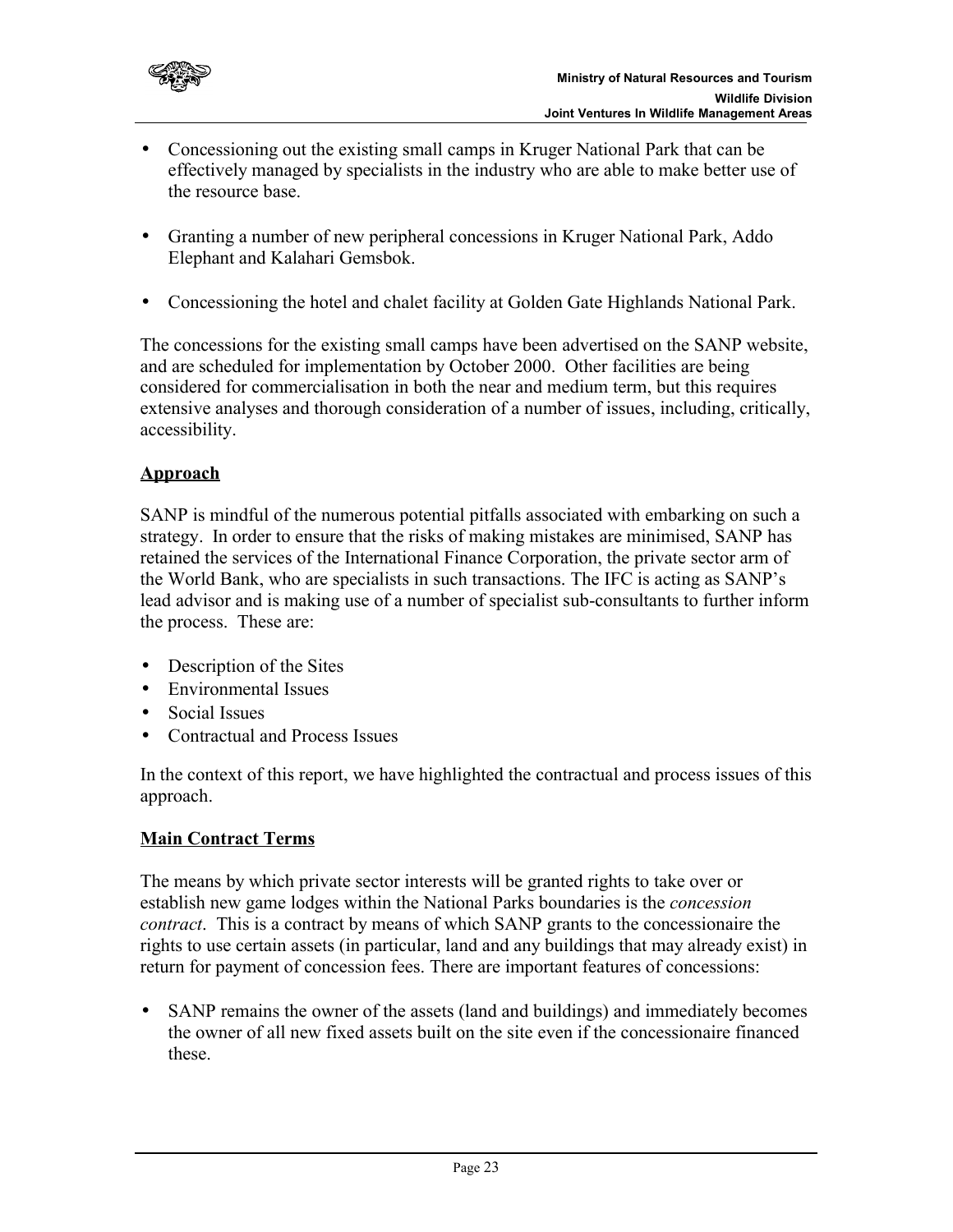- Concessioning out the existing small camps in Kruger National Park that can be effectively managed by specialists in the industry who are able to make better use of the resource base.

- Granting a number of new peripheral concessions in Kruger National Park, Addo Elephant and Kalahari Gemsbok.

- Concessioning the hotel and chalet facility at Golden Gate Highlands National Park.

The concessions for the existing small camps have been advertised on the SANP website, and are scheduled for implementation by October 2000. Other facilities are being considered for commercialisation in both the near and medium term, but this requires extensive analyses and thorough consideration of a number of issues, including, critically, accessibility.

**Approach**

SANP is mindful of the numerous potential pitfalls associated with embarking on such a strategy. In order to ensure that the risks of making mistakes are minimised, SANP has retained the services of the International Finance Corporation, the private sector arm of the World Bank, who are specialists in such transactions. The IFC is acting as SANP's lead advisor and is making use of a number of specialist sub-consultants to further inform the process. These are:

- Description of the Sites
- Environmental Issues
- Social Issues
- Contractual and Process Issues

In the context of this report, we have highlighted the contractual and process issues of this approach.

**Main Contract Terms**

The means by which private sector interests will be granted rights to take over or establish new game lodges within the National Parks boundaries is the *concession contract*. This is a contract by means of which SANP grants to the concessionaire the rights to use certain assets (in particular, land and any buildings that may already exist) in return for payment of concession fees. There are important features of concessions:

- SANP remains the owner of the assets (land and buildings) and immediately becomes the owner of all new fixed assets built on the site even if the concessionaire financed these.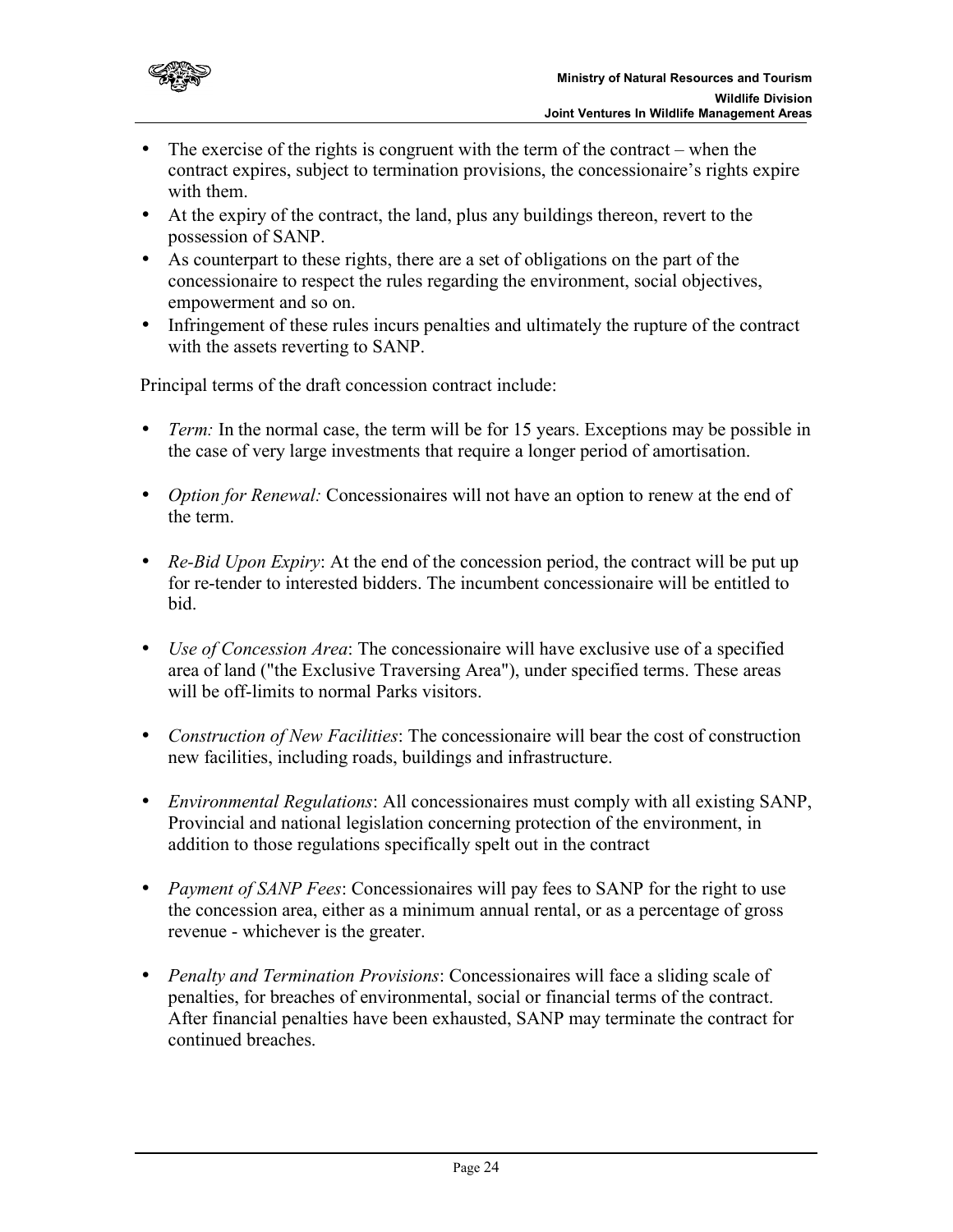- The exercise of the rights is congruent with the term of the contract – when the contract expires, subject to termination provisions, the concessionaire's rights expire with them.
- At the expiry of the contract, the land, plus any buildings thereon, revert to the possession of SANP.
- As counterpart to these rights, there are a set of obligations on the part of the concessionaire to respect the rules regarding the environment, social objectives, empowerment and so on.
- Infringement of these rules incurs penalties and ultimately the rupture of the contract with the assets reverting to SANP.

Principal terms of the draft concession contract include:

- *Term:* In the normal case, the term will be for 15 years. Exceptions may be possible in the case of very large investments that require a longer period of amortisation.

- *Option for Renewal:* Concessionaires will not have an option to renew at the end of the term.

- *Re-Bid Upon Expiry*: At the end of the concession period, the contract will be put up for re-tender to interested bidders. The incumbent concessionaire will be entitled to bid.

- *Use of Concession Area*: The concessionaire will have exclusive use of a specified area of land ("the Exclusive Traversing Area"), under specified terms. These areas will be off-limits to normal Parks visitors.

- *Construction of New Facilities*: The concessionaire will bear the cost of construction new facilities, including roads, buildings and infrastructure.

- *Environmental Regulations*: All concessionaires must comply with all existing SANP, Provincial and national legislation concerning protection of the environment, in addition to those regulations specifically spelt out in the contract

- *Payment of SANP Fees*: Concessionaires will pay fees to SANP for the right to use the concession area, either as a minimum annual rental, or as a percentage of gross revenue - whichever is the greater.

- *Penalty and Termination Provisions*: Concessionaires will face a sliding scale of penalties, for breaches of environmental, social or financial terms of the contract. After financial penalties have been exhausted, SANP may terminate the contract for continued breaches.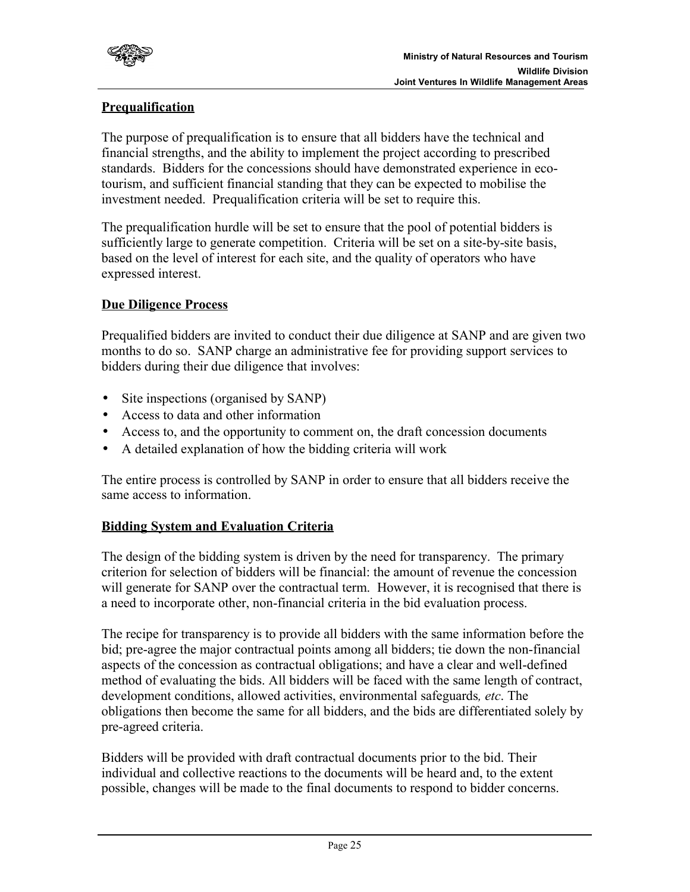**Prequalification**

The purpose of prequalification is to ensure that all bidders have the technical and financial strengths, and the ability to implement the project according to prescribed standards. Bidders for the concessions should have demonstrated experience in eco-tourism, and sufficient financial standing that they can be expected to mobilise the investment needed. Prequalification criteria will be set to require this.

The prequalification hurdle will be set to ensure that the pool of potential bidders is sufficiently large to generate competition. Criteria will be set on a site-by-site basis, based on the level of interest for each site, and the quality of operators who have expressed interest.

**Due Diligence Process**

Prequalified bidders are invited to conduct their due diligence at SANP and are given two months to do so. SANP charge an administrative fee for providing support services to bidders during their due diligence that involves:

- Site inspections (organised by SANP)
- Access to data and other information
- Access to, and the opportunity to comment on, the draft concession documents
- A detailed explanation of how the bidding criteria will work

The entire process is controlled by SANP in order to ensure that all bidders receive the same access to information.

**Bidding System and Evaluation Criteria**

The design of the bidding system is driven by the need for transparency. The primary criterion for selection of bidders will be financial: the amount of revenue the concession will generate for SANP over the contractual term. However, it is recognised that there is a need to incorporate other, non-financial criteria in the bid evaluation process.

The recipe for transparency is to provide all bidders with the same information before the bid; pre-agree the major contractual points among all bidders; tie down the non-financial aspects of the concession as contractual obligations; and have a clear and well-defined method of evaluating the bids. All bidders will be faced with the same length of contract, development conditions, allowed activities, environmental safeguards*, etc*. The obligations then become the same for all bidders, and the bids are differentiated solely by pre-agreed criteria.

Bidders will be provided with draft contractual documents prior to the bid. Their individual and collective reactions to the documents will be heard and, to the extent possible, changes will be made to the final documents to respond to bidder concerns.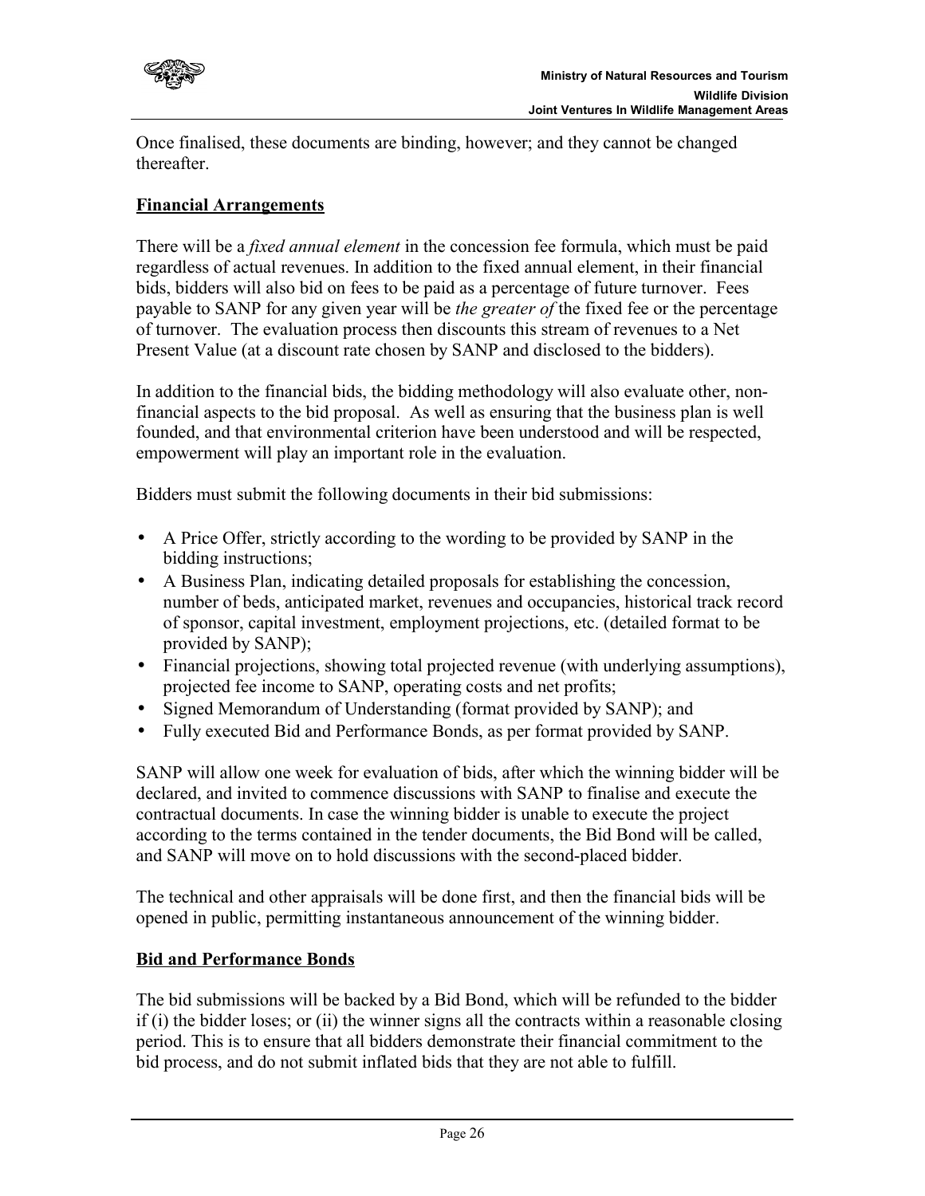Once finalised, these documents are binding, however; and they cannot be changed thereafter.

## Financial Arrangements

There will be a *fixed annual element* in the concession fee formula, which must be paid regardless of actual revenues. In addition to the fixed annual element, in their financial bids, bidders will also bid on fees to be paid as a percentage of future turnover. Fees payable to SANP for any given year will be *the greater of* the fixed fee or the percentage of turnover. The evaluation process then discounts this stream of revenues to a Net Present Value (at a discount rate chosen by SANP and disclosed to the bidders).

In addition to the financial bids, the bidding methodology will also evaluate other, non-financial aspects to the bid proposal. As well as ensuring that the business plan is well founded, and that environmental criterion have been understood and will be respected, empowerment will play an important role in the evaluation.

Bidders must submit the following documents in their bid submissions:

- A Price Offer, strictly according to the wording to be provided by SANP in the bidding instructions;
- A Business Plan, indicating detailed proposals for establishing the concession, number of beds, anticipated market, revenues and occupancies, historical track record of sponsor, capital investment, employment projections, etc. (detailed format to be provided by SANP);
- Financial projections, showing total projected revenue (with underlying assumptions), projected fee income to SANP, operating costs and net profits;
- Signed Memorandum of Understanding (format provided by SANP); and
- Fully executed Bid and Performance Bonds, as per format provided by SANP.

SANP will allow one week for evaluation of bids, after which the winning bidder will be declared, and invited to commence discussions with SANP to finalise and execute the contractual documents. In case the winning bidder is unable to execute the project according to the terms contained in the tender documents, the Bid Bond will be called, and SANP will move on to hold discussions with the second-placed bidder.

The technical and other appraisals will be done first, and then the financial bids will be opened in public, permitting instantaneous announcement of the winning bidder.

## Bid and Performance Bonds

The bid submissions will be backed by a Bid Bond, which will be refunded to the bidder if (i) the bidder loses; or (ii) the winner signs all the contracts within a reasonable closing period. This is to ensure that all bidders demonstrate their financial commitment to the bid process, and do not submit inflated bids that they are not able to fulfill.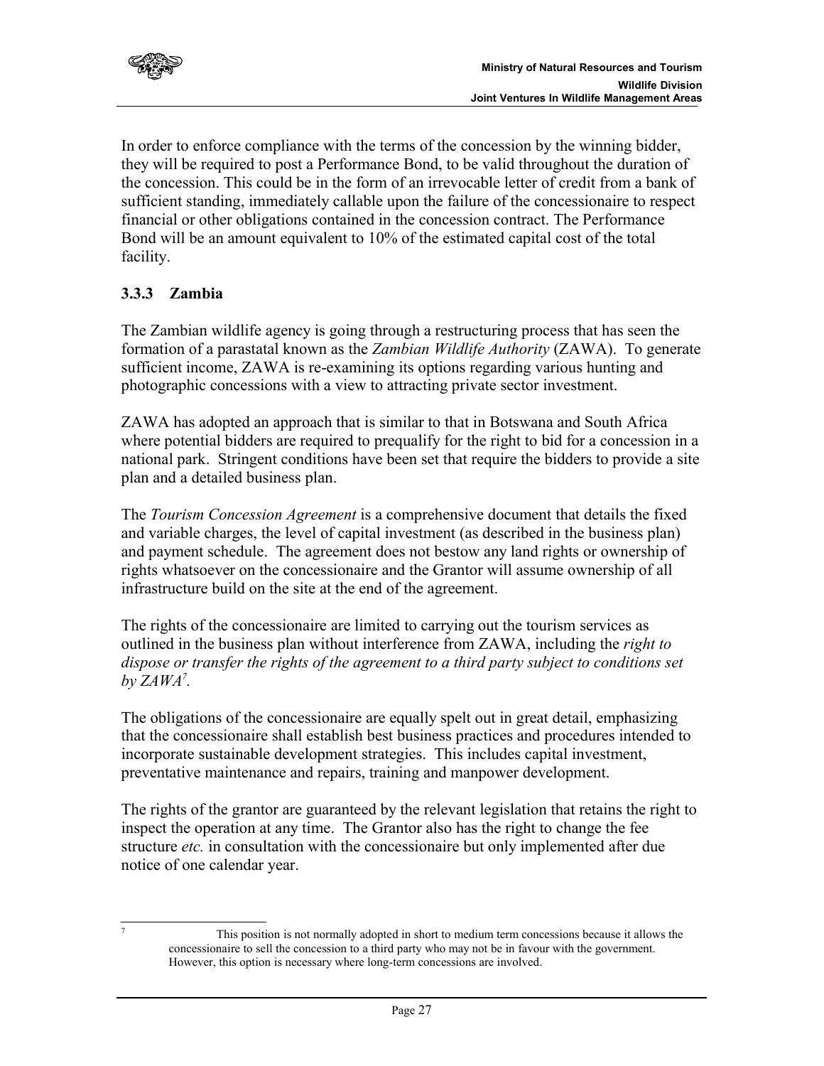In order to enforce compliance with the terms of the concession by the winning bidder, they will be required to post a Performance Bond, to be valid throughout the duration of the concession. This could be in the form of an irrevocable letter of credit from a bank of sufficient standing, immediately callable upon the failure of the concessionaire to respect financial or other obligations contained in the concession contract. The Performance Bond will be an amount equivalent to 10% of the estimated capital cost of the total facility.

### 3.3.3 Zambia

The Zambian wildlife agency is going through a restructuring process that has seen the formation of a parastatal known as the *Zambian Wildlife Authority* (ZAWA). To generate sufficient income, ZAWA is re-examining its options regarding various hunting and photographic concessions with a view to attracting private sector investment.

ZAWA has adopted an approach that is similar to that in Botswana and South Africa where potential bidders are required to prequalify for the right to bid for a concession in a national park. Stringent conditions have been set that require the bidders to provide a site plan and a detailed business plan.

The *Tourism Concession Agreement* is a comprehensive document that details the fixed and variable charges, the level of capital investment (as described in the business plan) and payment schedule. The agreement does not bestow any land rights or ownership of rights whatsoever on the concessionaire and the Grantor will assume ownership of all infrastructure build on the site at the end of the agreement.

The rights of the concessionaire are limited to carrying out the tourism services as outlined in the business plan without interference from ZAWA, including the *right to dispose or transfer the rights of the agreement to a third party subject to conditions set by ZAWA*[7].

The obligations of the concessionaire are equally spelt out in great detail, emphasizing that the concessionaire shall establish best business practices and procedures intended to incorporate sustainable development strategies. This includes capital investment, preventative maintenance and repairs, training and manpower development.

The rights of the grantor are guaranteed by the relevant legislation that retains the right to inspect the operation at any time. The Grantor also has the right to change the fee structure *etc.* in consultation with the concessionaire but only implemented after due notice of one calendar year.

---

[7] This position is not normally adopted in short to medium term concessions because it allows the concessionaire to sell the concession to a third party who may not be in favour with the government. However, this option is necessary where long-term concessions are involved.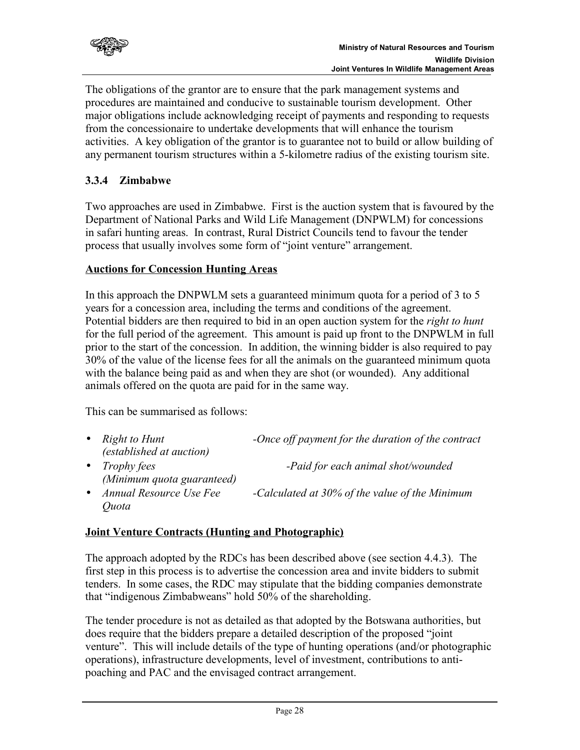The obligations of the grantor are to ensure that the park management systems and procedures are maintained and conducive to sustainable tourism development. Other major obligations include acknowledging receipt of payments and responding to requests from the concessionaire to undertake developments that will enhance the tourism activities. A key obligation of the grantor is to guarantee not to build or allow building of any permanent tourism structures within a 5-kilometre radius of the existing tourism site.

### 3.3.4 Zimbabwe

Two approaches are used in Zimbabwe. First is the auction system that is favoured by the Department of National Parks and Wild Life Management (DNPWLM) for concessions in safari hunting areas. In contrast, Rural District Councils tend to favour the tender process that usually involves some form of "joint venture" arrangement.

**Auctions for Concession Hunting Areas**

In this approach the DNPWLM sets a guaranteed minimum quota for a period of 3 to 5 years for a concession area, including the terms and conditions of the agreement. Potential bidders are then required to bid in an open auction system for the *right to hunt* for the full period of the agreement. This amount is paid up front to the DNPWLM in full prior to the start of the concession. In addition, the winning bidder is also required to pay 30% of the value of the license fees for all the animals on the guaranteed minimum quota with the balance being paid as and when they are shot (or wounded). Any additional animals offered on the quota are paid for in the same way.

This can be summarised as follows:

- *Right to Hunt (established at auction)* -*Once off payment for the duration of the contract*
- *Trophy fees (Minimum quota guaranteed)* -*Paid for each animal shot/wounded*
- *Annual Resource Use Fee* -*Calculated at 30% of the value of the Minimum Quota*

**Joint Venture Contracts (Hunting and Photographic)**

The approach adopted by the RDCs has been described above (see section 4.4.3). The first step in this process is to advertise the concession area and invite bidders to submit tenders. In some cases, the RDC may stipulate that the bidding companies demonstrate that "indigenous Zimbabweans" hold 50% of the shareholding.

The tender procedure is not as detailed as that adopted by the Botswana authorities, but does require that the bidders prepare a detailed description of the proposed "joint venture". This will include details of the type of hunting operations (and/or photographic operations), infrastructure developments, level of investment, contributions to anti-poaching and PAC and the envisaged contract arrangement.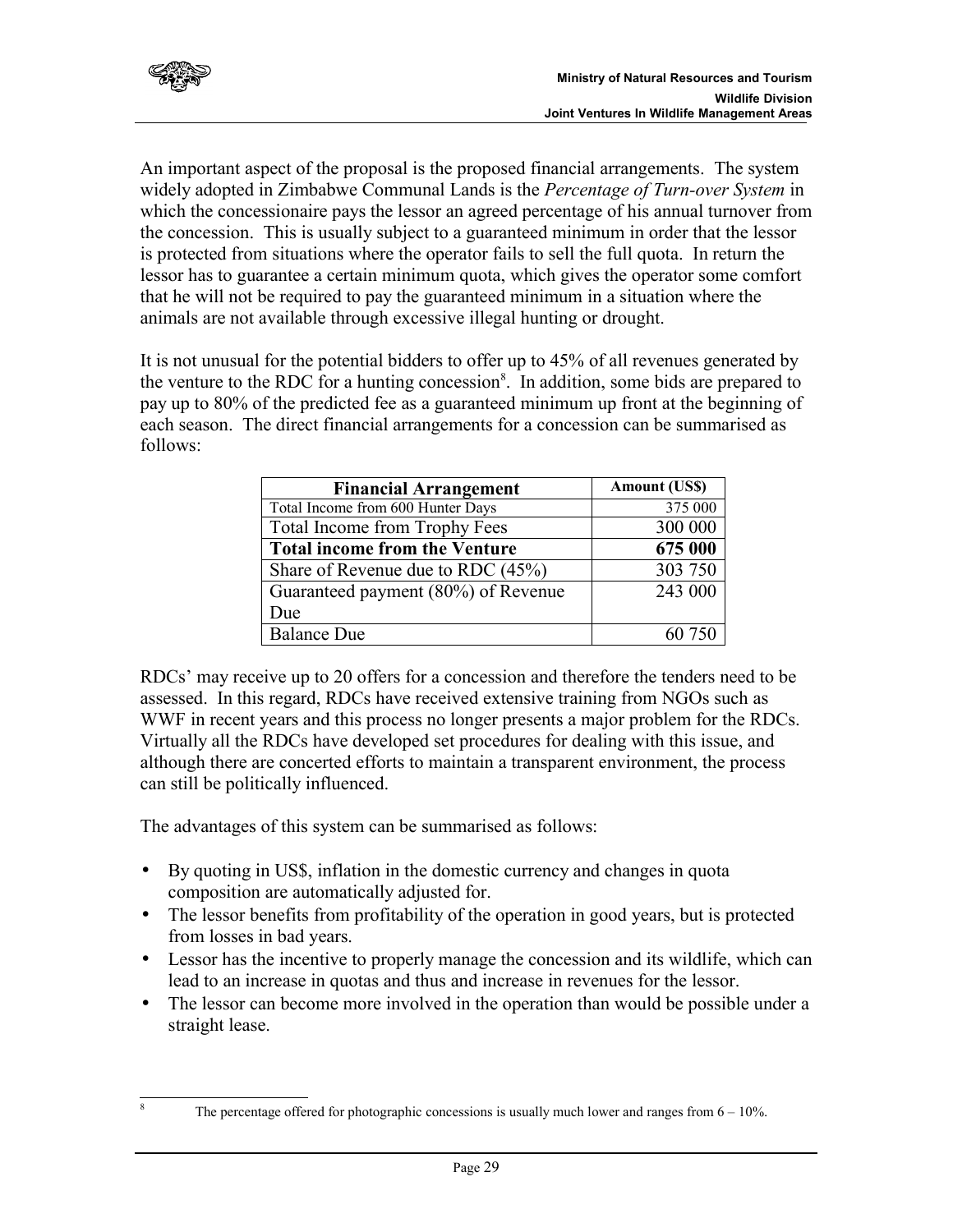An important aspect of the proposal is the proposed financial arrangements. The system widely adopted in Zimbabwe Communal Lands is the *Percentage of Turn-over System* in which the concessionaire pays the lessor an agreed percentage of his annual turnover from the concession. This is usually subject to a guaranteed minimum in order that the lessor is protected from situations where the operator fails to sell the full quota. In return the lessor has to guarantee a certain minimum quota, which gives the operator some comfort that he will not be required to pay the guaranteed minimum in a situation where the animals are not available through excessive illegal hunting or drought.

It is not unusual for the potential bidders to offer up to 45% of all revenues generated by the venture to the RDC for a hunting concession[8]. In addition, some bids are prepared to pay up to 80% of the predicted fee as a guaranteed minimum up front at the beginning of each season. The direct financial arrangements for a concession can be summarised as follows:

| Financial Arrangement | Amount (US$) |
|---|---|
| Total Income from 600 Hunter Days | 375 000 |
| Total Income from Trophy Fees | 300 000 |
| **Total income from the Venture** | **675 000** |
| Share of Revenue due to RDC (45%) | 303 750 |
| Guaranteed payment (80%) of Revenue Due | 243 000 |
| Balance Due | 60 750 |

RDCs' may receive up to 20 offers for a concession and therefore the tenders need to be assessed. In this regard, RDCs have received extensive training from NGOs such as WWF in recent years and this process no longer presents a major problem for the RDCs. Virtually all the RDCs have developed set procedures for dealing with this issue, and although there are concerted efforts to maintain a transparent environment, the process can still be politically influenced.

The advantages of this system can be summarised as follows:

- By quoting in US$, inflation in the domestic currency and changes in quota composition are automatically adjusted for.
- The lessor benefits from profitability of the operation in good years, but is protected from losses in bad years.
- Lessor has the incentive to properly manage the concession and its wildlife, which can lead to an increase in quotas and thus and increase in revenues for the lessor.
- The lessor can become more involved in the operation than would be possible under a straight lease.

[8] The percentage offered for photographic concessions is usually much lower and ranges from 6 – 10%.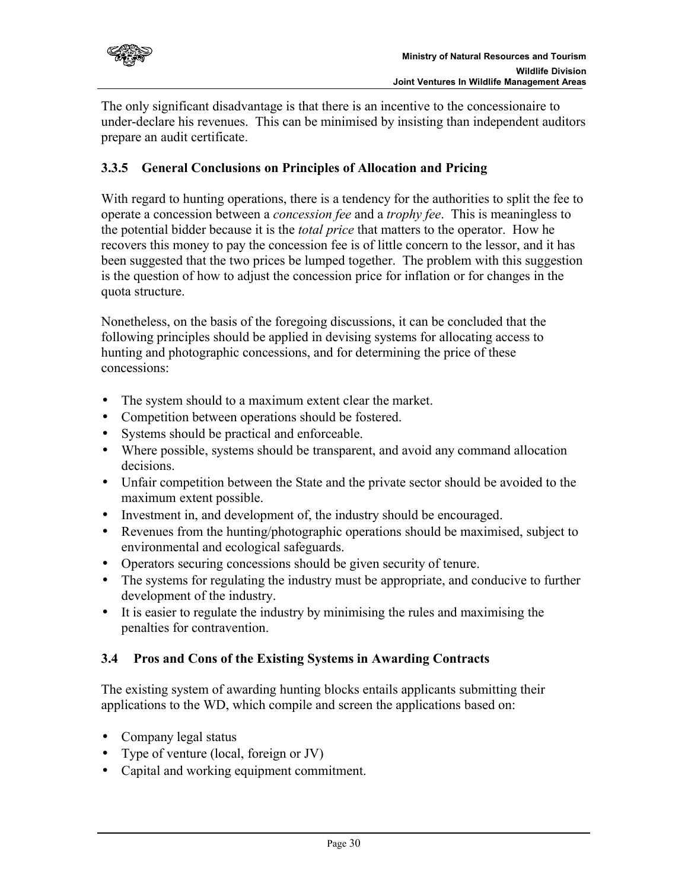The only significant disadvantage is that there is an incentive to the concessionaire to under-declare his revenues. This can be minimised by insisting than independent auditors prepare an audit certificate.

### 3.3.5 General Conclusions on Principles of Allocation and Pricing

With regard to hunting operations, there is a tendency for the authorities to split the fee to operate a concession between a *concession fee* and a *trophy fee*. This is meaningless to the potential bidder because it is the *total price* that matters to the operator. How he recovers this money to pay the concession fee is of little concern to the lessor, and it has been suggested that the two prices be lumped together. The problem with this suggestion is the question of how to adjust the concession price for inflation or for changes in the quota structure.

Nonetheless, on the basis of the foregoing discussions, it can be concluded that the following principles should be applied in devising systems for allocating access to hunting and photographic concessions, and for determining the price of these concessions:

- The system should to a maximum extent clear the market.
- Competition between operations should be fostered.
- Systems should be practical and enforceable.
- Where possible, systems should be transparent, and avoid any command allocation decisions.
- Unfair competition between the State and the private sector should be avoided to the maximum extent possible.
- Investment in, and development of, the industry should be encouraged.
- Revenues from the hunting/photographic operations should be maximised, subject to environmental and ecological safeguards.
- Operators securing concessions should be given security of tenure.
- The systems for regulating the industry must be appropriate, and conducive to further development of the industry.
- It is easier to regulate the industry by minimising the rules and maximising the penalties for contravention.

## 3.4 Pros and Cons of the Existing Systems in Awarding Contracts

The existing system of awarding hunting blocks entails applicants submitting their applications to the WD, which compile and screen the applications based on:

- Company legal status
- Type of venture (local, foreign or JV)
- Capital and working equipment commitment.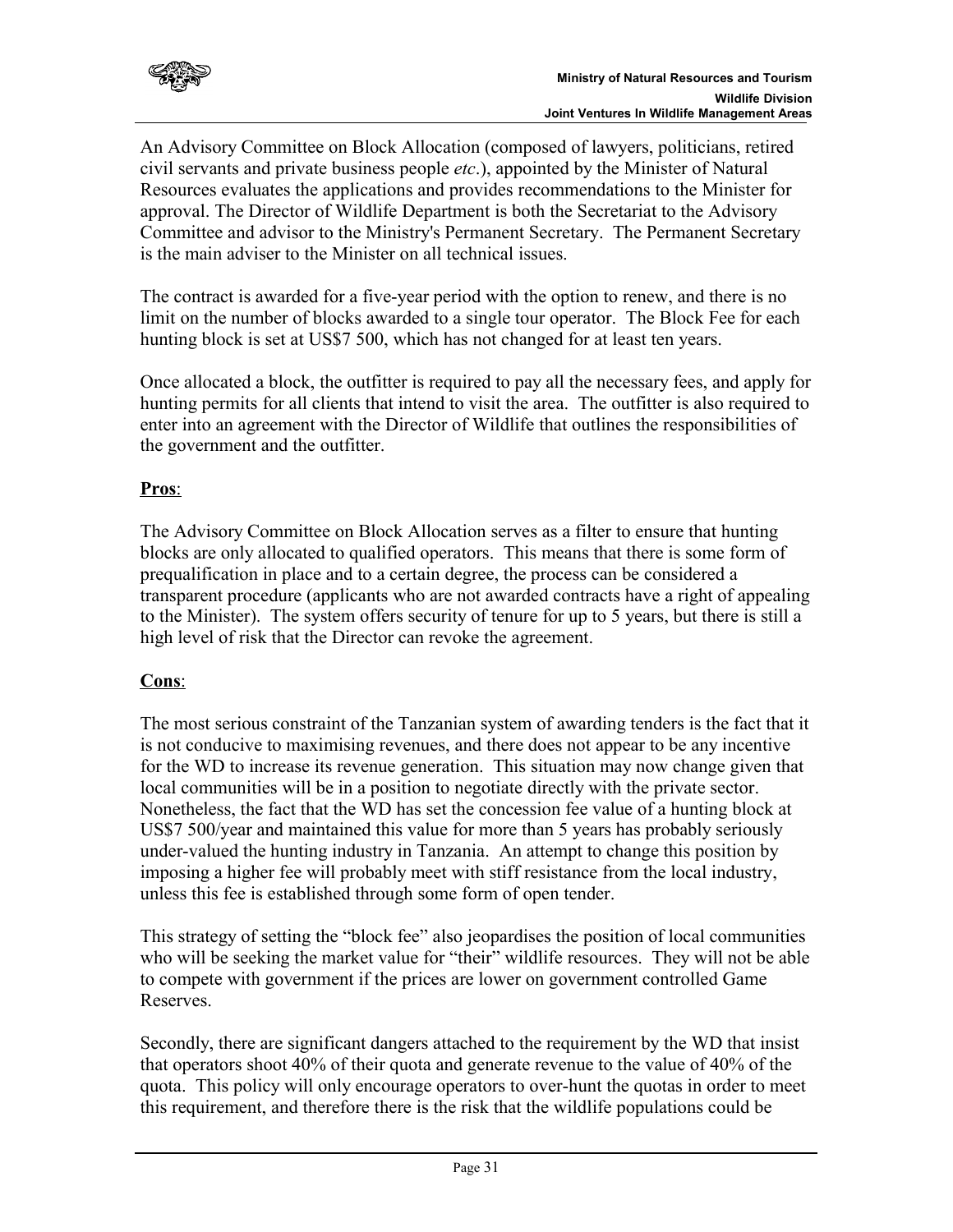An Advisory Committee on Block Allocation (composed of lawyers, politicians, retired civil servants and private business people *etc*.), appointed by the Minister of Natural Resources evaluates the applications and provides recommendations to the Minister for approval. The Director of Wildlife Department is both the Secretariat to the Advisory Committee and advisor to the Ministry's Permanent Secretary. The Permanent Secretary is the main adviser to the Minister on all technical issues.

The contract is awarded for a five-year period with the option to renew, and there is no limit on the number of blocks awarded to a single tour operator. The Block Fee for each hunting block is set at US$7 500, which has not changed for at least ten years.

Once allocated a block, the outfitter is required to pay all the necessary fees, and apply for hunting permits for all clients that intend to visit the area. The outfitter is also required to enter into an agreement with the Director of Wildlife that outlines the responsibilities of the government and the outfitter.

**Pros**:

The Advisory Committee on Block Allocation serves as a filter to ensure that hunting blocks are only allocated to qualified operators. This means that there is some form of prequalification in place and to a certain degree, the process can be considered a transparent procedure (applicants who are not awarded contracts have a right of appealing to the Minister). The system offers security of tenure for up to 5 years, but there is still a high level of risk that the Director can revoke the agreement.

**Cons**:

The most serious constraint of the Tanzanian system of awarding tenders is the fact that it is not conducive to maximising revenues, and there does not appear to be any incentive for the WD to increase its revenue generation. This situation may now change given that local communities will be in a position to negotiate directly with the private sector. Nonetheless, the fact that the WD has set the concession fee value of a hunting block at US$7 500/year and maintained this value for more than 5 years has probably seriously under-valued the hunting industry in Tanzania. An attempt to change this position by imposing a higher fee will probably meet with stiff resistance from the local industry, unless this fee is established through some form of open tender.

This strategy of setting the "block fee" also jeopardises the position of local communities who will be seeking the market value for "their" wildlife resources. They will not be able to compete with government if the prices are lower on government controlled Game Reserves.

Secondly, there are significant dangers attached to the requirement by the WD that insist that operators shoot 40% of their quota and generate revenue to the value of 40% of the quota. This policy will only encourage operators to over-hunt the quotas in order to meet this requirement, and therefore there is the risk that the wildlife populations could be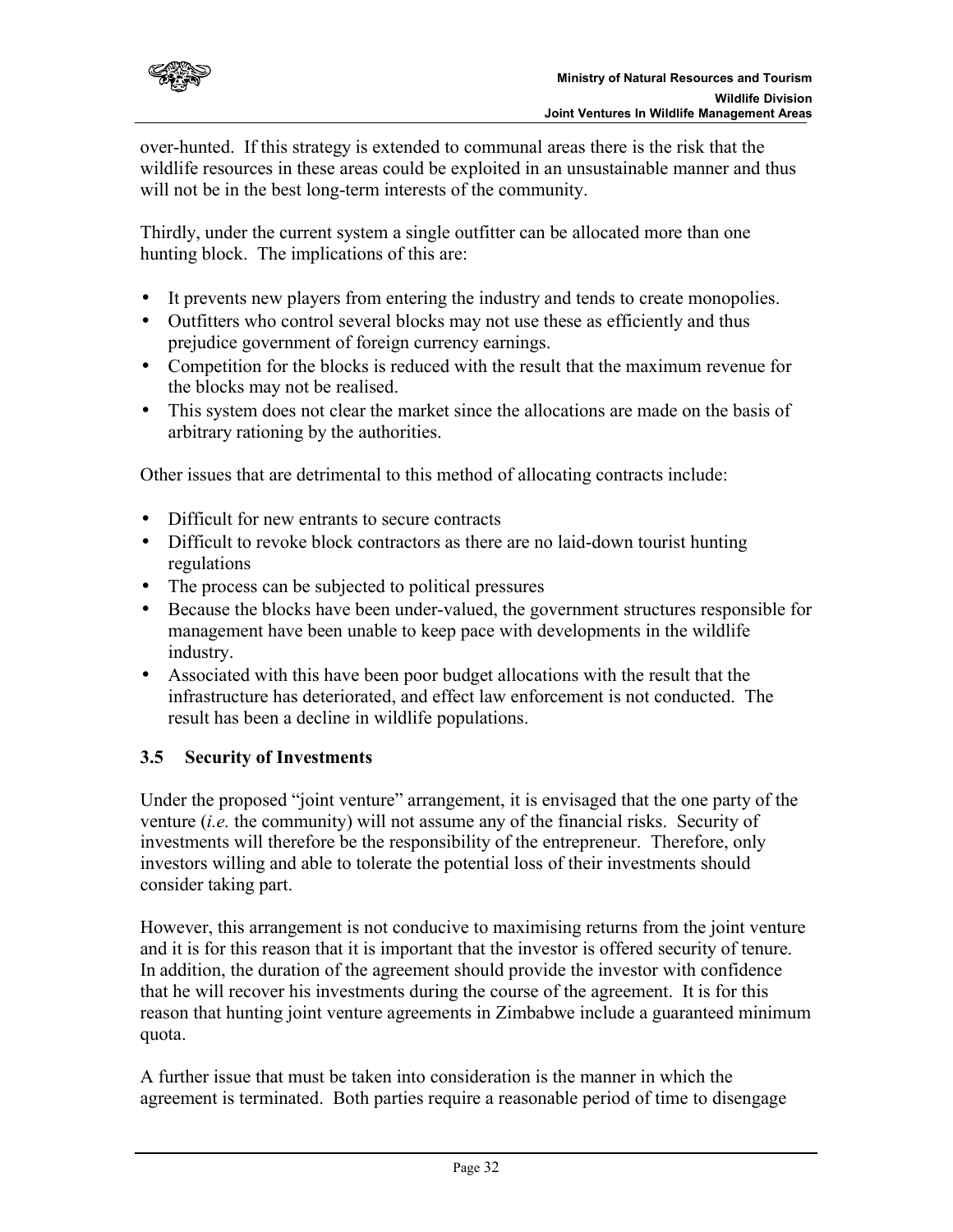over-hunted. If this strategy is extended to communal areas there is the risk that the wildlife resources in these areas could be exploited in an unsustainable manner and thus will not be in the best long-term interests of the community.

Thirdly, under the current system a single outfitter can be allocated more than one hunting block. The implications of this are:

- It prevents new players from entering the industry and tends to create monopolies.
- Outfitters who control several blocks may not use these as efficiently and thus prejudice government of foreign currency earnings.
- Competition for the blocks is reduced with the result that the maximum revenue for the blocks may not be realised.
- This system does not clear the market since the allocations are made on the basis of arbitrary rationing by the authorities.

Other issues that are detrimental to this method of allocating contracts include:

- Difficult for new entrants to secure contracts
- Difficult to revoke block contractors as there are no laid-down tourist hunting regulations
- The process can be subjected to political pressures
- Because the blocks have been under-valued, the government structures responsible for management have been unable to keep pace with developments in the wildlife industry.
- Associated with this have been poor budget allocations with the result that the infrastructure has deteriorated, and effect law enforcement is not conducted. The result has been a decline in wildlife populations.

### 3.5 Security of Investments

Under the proposed "joint venture" arrangement, it is envisaged that the one party of the venture (*i.e.* the community) will not assume any of the financial risks. Security of investments will therefore be the responsibility of the entrepreneur. Therefore, only investors willing and able to tolerate the potential loss of their investments should consider taking part.

However, this arrangement is not conducive to maximising returns from the joint venture and it is for this reason that it is important that the investor is offered security of tenure. In addition, the duration of the agreement should provide the investor with confidence that he will recover his investments during the course of the agreement. It is for this reason that hunting joint venture agreements in Zimbabwe include a guaranteed minimum quota.

A further issue that must be taken into consideration is the manner in which the agreement is terminated. Both parties require a reasonable period of time to disengage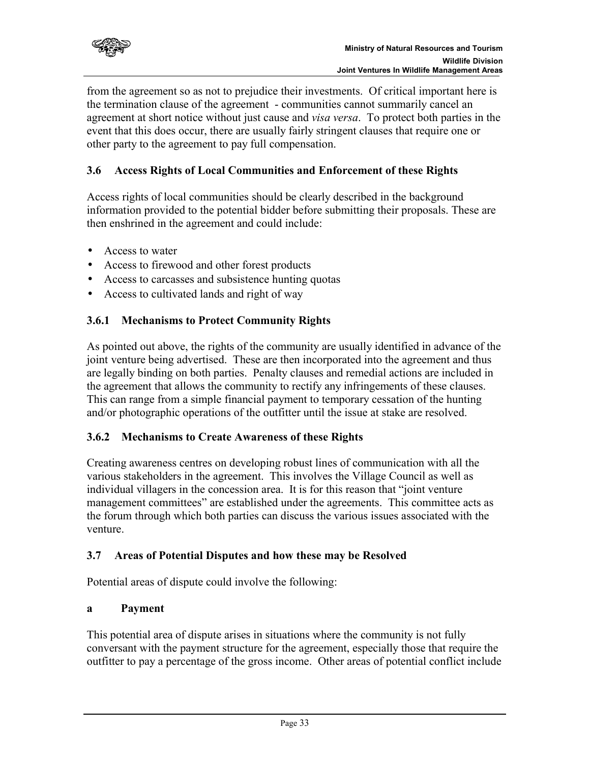from the agreement so as not to prejudice their investments. Of critical importance here is the termination clause of the agreement - communities cannot summarily cancel an agreement at short notice without just cause and *visa versa*. To protect both parties in the event that this does occur, there are usually fairly stringent clauses that require one or other party to the agreement to pay full compensation.

### 3.6 Access Rights of Local Communities and Enforcement of these Rights

Access rights of local communities should be clearly described in the background information provided to the potential bidder before submitting their proposals. These are then enshrined in the agreement and could include:

- Access to water
- Access to firewood and other forest products
- Access to carcasses and subsistence hunting quotas
- Access to cultivated lands and right of way

#### 3.6.1 Mechanisms to Protect Community Rights

As pointed out above, the rights of the community are usually identified in advance of the joint venture being advertised. These are then incorporated into the agreement and thus are legally binding on both parties. Penalty clauses and remedial actions are included in the agreement that allows the community to rectify any infringements of these clauses. This can range from a simple financial payment to temporary cessation of the hunting and/or photographic operations of the outfitter until the issue at stake are resolved.

#### 3.6.2 Mechanisms to Create Awareness of these Rights

Creating awareness centres on developing robust lines of communication with all the various stakeholders in the agreement. This involves the Village Council as well as individual villagers in the concession area. It is for this reason that "joint venture management committees" are established under the agreements. This committee acts as the forum through which both parties can discuss the various issues associated with the venture.

### 3.7 Areas of Potential Disputes and how these may be Resolved

Potential areas of dispute could involve the following:

**a Payment**

This potential area of dispute arises in situations where the community is not fully conversant with the payment structure for the agreement, especially those that require the outfitter to pay a percentage of the gross income. Other areas of potential conflict include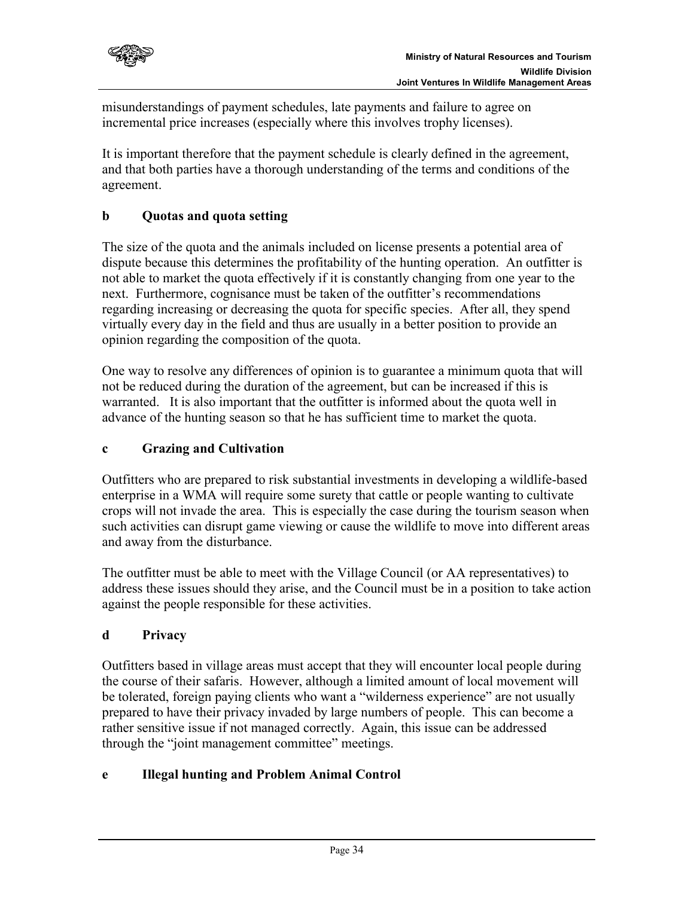misunderstandings of payment schedules, late payments and failure to agree on incremental price increases (especially where this involves trophy licenses).

It is important therefore that the payment schedule is clearly defined in the agreement, and that both parties have a thorough understanding of the terms and conditions of the agreement.

### b Quotas and quota setting

The size of the quota and the animals included on license presents a potential area of dispute because this determines the profitability of the hunting operation. An outfitter is not able to market the quota effectively if it is constantly changing from one year to the next. Furthermore, cognisance must be taken of the outfitter's recommendations regarding increasing or decreasing the quota for specific species. After all, they spend virtually every day in the field and thus are usually in a better position to provide an opinion regarding the composition of the quota.

One way to resolve any differences of opinion is to guarantee a minimum quota that will not be reduced during the duration of the agreement, but can be increased if this is warranted. It is also important that the outfitter is informed about the quota well in advance of the hunting season so that he has sufficient time to market the quota.

### c Grazing and Cultivation

Outfitters who are prepared to risk substantial investments in developing a wildlife-based enterprise in a WMA will require some surety that cattle or people wanting to cultivate crops will not invade the area. This is especially the case during the tourism season when such activities can disrupt game viewing or cause the wildlife to move into different areas and away from the disturbance.

The outfitter must be able to meet with the Village Council (or AA representatives) to address these issues should they arise, and the Council must be in a position to take action against the people responsible for these activities.

### d Privacy

Outfitters based in village areas must accept that they will encounter local people during the course of their safaris. However, although a limited amount of local movement will be tolerated, foreign paying clients who want a "wilderness experience" are not usually prepared to have their privacy invaded by large numbers of people. This can become a rather sensitive issue if not managed correctly. Again, this issue can be addressed through the "joint management committee" meetings.

### e Illegal hunting and Problem Animal Control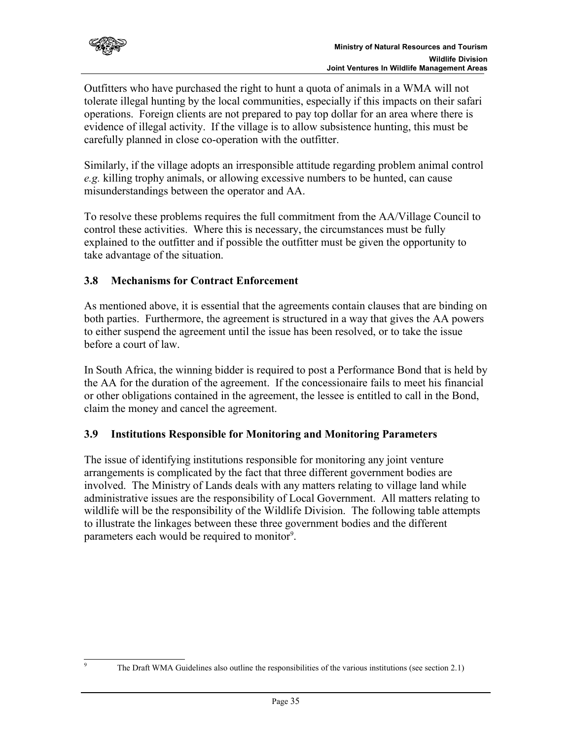Outfitters who have purchased the right to hunt a quota of animals in a WMA will not tolerate illegal hunting by the local communities, especially if this impacts on their safari operations. Foreign clients are not prepared to pay top dollar for an area where there is evidence of illegal activity. If the village is to allow subsistence hunting, this must be carefully planned in close co-operation with the outfitter.

Similarly, if the village adopts an irresponsible attitude regarding problem animal control *e.g.* killing trophy animals, or allowing excessive numbers to be hunted, can cause misunderstandings between the operator and AA.

To resolve these problems requires the full commitment from the AA/Village Council to control these activities. Where this is necessary, the circumstances must be fully explained to the outfitter and if possible the outfitter must be given the opportunity to take advantage of the situation.

### 3.8 Mechanisms for Contract Enforcement

As mentioned above, it is essential that the agreements contain clauses that are binding on both parties. Furthermore, the agreement is structured in a way that gives the AA powers to either suspend the agreement until the issue has been resolved, or to take the issue before a court of law.

In South Africa, the winning bidder is required to post a Performance Bond that is held by the AA for the duration of the agreement. If the concessionaire fails to meet his financial or other obligations contained in the agreement, the lessee is entitled to call in the Bond, claim the money and cancel the agreement.

### 3.9 Institutions Responsible for Monitoring and Monitoring Parameters

The issue of identifying institutions responsible for monitoring any joint venture arrangements is complicated by the fact that three different government bodies are involved. The Ministry of Lands deals with any matters relating to village land while administrative issues are the responsibility of Local Government. All matters relating to wildlife will be the responsibility of the Wildlife Division. The following table attempts to illustrate the linkages between these three government bodies and the different parameters each would be required to monitor[9].

[9] The Draft WMA Guidelines also outline the responsibilities of the various institutions (see section 2.1)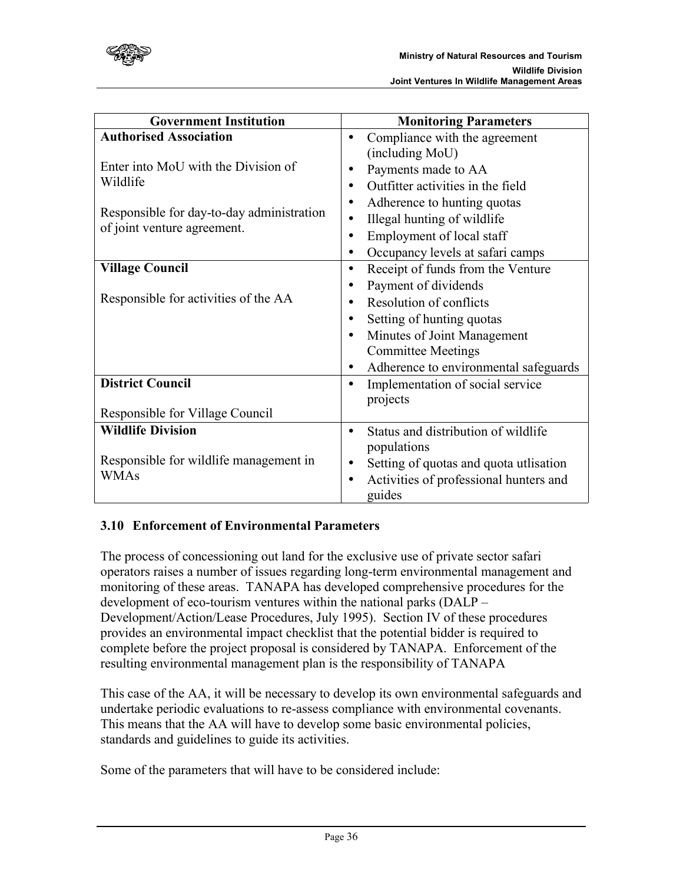| Government Institution | Monitoring Parameters |
| --- | --- |
| **Authorised Association**<br><br>Enter into MoU with the Division of Wildlife<br><br>Responsible for day-to-day administration of joint venture agreement. | • Compliance with the agreement (including MoU)<br>• Payments made to AA<br>• Outfitter activities in the field<br>• Adherence to hunting quotas<br>• Illegal hunting of wildlife<br>• Employment of local staff<br>• Occupancy levels at safari camps |
| **Village Council**<br><br>Responsible for activities of the AA | • Receipt of funds from the Venture<br>• Payment of dividends<br>• Resolution of conflicts<br>• Setting of hunting quotas<br>• Minutes of Joint Management Committee Meetings<br>• Adherence to environmental safeguards |
| **District Council**<br><br>Responsible for Village Council | • Implementation of social service projects |
| **Wildlife Division**<br><br>Responsible for wildlife management in WMAs | • Status and distribution of wildlife populations<br>• Setting of quotas and quota utlisation<br>• Activities of professional hunters and guides |

### 3.10 Enforcement of Environmental Parameters

The process of concessioning out land for the exclusive use of private sector safari operators raises a number of issues regarding long-term environmental management and monitoring of these areas. TANAPA has developed comprehensive procedures for the development of eco-tourism ventures within the national parks (DALP – Development/Action/Lease Procedures, July 1995). Section IV of these procedures provides an environmental impact checklist that the potential bidder is required to complete before the project proposal is considered by TANAPA. Enforcement of the resulting environmental management plan is the responsibility of TANAPA

This case of the AA, it will be necessary to develop its own environmental safeguards and undertake periodic evaluations to re-assess compliance with environmental covenants. This means that the AA will have to develop some basic environmental policies, standards and guidelines to guide its activities.

Some of the parameters that will have to be considered include: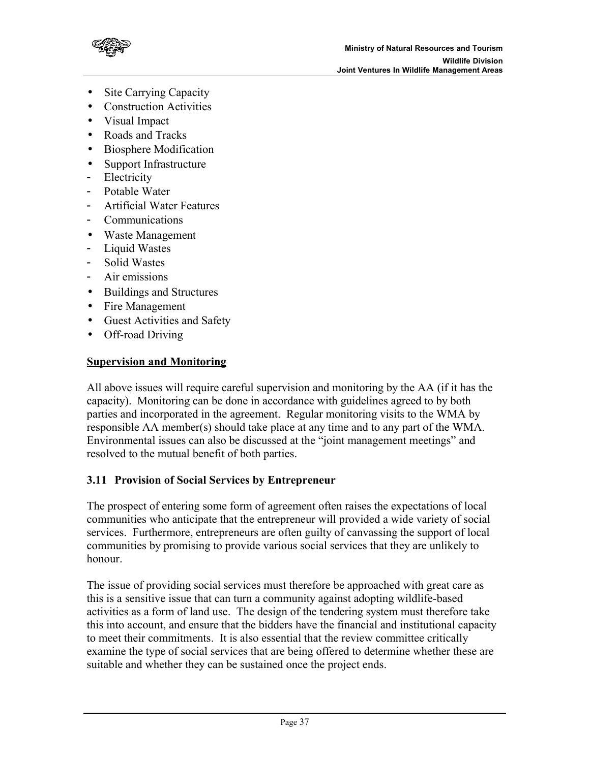- Site Carrying Capacity
- Construction Activities
- Visual Impact
- Roads and Tracks
- Biosphere Modification
- Support Infrastructure
  - Electricity
  - Potable Water
  - Artificial Water Features
  - Communications
- Waste Management
  - Liquid Wastes
  - Solid Wastes
  - Air emissions
- Buildings and Structures
- Fire Management
- Guest Activities and Safety
- Off-road Driving

**<u>Supervision and Monitoring</u>**

All above issues will require careful supervision and monitoring by the AA (if it has the capacity). Monitoring can be done in accordance with guidelines agreed to by both parties and incorporated in the agreement. Regular monitoring visits to the WMA by responsible AA member(s) should take place at any time and to any part of the WMA. Environmental issues can also be discussed at the "joint management meetings" and resolved to the mutual benefit of both parties.

### 3.11 Provision of Social Services by Entrepreneur

The prospect of entering some form of agreement often raises the expectations of local communities who anticipate that the entrepreneur will provided a wide variety of social services. Furthermore, entrepreneurs are often guilty of canvassing the support of local communities by promising to provide various social services that they are unlikely to honour.

The issue of providing social services must therefore be approached with great care as this is a sensitive issue that can turn a community against adopting wildlife-based activities as a form of land use. The design of the tendering system must therefore take this into account, and ensure that the bidders have the financial and institutional capacity to meet their commitments. It is also essential that the review committee critically examine the type of social services that are being offered to determine whether these are suitable and whether they can be sustained once the project ends.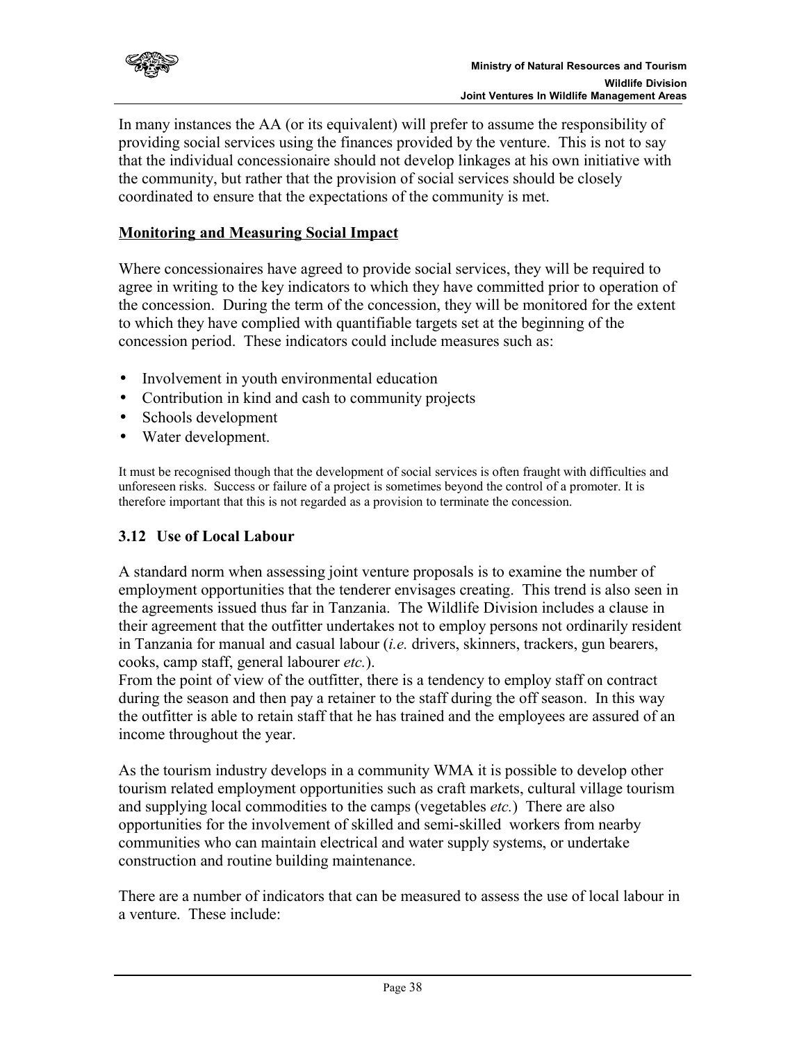In many instances the AA (or its equivalent) will prefer to assume the responsibility of providing social services using the finances provided by the venture. This is not to say that the individual concessionaire should not develop linkages at his own initiative with the community, but rather that the provision of social services should be closely coordinated to ensure that the expectations of the community is met.

**Monitoring and Measuring Social Impact**

Where concessionaires have agreed to provide social services, they will be required to agree in writing to the key indicators to which they have committed prior to operation of the concession. During the term of the concession, they will be monitored for the extent to which they have complied with quantifiable targets set at the beginning of the concession period. These indicators could include measures such as:

- Involvement in youth environmental education
- Contribution in kind and cash to community projects
- Schools development
- Water development.

It must be recognised though that the development of social services is often fraught with difficulties and unforeseen risks. Success or failure of a project is sometimes beyond the control of a promoter. It is therefore important that this is not regarded as a provision to terminate the concession.

### 3.12 Use of Local Labour

A standard norm when assessing joint venture proposals is to examine the number of employment opportunities that the tenderer envisages creating. This trend is also seen in the agreements issued thus far in Tanzania. The Wildlife Division includes a clause in their agreement that the outfitter undertakes not to employ persons not ordinarily resident in Tanzania for manual and casual labour (*i.e.* drivers, skinners, trackers, gun bearers, cooks, camp staff, general labourer *etc.*).
From the point of view of the outfitter, there is a tendency to employ staff on contract during the season and then pay a retainer to the staff during the off season. In this way the outfitter is able to retain staff that he has trained and the employees are assured of an income throughout the year.

As the tourism industry develops in a community WMA it is possible to develop other tourism related employment opportunities such as craft markets, cultural village tourism and supplying local commodities to the camps (vegetables *etc.*) There are also opportunities for the involvement of skilled and semi-skilled workers from nearby communities who can maintain electrical and water supply systems, or undertake construction and routine building maintenance.

There are a number of indicators that can be measured to assess the use of local labour in a venture. These include: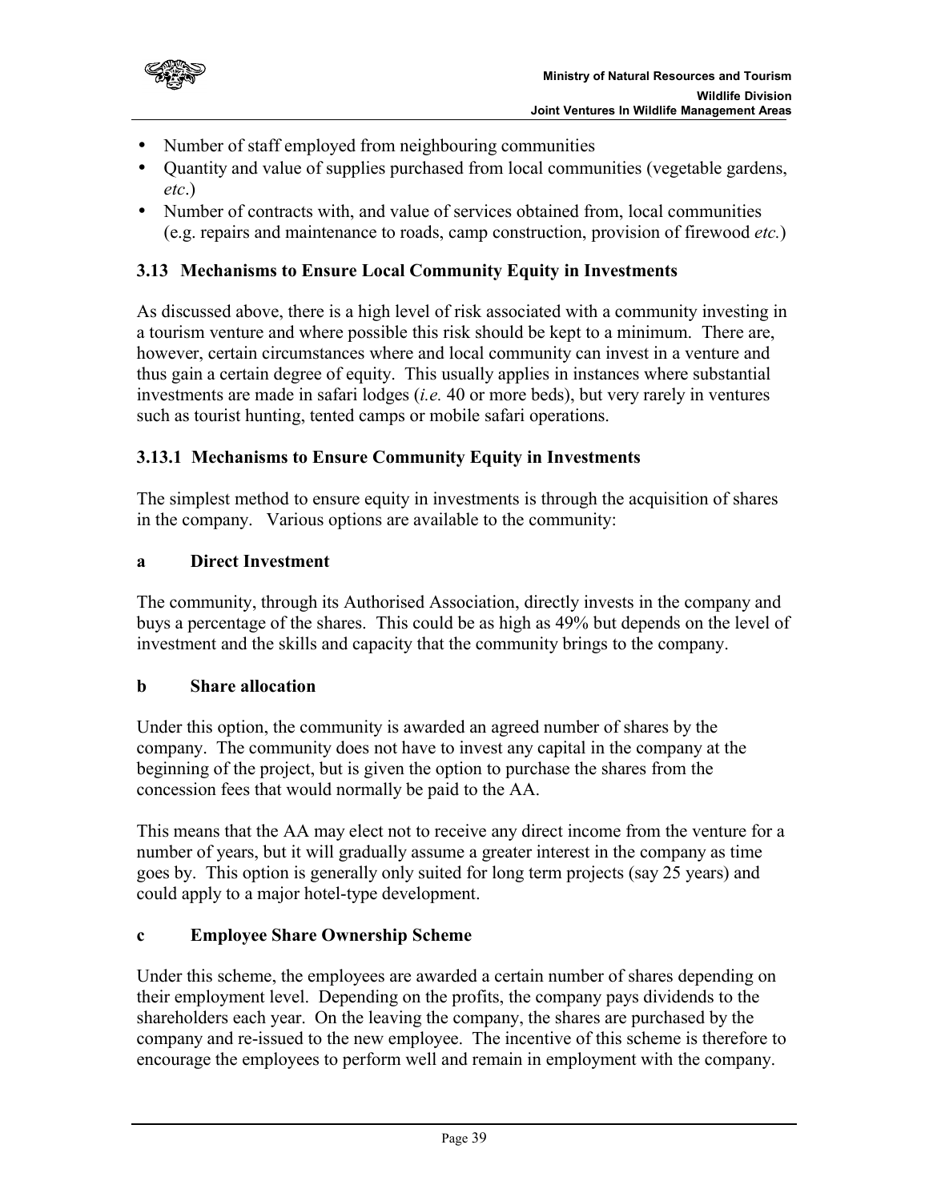- Number of staff employed from neighbouring communities
- Quantity and value of supplies purchased from local communities (vegetable gardens, *etc*.)
- Number of contracts with, and value of services obtained from, local communities (e.g. repairs and maintenance to roads, camp construction, provision of firewood *etc.*)

### 3.13 Mechanisms to Ensure Local Community Equity in Investments

As discussed above, there is a high level of risk associated with a community investing in a tourism venture and where possible this risk should be kept to a minimum. There are, however, certain circumstances where and local community can invest in a venture and thus gain a certain degree of equity. This usually applies in instances where substantial investments are made in safari lodges (*i.e.* 40 or more beds), but very rarely in ventures such as tourist hunting, tented camps or mobile safari operations.

#### 3.13.1 Mechanisms to Ensure Community Equity in Investments

The simplest method to ensure equity in investments is through the acquisition of shares in the company. Various options are available to the community:

**a Direct Investment**

The community, through its Authorised Association, directly invests in the company and buys a percentage of the shares. This could be as high as 49% but depends on the level of investment and the skills and capacity that the community brings to the company.

**b Share allocation**

Under this option, the community is awarded an agreed number of shares by the company. The community does not have to invest any capital in the company at the beginning of the project, but is given the option to purchase the shares from the concession fees that would normally be paid to the AA.

This means that the AA may elect not to receive any direct income from the venture for a number of years, but it will gradually assume a greater interest in the company as time goes by. This option is generally only suited for long term projects (say 25 years) and could apply to a major hotel-type development.

**c Employee Share Ownership Scheme**

Under this scheme, the employees are awarded a certain number of shares depending on their employment level. Depending on the profits, the company pays dividends to the shareholders each year. On the leaving the company, the shares are purchased by the company and re-issued to the new employee. The incentive of this scheme is therefore to encourage the employees to perform well and remain in employment with the company.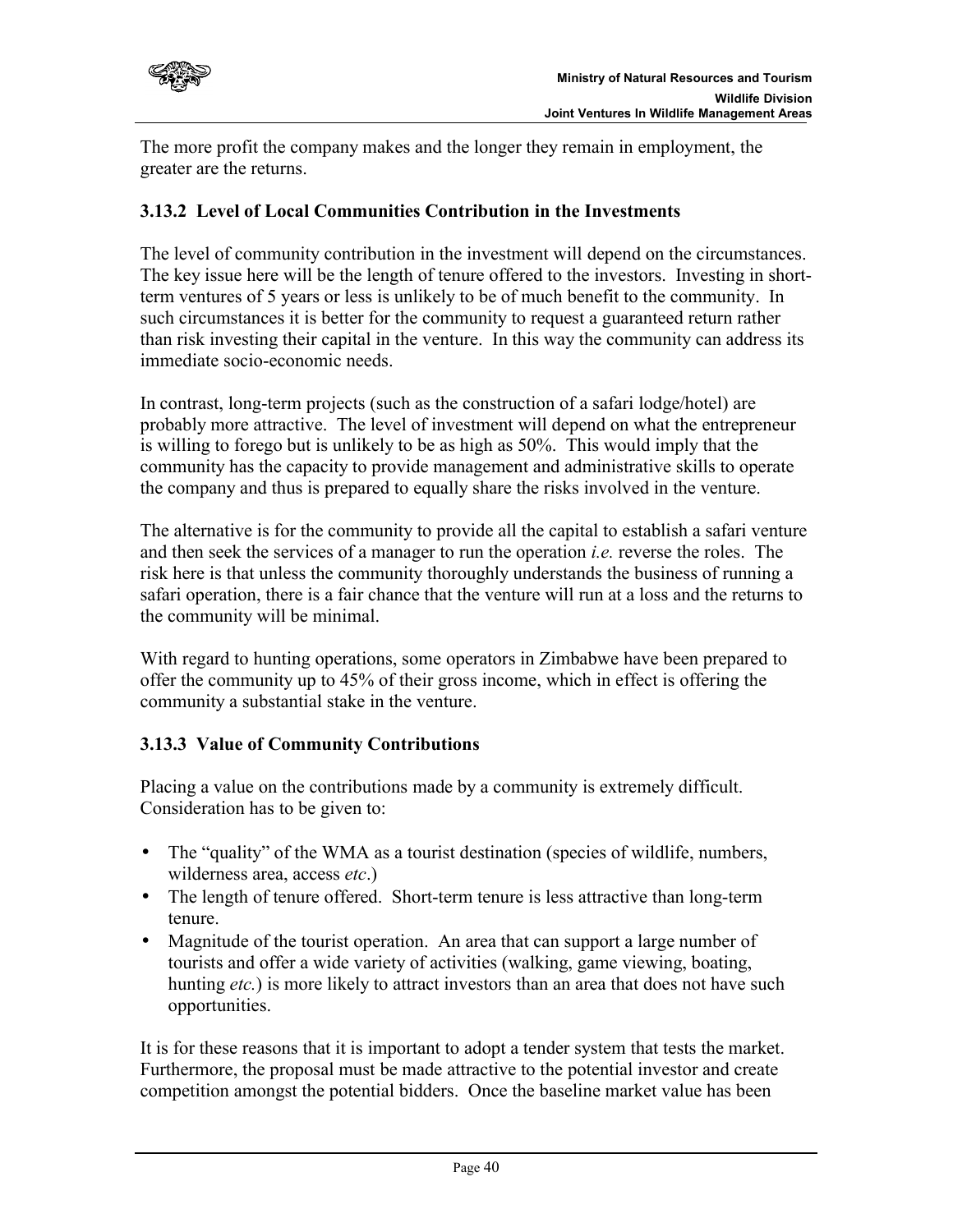The more profit the company makes and the longer they remain in employment, the greater are the returns.

### 3.13.2 Level of Local Communities Contribution in the Investments

The level of community contribution in the investment will depend on the circumstances. The key issue here will be the length of tenure offered to the investors. Investing in short-term ventures of 5 years or less is unlikely to be of much benefit to the community. In such circumstances it is better for the community to request a guaranteed return rather than risk investing their capital in the venture. In this way the community can address its immediate socio-economic needs.

In contrast, long-term projects (such as the construction of a safari lodge/hotel) are probably more attractive. The level of investment will depend on what the entrepreneur is willing to forego but is unlikely to be as high as 50%. This would imply that the community has the capacity to provide management and administrative skills to operate the company and thus is prepared to equally share the risks involved in the venture.

The alternative is for the community to provide all the capital to establish a safari venture and then seek the services of a manager to run the operation *i.e.* reverse the roles. The risk here is that unless the community thoroughly understands the business of running a safari operation, there is a fair chance that the venture will run at a loss and the returns to the community will be minimal.

With regard to hunting operations, some operators in Zimbabwe have been prepared to offer the community up to 45% of their gross income, which in effect is offering the community a substantial stake in the venture.

### 3.13.3 Value of Community Contributions

Placing a value on the contributions made by a community is extremely difficult. Consideration has to be given to:

- The "quality" of the WMA as a tourist destination (species of wildlife, numbers, wilderness area, access *etc*.)
- The length of tenure offered. Short-term tenure is less attractive than long-term tenure.
- Magnitude of the tourist operation. An area that can support a large number of tourists and offer a wide variety of activities (walking, game viewing, boating, hunting *etc.*) is more likely to attract investors than an area that does not have such opportunities.

It is for these reasons that it is important to adopt a tender system that tests the market. Furthermore, the proposal must be made attractive to the potential investor and create competition amongst the potential bidders. Once the baseline market value has been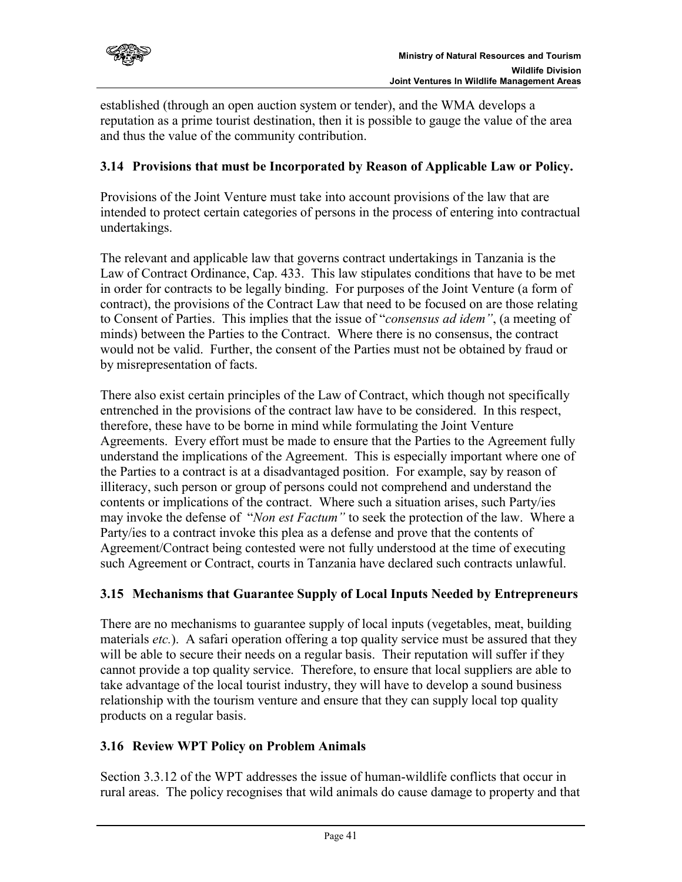established (through an open auction system or tender), and the WMA develops a reputation as a prime tourist destination, then it is possible to gauge the value of the area and thus the value of the community contribution.

### 3.14 Provisions that must be Incorporated by Reason of Applicable Law or Policy.

Provisions of the Joint Venture must take into account provisions of the law that are intended to protect certain categories of persons in the process of entering into contractual undertakings.

The relevant and applicable law that governs contract undertakings in Tanzania is the Law of Contract Ordinance, Cap. 433. This law stipulates conditions that have to be met in order for contracts to be legally binding. For purposes of the Joint Venture (a form of contract), the provisions of the Contract Law that need to be focused on are those relating to Consent of Parties. This implies that the issue of "*consensus ad idem"*, (a meeting of minds) between the Parties to the Contract. Where there is no consensus, the contract would not be valid. Further, the consent of the Parties must not be obtained by fraud or by misrepresentation of facts.

There also exist certain principles of the Law of Contract, which though not specifically entrenched in the provisions of the contract law have to be considered. In this respect, therefore, these have to be borne in mind while formulating the Joint Venture Agreements. Every effort must be made to ensure that the Parties to the Agreement fully understand the implications of the Agreement. This is especially important where one of the Parties to a contract is at a disadvantaged position. For example, say by reason of illiteracy, such person or group of persons could not comprehend and understand the contents or implications of the contract. Where such a situation arises, such Party/ies may invoke the defense of "*Non est Factum"* to seek the protection of the law. Where a Party/ies to a contract invoke this plea as a defense and prove that the contents of Agreement/Contract being contested were not fully understood at the time of executing such Agreement or Contract, courts in Tanzania have declared such contracts unlawful.

### 3.15 Mechanisms that Guarantee Supply of Local Inputs Needed by Entrepreneurs

There are no mechanisms to guarantee supply of local inputs (vegetables, meat, building materials *etc.*). A safari operation offering a top quality service must be assured that they will be able to secure their needs on a regular basis. Their reputation will suffer if they cannot provide a top quality service. Therefore, to ensure that local suppliers are able to take advantage of the local tourist industry, they will have to develop a sound business relationship with the tourism venture and ensure that they can supply local top quality products on a regular basis.

### 3.16 Review WPT Policy on Problem Animals

Section 3.3.12 of the WPT addresses the issue of human-wildlife conflicts that occur in rural areas. The policy recognises that wild animals do cause damage to property and that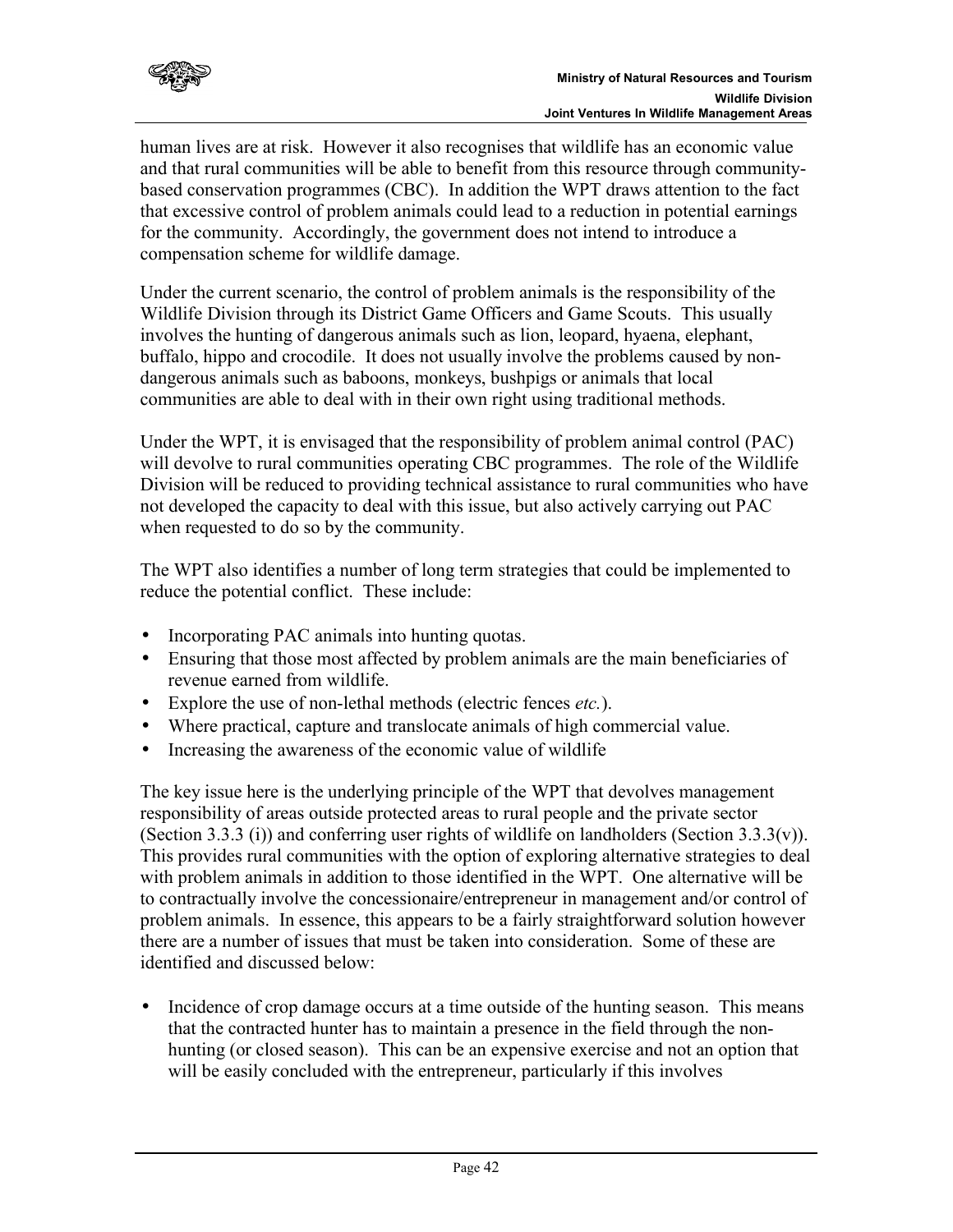human lives are at risk. However it also recognises that wildlife has an economic value and that rural communities will be able to benefit from this resource through community-based conservation programmes (CBC). In addition the WPT draws attention to the fact that excessive control of problem animals could lead to a reduction in potential earnings for the community. Accordingly, the government does not intend to introduce a compensation scheme for wildlife damage.

Under the current scenario, the control of problem animals is the responsibility of the Wildlife Division through its District Game Officers and Game Scouts. This usually involves the hunting of dangerous animals such as lion, leopard, hyaena, elephant, buffalo, hippo and crocodile. It does not usually involve the problems caused by non-dangerous animals such as baboons, monkeys, bushpigs or animals that local communities are able to deal with in their own right using traditional methods.

Under the WPT, it is envisaged that the responsibility of problem animal control (PAC) will devolve to rural communities operating CBC programmes. The role of the Wildlife Division will be reduced to providing technical assistance to rural communities who have not developed the capacity to deal with this issue, but also actively carrying out PAC when requested to do so by the community.

The WPT also identifies a number of long term strategies that could be implemented to reduce the potential conflict. These include:

- Incorporating PAC animals into hunting quotas.
- Ensuring that those most affected by problem animals are the main beneficiaries of revenue earned from wildlife.
- Explore the use of non-lethal methods (electric fences *etc.*).
- Where practical, capture and translocate animals of high commercial value.
- Increasing the awareness of the economic value of wildlife

The key issue here is the underlying principle of the WPT that devolves management responsibility of areas outside protected areas to rural people and the private sector (Section 3.3.3 (i)) and conferring user rights of wildlife on landholders (Section 3.3.3(v)). This provides rural communities with the option of exploring alternative strategies to deal with problem animals in addition to those identified in the WPT. One alternative will be to contractually involve the concessionaire/entrepreneur in management and/or control of problem animals. In essence, this appears to be a fairly straightforward solution however there are a number of issues that must be taken into consideration. Some of these are identified and discussed below:

- Incidence of crop damage occurs at a time outside of the hunting season. This means that the contracted hunter has to maintain a presence in the field through the non-hunting (or closed season). This can be an expensive exercise and not an option that will be easily concluded with the entrepreneur, particularly if this involves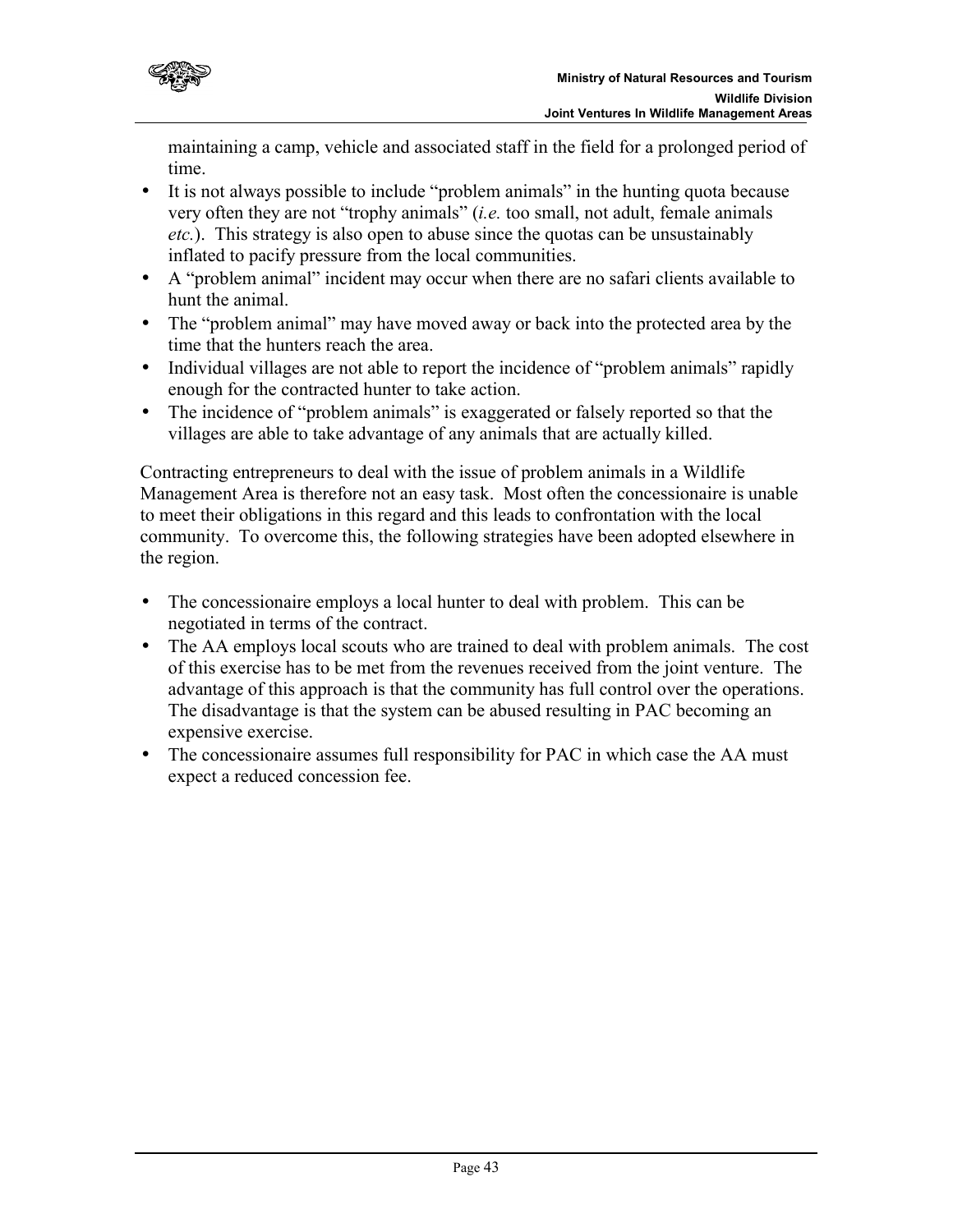maintaining a camp, vehicle and associated staff in the field for a prolonged period of time.

- It is not always possible to include "problem animals" in the hunting quota because very often they are not "trophy animals" (*i.e.* too small, not adult, female animals *etc.*). This strategy is also open to abuse since the quotas can be unsustainably inflated to pacify pressure from the local communities.
- A "problem animal" incident may occur when there are no safari clients available to hunt the animal.
- The "problem animal" may have moved away or back into the protected area by the time that the hunters reach the area.
- Individual villages are not able to report the incidence of "problem animals" rapidly enough for the contracted hunter to take action.
- The incidence of "problem animals" is exaggerated or falsely reported so that the villages are able to take advantage of any animals that are actually killed.

Contracting entrepreneurs to deal with the issue of problem animals in a Wildlife Management Area is therefore not an easy task. Most often the concessionaire is unable to meet their obligations in this regard and this leads to confrontation with the local community. To overcome this, the following strategies have been adopted elsewhere in the region.

- The concessionaire employs a local hunter to deal with problem. This can be negotiated in terms of the contract.
- The AA employs local scouts who are trained to deal with problem animals. The cost of this exercise has to be met from the revenues received from the joint venture. The advantage of this approach is that the community has full control over the operations. The disadvantage is that the system can be abused resulting in PAC becoming an expensive exercise.
- The concessionaire assumes full responsibility for PAC in which case the AA must expect a reduced concession fee.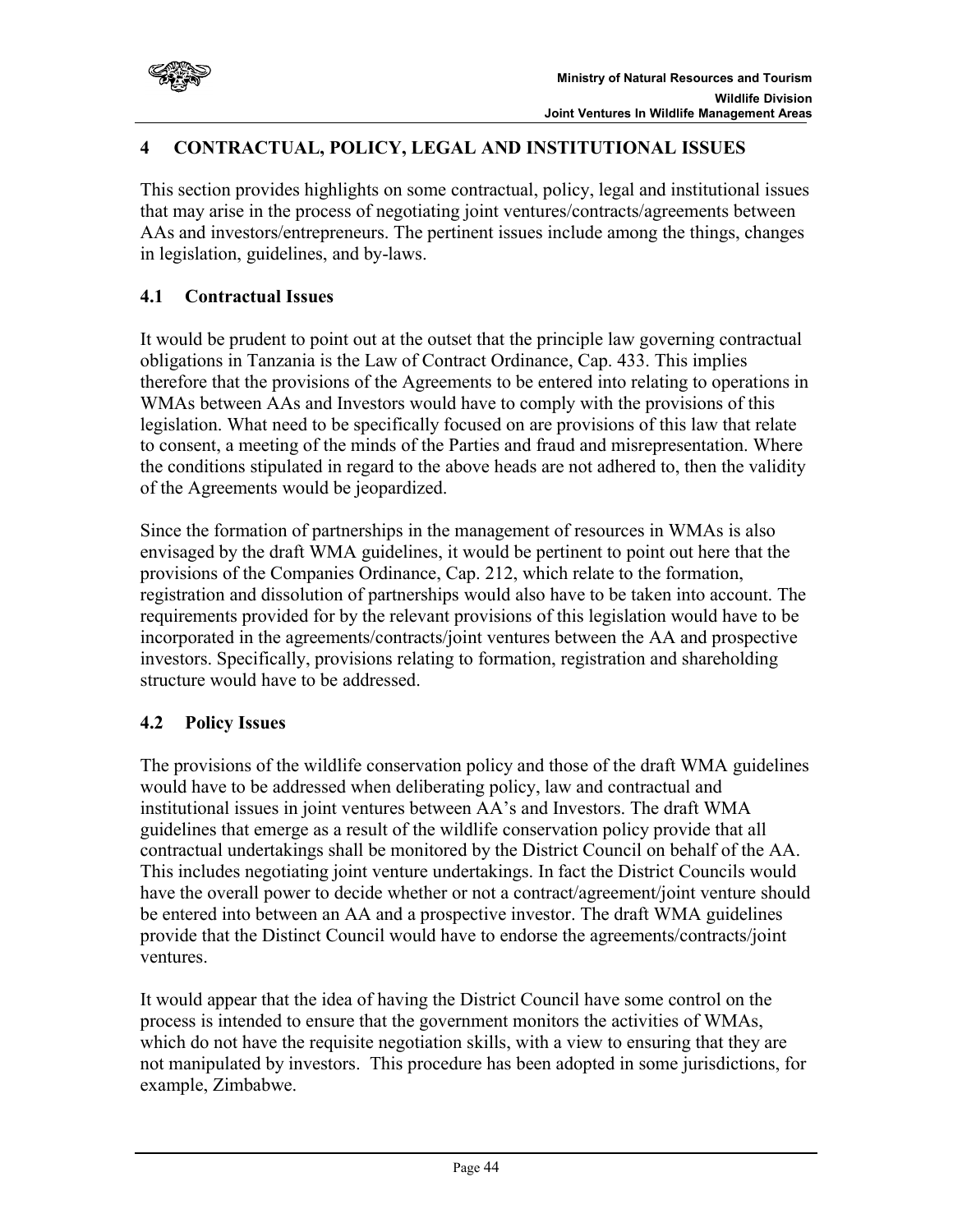## 4 CONTRACTUAL, POLICY, LEGAL AND INSTITUTIONAL ISSUES

This section provides highlights on some contractual, policy, legal and institutional issues that may arise in the process of negotiating joint ventures/contracts/agreements between AAs and investors/entrepreneurs. The pertinent issues include among the things, changes in legislation, guidelines, and by-laws.

### 4.1 Contractual Issues

It would be prudent to point out at the outset that the principle law governing contractual obligations in Tanzania is the Law of Contract Ordinance, Cap. 433. This implies therefore that the provisions of the Agreements to be entered into relating to operations in WMAs between AAs and Investors would have to comply with the provisions of this legislation. What need to be specifically focused on are provisions of this law that relate to consent, a meeting of the minds of the Parties and fraud and misrepresentation. Where the conditions stipulated in regard to the above heads are not adhered to, then the validity of the Agreements would be jeopardized.

Since the formation of partnerships in the management of resources in WMAs is also envisaged by the draft WMA guidelines, it would be pertinent to point out here that the provisions of the Companies Ordinance, Cap. 212, which relate to the formation, registration and dissolution of partnerships would also have to be taken into account. The requirements provided for by the relevant provisions of this legislation would have to be incorporated in the agreements/contracts/joint ventures between the AA and prospective investors. Specifically, provisions relating to formation, registration and shareholding structure would have to be addressed.

### 4.2 Policy Issues

The provisions of the wildlife conservation policy and those of the draft WMA guidelines would have to be addressed when deliberating policy, law and contractual and institutional issues in joint ventures between AA's and Investors. The draft WMA guidelines that emerge as a result of the wildlife conservation policy provide that all contractual undertakings shall be monitored by the District Council on behalf of the AA. This includes negotiating joint venture undertakings. In fact the District Councils would have the overall power to decide whether or not a contract/agreement/joint venture should be entered into between an AA and a prospective investor. The draft WMA guidelines provide that the Distinct Council would have to endorse the agreements/contracts/joint ventures.

It would appear that the idea of having the District Council have some control on the process is intended to ensure that the government monitors the activities of WMAs, which do not have the requisite negotiation skills, with a view to ensuring that they are not manipulated by investors. This procedure has been adopted in some jurisdictions, for example, Zimbabwe.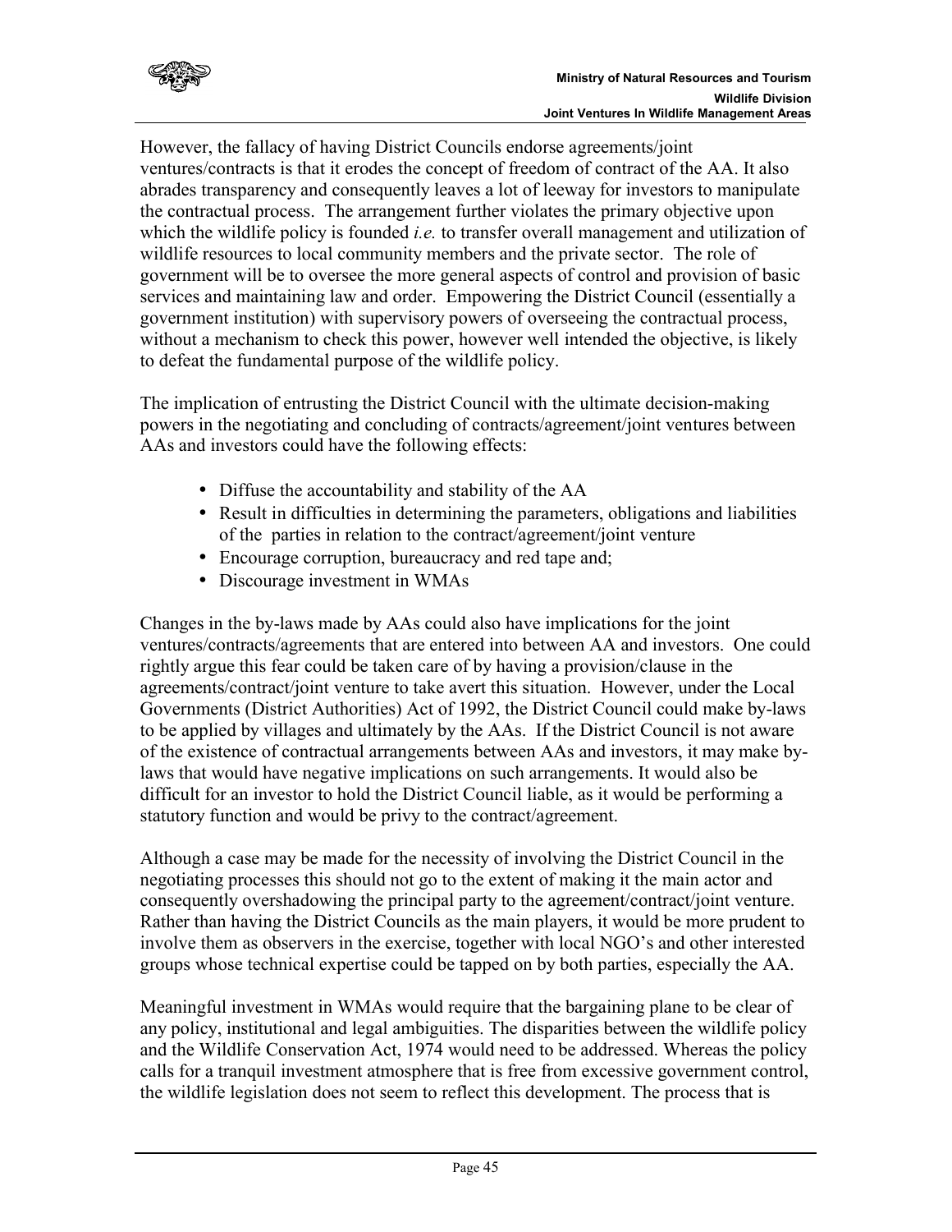However, the fallacy of having District Councils endorse agreements/joint ventures/contracts is that it erodes the concept of freedom of contract of the AA. It also abrades transparency and consequently leaves a lot of leeway for investors to manipulate the contractual process. The arrangement further violates the primary objective upon which the wildlife policy is founded *i.e.* to transfer overall management and utilization of wildlife resources to local community members and the private sector. The role of government will be to oversee the more general aspects of control and provision of basic services and maintaining law and order. Empowering the District Council (essentially a government institution) with supervisory powers of overseeing the contractual process, without a mechanism to check this power, however well intended the objective, is likely to defeat the fundamental purpose of the wildlife policy.

The implication of entrusting the District Council with the ultimate decision-making powers in the negotiating and concluding of contracts/agreement/joint ventures between AAs and investors could have the following effects:

- Diffuse the accountability and stability of the AA
- Result in difficulties in determining the parameters, obligations and liabilities of the parties in relation to the contract/agreement/joint venture
- Encourage corruption, bureaucracy and red tape and;
- Discourage investment in WMAs

Changes in the by-laws made by AAs could also have implications for the joint ventures/contracts/agreements that are entered into between AA and investors. One could rightly argue this fear could be taken care of by having a provision/clause in the agreements/contract/joint venture to take avert this situation. However, under the Local Governments (District Authorities) Act of 1992, the District Council could make by-laws to be applied by villages and ultimately by the AAs. If the District Council is not aware of the existence of contractual arrangements between AAs and investors, it may make by-laws that would have negative implications on such arrangements. It would also be difficult for an investor to hold the District Council liable, as it would be performing a statutory function and would be privy to the contract/agreement.

Although a case may be made for the necessity of involving the District Council in the negotiating processes this should not go to the extent of making it the main actor and consequently overshadowing the principal party to the agreement/contract/joint venture. Rather than having the District Councils as the main players, it would be more prudent to involve them as observers in the exercise, together with local NGO's and other interested groups whose technical expertise could be tapped on by both parties, especially the AA.

Meaningful investment in WMAs would require that the bargaining plane to be clear of any policy, institutional and legal ambiguities. The disparities between the wildlife policy and the Wildlife Conservation Act, 1974 would need to be addressed. Whereas the policy calls for a tranquil investment atmosphere that is free from excessive government control, the wildlife legislation does not seem to reflect this development. The process that is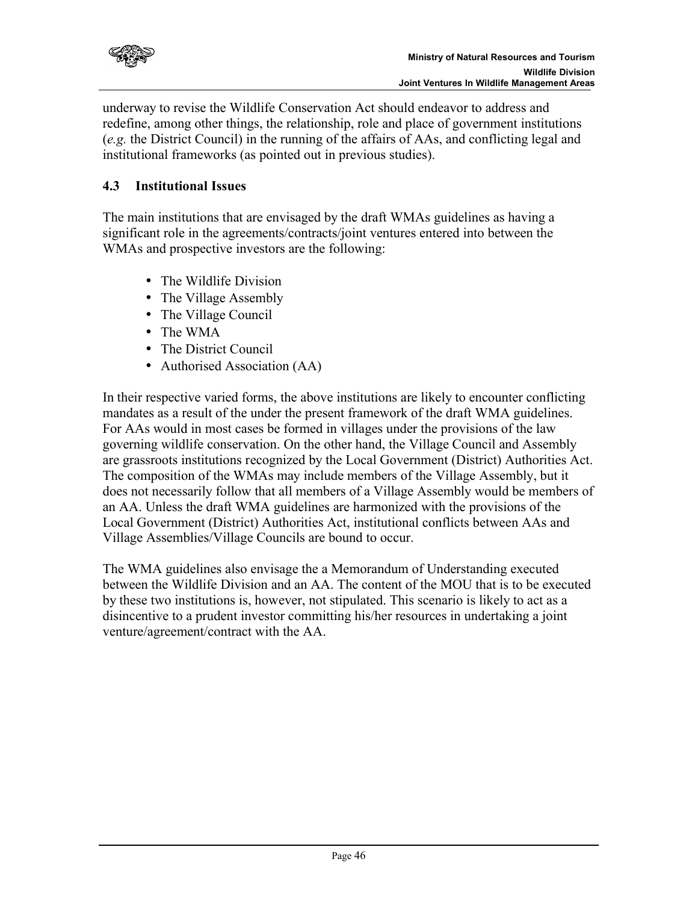underway to revise the Wildlife Conservation Act should endeavor to address and redefine, among other things, the relationship, role and place of government institutions (*e.g.* the District Council) in the running of the affairs of AAs, and conflicting legal and institutional frameworks (as pointed out in previous studies).

### 4.3 Institutional Issues

The main institutions that are envisaged by the draft WMAs guidelines as having a significant role in the agreements/contracts/joint ventures entered into between the WMAs and prospective investors are the following:

- The Wildlife Division
- The Village Assembly
- The Village Council
- The WMA
- The District Council
- Authorised Association (AA)

In their respective varied forms, the above institutions are likely to encounter conflicting mandates as a result of the under the present framework of the draft WMA guidelines. For AAs would in most cases be formed in villages under the provisions of the law governing wildlife conservation. On the other hand, the Village Council and Assembly are grassroots institutions recognized by the Local Government (District) Authorities Act. The composition of the WMAs may include members of the Village Assembly, but it does not necessarily follow that all members of a Village Assembly would be members of an AA. Unless the draft WMA guidelines are harmonized with the provisions of the Local Government (District) Authorities Act, institutional conflicts between AAs and Village Assemblies/Village Councils are bound to occur.

The WMA guidelines also envisage the a Memorandum of Understanding executed between the Wildlife Division and an AA. The content of the MOU that is to be executed by these two institutions is, however, not stipulated. This scenario is likely to act as a disincentive to a prudent investor committing his/her resources in undertaking a joint venture/agreement/contract with the AA.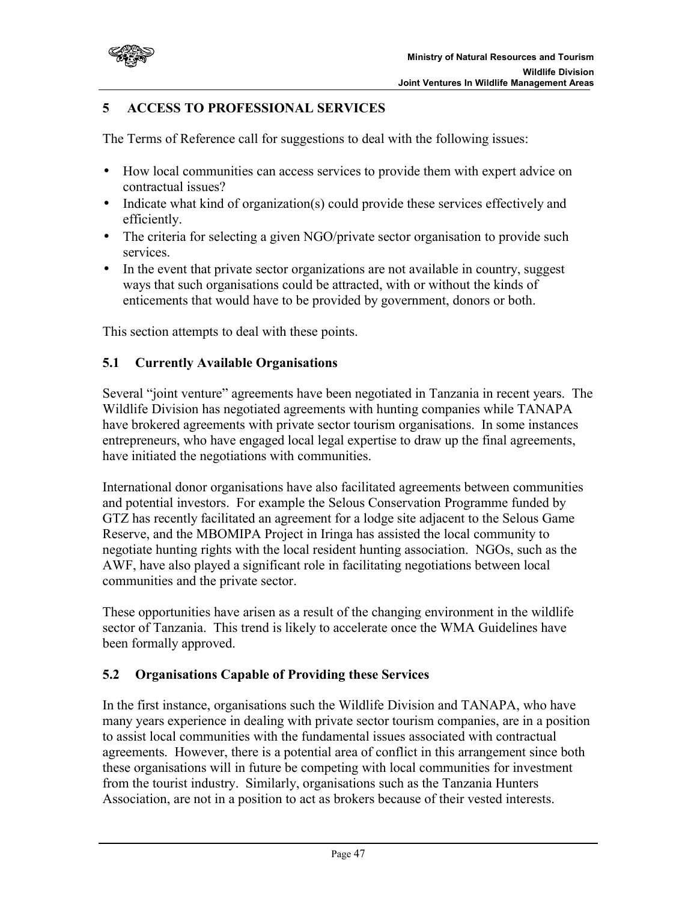## 5 ACCESS TO PROFESSIONAL SERVICES

The Terms of Reference call for suggestions to deal with the following issues:

- How local communities can access services to provide them with expert advice on contractual issues?
- Indicate what kind of organization(s) could provide these services effectively and efficiently.
- The criteria for selecting a given NGO/private sector organisation to provide such services.
- In the event that private sector organizations are not available in country, suggest ways that such organisations could be attracted, with or without the kinds of enticements that would have to be provided by government, donors or both.

This section attempts to deal with these points.

### 5.1 Currently Available Organisations

Several "joint venture" agreements have been negotiated in Tanzania in recent years. The Wildlife Division has negotiated agreements with hunting companies while TANAPA have brokered agreements with private sector tourism organisations. In some instances entrepreneurs, who have engaged local legal expertise to draw up the final agreements, have initiated the negotiations with communities.

International donor organisations have also facilitated agreements between communities and potential investors. For example the Selous Conservation Programme funded by GTZ has recently facilitated an agreement for a lodge site adjacent to the Selous Game Reserve, and the MBOMIPA Project in Iringa has assisted the local community to negotiate hunting rights with the local resident hunting association. NGOs, such as the AWF, have also played a significant role in facilitating negotiations between local communities and the private sector.

These opportunities have arisen as a result of the changing environment in the wildlife sector of Tanzania. This trend is likely to accelerate once the WMA Guidelines have been formally approved.

### 5.2 Organisations Capable of Providing these Services

In the first instance, organisations such the Wildlife Division and TANAPA, who have many years experience in dealing with private sector tourism companies, are in a position to assist local communities with the fundamental issues associated with contractual agreements. However, there is a potential area of conflict in this arrangement since both these organisations will in future be competing with local communities for investment from the tourist industry. Similarly, organisations such as the Tanzania Hunters Association, are not in a position to act as brokers because of their vested interests.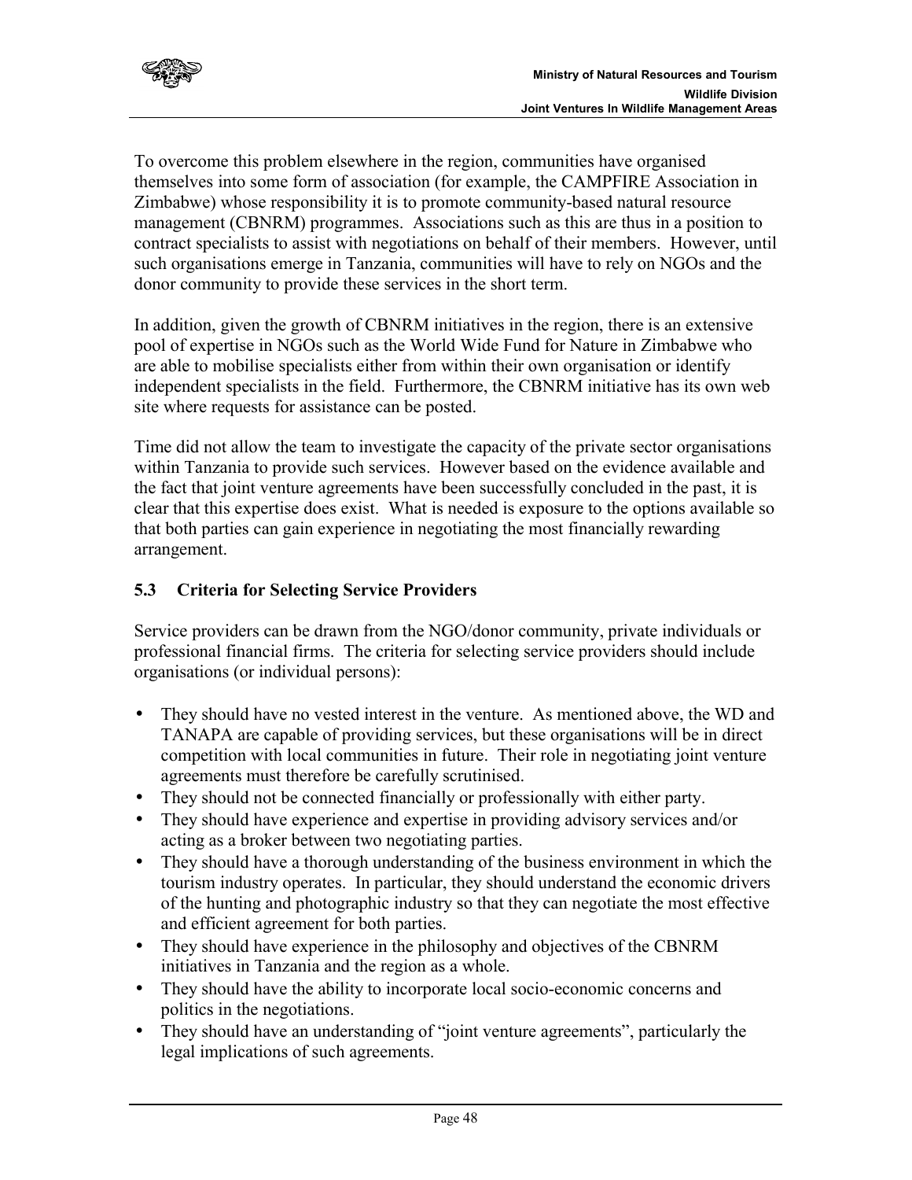To overcome this problem elsewhere in the region, communities have organised themselves into some form of association (for example, the CAMPFIRE Association in Zimbabwe) whose responsibility it is to promote community-based natural resource management (CBNRM) programmes. Associations such as this are thus in a position to contract specialists to assist with negotiations on behalf of their members. However, until such organisations emerge in Tanzania, communities will have to rely on NGOs and the donor community to provide these services in the short term.

In addition, given the growth of CBNRM initiatives in the region, there is an extensive pool of expertise in NGOs such as the World Wide Fund for Nature in Zimbabwe who are able to mobilise specialists either from within their own organisation or identify independent specialists in the field. Furthermore, the CBNRM initiative has its own web site where requests for assistance can be posted.

Time did not allow the team to investigate the capacity of the private sector organisations within Tanzania to provide such services. However based on the evidence available and the fact that joint venture agreements have been successfully concluded in the past, it is clear that this expertise does exist. What is needed is exposure to the options available so that both parties can gain experience in negotiating the most financially rewarding arrangement.

### 5.3 Criteria for Selecting Service Providers

Service providers can be drawn from the NGO/donor community, private individuals or professional financial firms. The criteria for selecting service providers should include organisations (or individual persons):

- They should have no vested interest in the venture. As mentioned above, the WD and TANAPA are capable of providing services, but these organisations will be in direct competition with local communities in future. Their role in negotiating joint venture agreements must therefore be carefully scrutinised.
- They should not be connected financially or professionally with either party.
- They should have experience and expertise in providing advisory services and/or acting as a broker between two negotiating parties.
- They should have a thorough understanding of the business environment in which the tourism industry operates. In particular, they should understand the economic drivers of the hunting and photographic industry so that they can negotiate the most effective and efficient agreement for both parties.
- They should have experience in the philosophy and objectives of the CBNRM initiatives in Tanzania and the region as a whole.
- They should have the ability to incorporate local socio-economic concerns and politics in the negotiations.
- They should have an understanding of "joint venture agreements", particularly the legal implications of such agreements.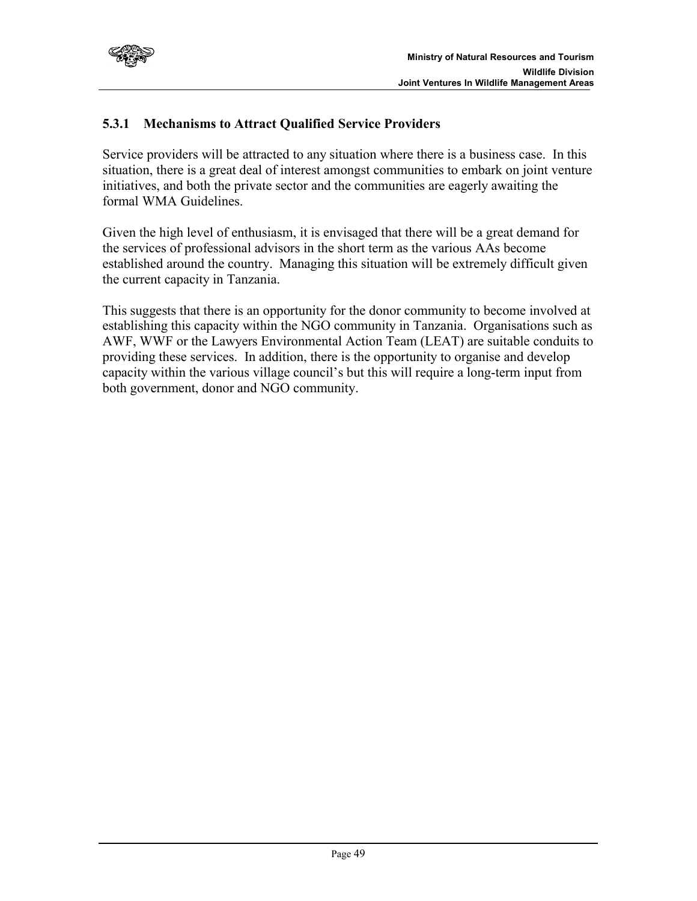### 5.3.1 Mechanisms to Attract Qualified Service Providers

Service providers will be attracted to any situation where there is a business case. In this situation, there is a great deal of interest amongst communities to embark on joint venture initiatives, and both the private sector and the communities are eagerly awaiting the formal WMA Guidelines.

Given the high level of enthusiasm, it is envisaged that there will be a great demand for the services of professional advisors in the short term as the various AAs become established around the country. Managing this situation will be extremely difficult given the current capacity in Tanzania.

This suggests that there is an opportunity for the donor community to become involved at establishing this capacity within the NGO community in Tanzania. Organisations such as AWF, WWF or the Lawyers Environmental Action Team (LEAT) are suitable conduits to providing these services. In addition, there is the opportunity to organise and develop capacity within the various village council's but this will require a long-term input from both government, donor and NGO community.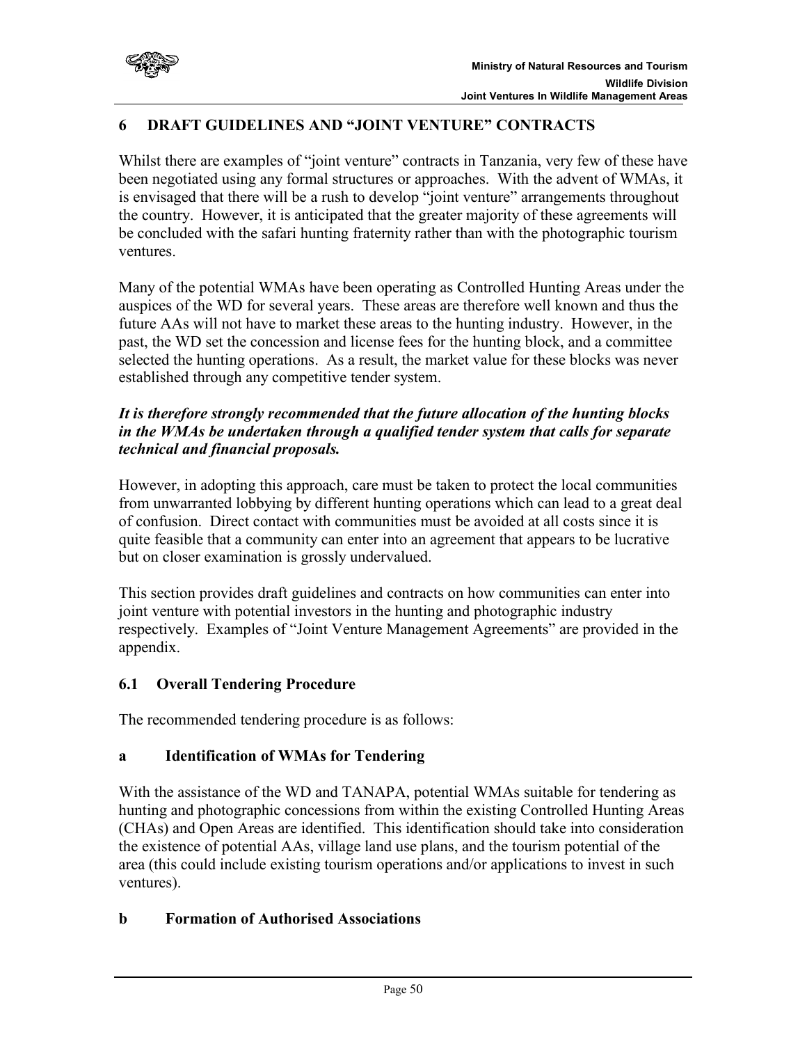# 6 DRAFT GUIDELINES AND "JOINT VENTURE" CONTRACTS

Whilst there are examples of "joint venture" contracts in Tanzania, very few of these have been negotiated using any formal structures or approaches. With the advent of WMAs, it is envisaged that there will be a rush to develop "joint venture" arrangements throughout the country. However, it is anticipated that the greater majority of these agreements will be concluded with the safari hunting fraternity rather than with the photographic tourism ventures.

Many of the potential WMAs have been operating as Controlled Hunting Areas under the auspices of the WD for several years. These areas are therefore well known and thus the future AAs will not have to market these areas to the hunting industry. However, in the past, the WD set the concession and license fees for the hunting block, and a committee selected the hunting operations. As a result, the market value for these blocks was never established through any competitive tender system.

***It is therefore strongly recommended that the future allocation of the hunting blocks in the WMAs be undertaken through a qualified tender system that calls for separate technical and financial proposals.***

However, in adopting this approach, care must be taken to protect the local communities from unwarranted lobbying by different hunting operations which can lead to a great deal of confusion. Direct contact with communities must be avoided at all costs since it is quite feasible that a community can enter into an agreement that appears to be lucrative but on closer examination is grossly undervalued.

This section provides draft guidelines and contracts on how communities can enter into joint venture with potential investors in the hunting and photographic industry respectively. Examples of "Joint Venture Management Agreements" are provided in the appendix.

## 6.1 Overall Tendering Procedure

The recommended tendering procedure is as follows:

### a Identification of WMAs for Tendering

With the assistance of the WD and TANAPA, potential WMAs suitable for tendering as hunting and photographic concessions from within the existing Controlled Hunting Areas (CHAs) and Open Areas are identified. This identification should take into consideration the existence of potential AAs, village land use plans, and the tourism potential of the area (this could include existing tourism operations and/or applications to invest in such ventures).

### b Formation of Authorised Associations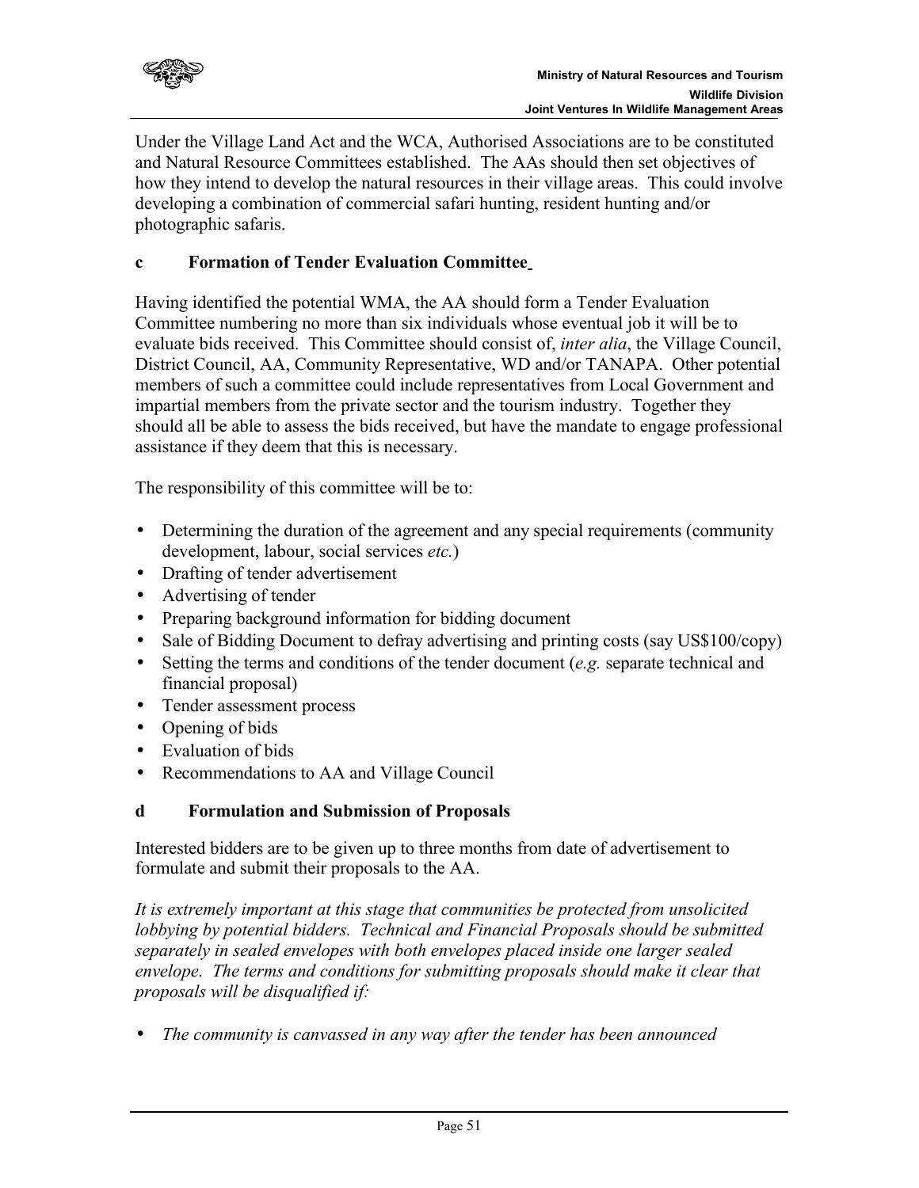Under the Village Land Act and the WCA, Authorised Associations are to be constituted and Natural Resource Committees established. The AAs should then set objectives of how they intend to develop the natural resources in their village areas. This could involve developing a combination of commercial safari hunting, resident hunting and/or photographic safaris.

### c Formation of Tender Evaluation Committee

Having identified the potential WMA, the AA should form a Tender Evaluation Committee numbering no more than six individuals whose eventual job it will be to evaluate bids received. This Committee should consist of, *inter alia*, the Village Council, District Council, AA, Community Representative, WD and/or TANAPA. Other potential members of such a committee could include representatives from Local Government and impartial members from the private sector and the tourism industry. Together they should all be able to assess the bids received, but have the mandate to engage professional assistance if they deem that this is necessary.

The responsibility of this committee will be to:

- Determining the duration of the agreement and any special requirements (community development, labour, social services *etc.*)
- Drafting of tender advertisement
- Advertising of tender
- Preparing background information for bidding document
- Sale of Bidding Document to defray advertising and printing costs (say US$100/copy)
- Setting the terms and conditions of the tender document (*e.g.* separate technical and financial proposal)
- Tender assessment process
- Opening of bids
- Evaluation of bids
- Recommendations to AA and Village Council

### d Formulation and Submission of Proposals

Interested bidders are to be given up to three months from date of advertisement to formulate and submit their proposals to the AA.

*It is extremely important at this stage that communities be protected from unsolicited lobbying by potential bidders. Technical and Financial Proposals should be submitted separately in sealed envelopes with both envelopes placed inside one larger sealed envelope. The terms and conditions for submitting proposals should make it clear that proposals will be disqualified if:*

- *The community is canvassed in any way after the tender has been announced*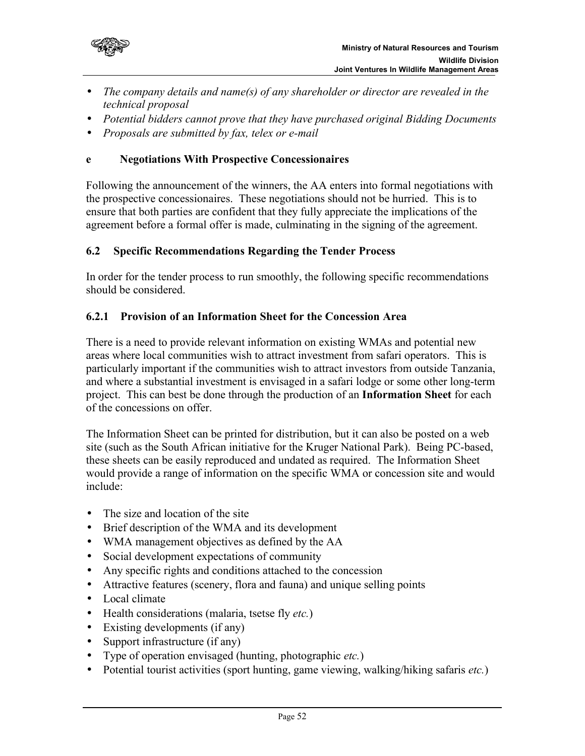- *The company details and name(s) of any shareholder or director are revealed in the technical proposal*
- *Potential bidders cannot prove that they have purchased original Bidding Documents*
- *Proposals are submitted by fax, telex or e-mail*

#### e Negotiations With Prospective Concessionaires

Following the announcement of the winners, the AA enters into formal negotiations with the prospective concessionaires. These negotiations should not be hurried. This is to ensure that both parties are confident that they fully appreciate the implications of the agreement before a formal offer is made, culminating in the signing of the agreement.

## 6.2 Specific Recommendations Regarding the Tender Process

In order for the tender process to run smoothly, the following specific recommendations should be considered.

### 6.2.1 Provision of an Information Sheet for the Concession Area

There is a need to provide relevant information on existing WMAs and potential new areas where local communities wish to attract investment from safari operators. This is particularly important if the communities wish to attract investors from outside Tanzania, and where a substantial investment is envisaged in a safari lodge or some other long-term project. This can best be done through the production of an **Information Sheet** for each of the concessions on offer.

The Information Sheet can be printed for distribution, but it can also be posted on a web site (such as the South African initiative for the Kruger National Park). Being PC-based, these sheets can be easily reproduced and undated as required. The Information Sheet would provide a range of information on the specific WMA or concession site and would include:

- The size and location of the site
- Brief description of the WMA and its development
- WMA management objectives as defined by the AA
- Social development expectations of community
- Any specific rights and conditions attached to the concession
- Attractive features (scenery, flora and fauna) and unique selling points
- Local climate
- Health considerations (malaria, tsetse fly *etc.*)
- Existing developments (if any)
- Support infrastructure (if any)
- Type of operation envisaged (hunting, photographic *etc.*)
- Potential tourist activities (sport hunting, game viewing, walking/hiking safaris *etc.*)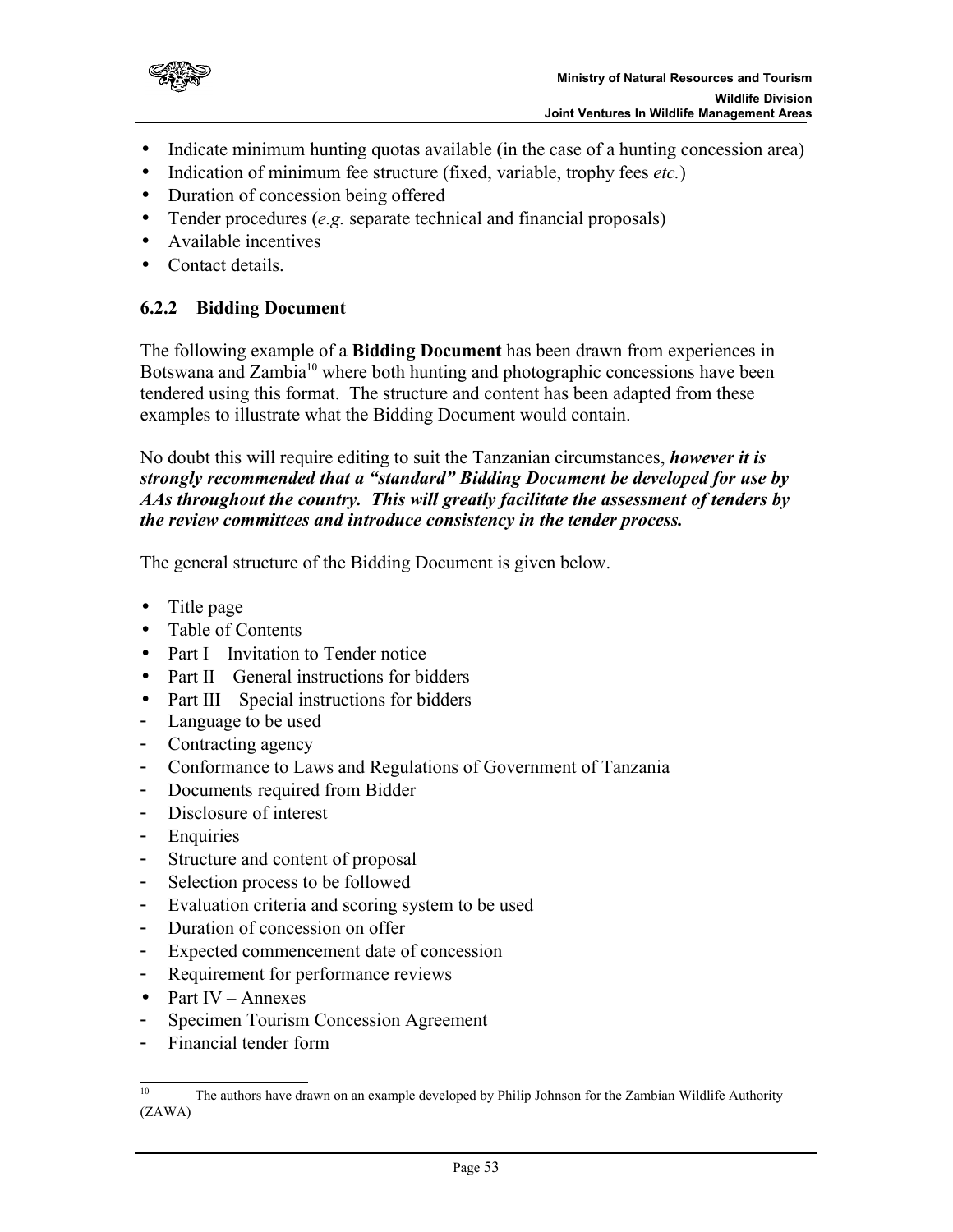- Indicate minimum hunting quotas available (in the case of a hunting concession area)
- Indication of minimum fee structure (fixed, variable, trophy fees *etc.*)
- Duration of concession being offered
- Tender procedures (*e.g.* separate technical and financial proposals)
- Available incentives
- Contact details.

### 6.2.2 Bidding Document

The following example of a **Bidding Document** has been drawn from experiences in Botswana and Zambia[10] where both hunting and photographic concessions have been tendered using this format. The structure and content has been adapted from these examples to illustrate what the Bidding Document would contain.

No doubt this will require editing to suit the Tanzanian circumstances, ***however it is strongly recommended that a "standard" Bidding Document be developed for use by AAs throughout the country. This will greatly facilitate the assessment of tenders by the review committees and introduce consistency in the tender process.***

The general structure of the Bidding Document is given below.

- Title page
- Table of Contents
- Part I – Invitation to Tender notice
- Part II – General instructions for bidders
- Part III – Special instructions for bidders
  - Language to be used
  - Contracting agency
  - Conformance to Laws and Regulations of Government of Tanzania
  - Documents required from Bidder
  - Disclosure of interest
  - Enquiries
  - Structure and content of proposal
  - Selection process to be followed
  - Evaluation criteria and scoring system to be used
  - Duration of concession on offer
  - Expected commencement date of concession
  - Requirement for performance reviews
- Part IV – Annexes
  - Specimen Tourism Concession Agreement
  - Financial tender form

[10] The authors have drawn on an example developed by Philip Johnson for the Zambian Wildlife Authority (ZAWA)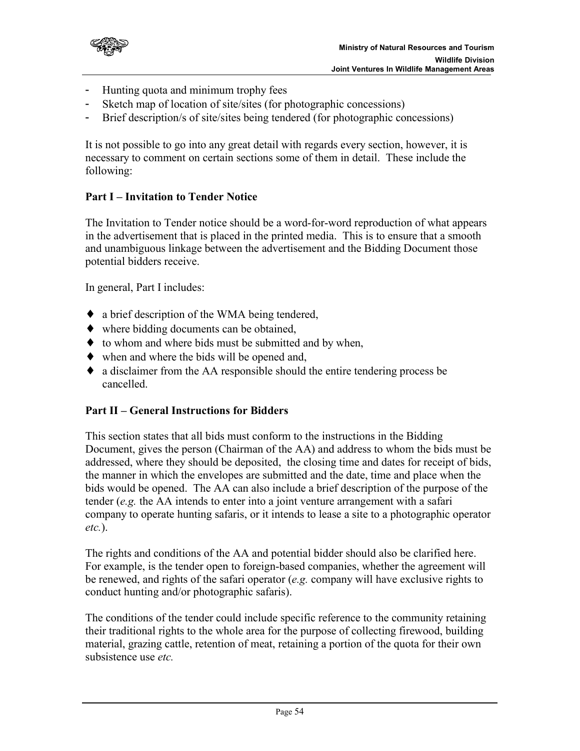- Hunting quota and minimum trophy fees
- Sketch map of location of site/sites (for photographic concessions)
- Brief description/s of site/sites being tendered (for photographic concessions)

It is not possible to go into any great detail with regards every section, however, it is necessary to comment on certain sections some of them in detail. These include the following:

**Part I – Invitation to Tender Notice**

The Invitation to Tender notice should be a word-for-word reproduction of what appears in the advertisement that is placed in the printed media. This is to ensure that a smooth and unambiguous linkage between the advertisement and the Bidding Document those potential bidders receive.

In general, Part I includes:

- ♦ a brief description of the WMA being tendered,
- ♦ where bidding documents can be obtained,
- ♦ to whom and where bids must be submitted and by when,
- ♦ when and where the bids will be opened and,
- ♦ a disclaimer from the AA responsible should the entire tendering process be cancelled.

**Part II – General Instructions for Bidders**

This section states that all bids must conform to the instructions in the Bidding Document, gives the person (Chairman of the AA) and address to whom the bids must be addressed, where they should be deposited, the closing time and dates for receipt of bids, the manner in which the envelopes are submitted and the date, time and place when the bids would be opened. The AA can also include a brief description of the purpose of the tender (*e.g.* the AA intends to enter into a joint venture arrangement with a safari company to operate hunting safaris, or it intends to lease a site to a photographic operator *etc.*).

The rights and conditions of the AA and potential bidder should also be clarified here. For example, is the tender open to foreign-based companies, whether the agreement will be renewed, and rights of the safari operator (*e.g.* company will have exclusive rights to conduct hunting and/or photographic safaris).

The conditions of the tender could include specific reference to the community retaining their traditional rights to the whole area for the purpose of collecting firewood, building material, grazing cattle, retention of meat, retaining a portion of the quota for their own subsistence use *etc.*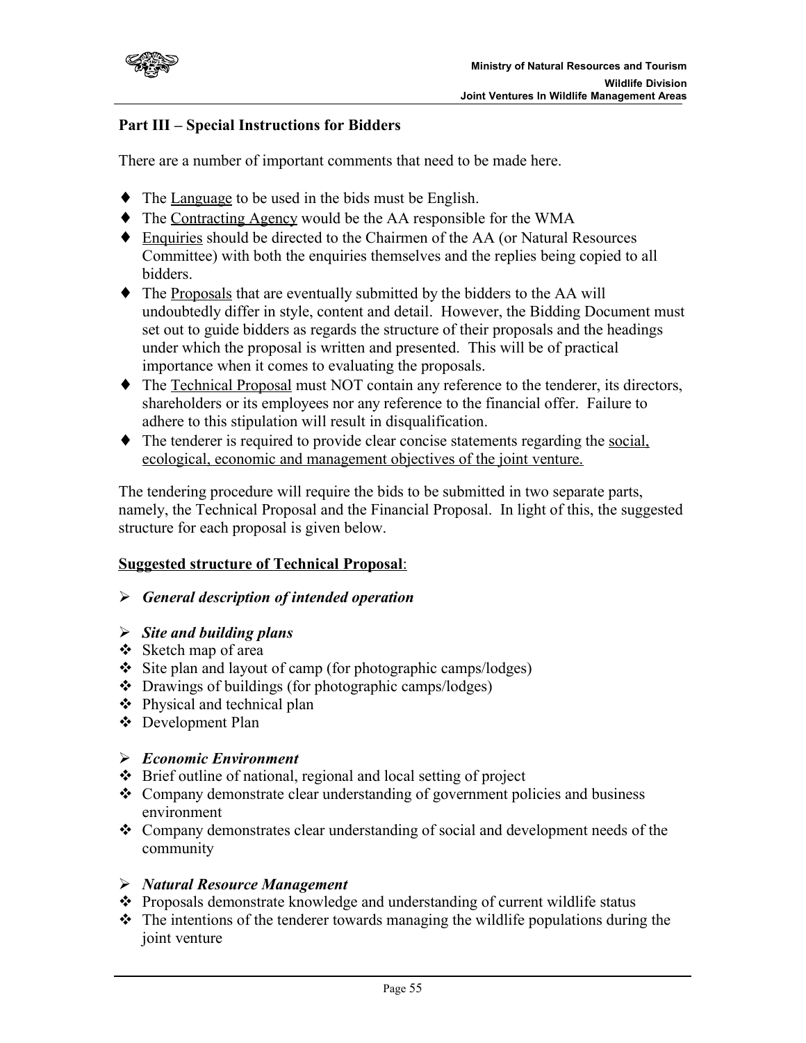**Part III – Special Instructions for Bidders**

There are a number of important comments that need to be made here.

- The <u>Language</u> to be used in the bids must be English.
- The <u>Contracting Agency</u> would be the AA responsible for the WMA
- <u>Enquiries</u> should be directed to the Chairmen of the AA (or Natural Resources Committee) with both the enquiries themselves and the replies being copied to all bidders.
- The <u>Proposals</u> that are eventually submitted by the bidders to the AA will undoubtedly differ in style, content and detail. However, the Bidding Document must set out to guide bidders as regards the structure of their proposals and the headings under which the proposal is written and presented. This will be of practical importance when it comes to evaluating the proposals.
- The <u>Technical Proposal</u> must NOT contain any reference to the tenderer, its directors, shareholders or its employees nor any reference to the financial offer. Failure to adhere to this stipulation will result in disqualification.
- The tenderer is required to provide clear concise statements regarding the <u>social, ecological, economic and management objectives of the joint venture.</u>

The tendering procedure will require the bids to be submitted in two separate parts, namely, the Technical Proposal and the Financial Proposal. In light of this, the suggested structure for each proposal is given below.

**<u>Suggested structure of Technical Proposal</u>**:

- ***General description of intended operation***

- ***Site and building plans***
  - Sketch map of area
  - Site plan and layout of camp (for photographic camps/lodges)
  - Drawings of buildings (for photographic camps/lodges)
  - Physical and technical plan
  - Development Plan

- ***Economic Environment***
  - Brief outline of national, regional and local setting of project
  - Company demonstrate clear understanding of government policies and business environment
  - Company demonstrates clear understanding of social and development needs of the community

- ***Natural Resource Management***
  - Proposals demonstrate knowledge and understanding of current wildlife status
  - The intentions of the tenderer towards managing the wildlife populations during the joint venture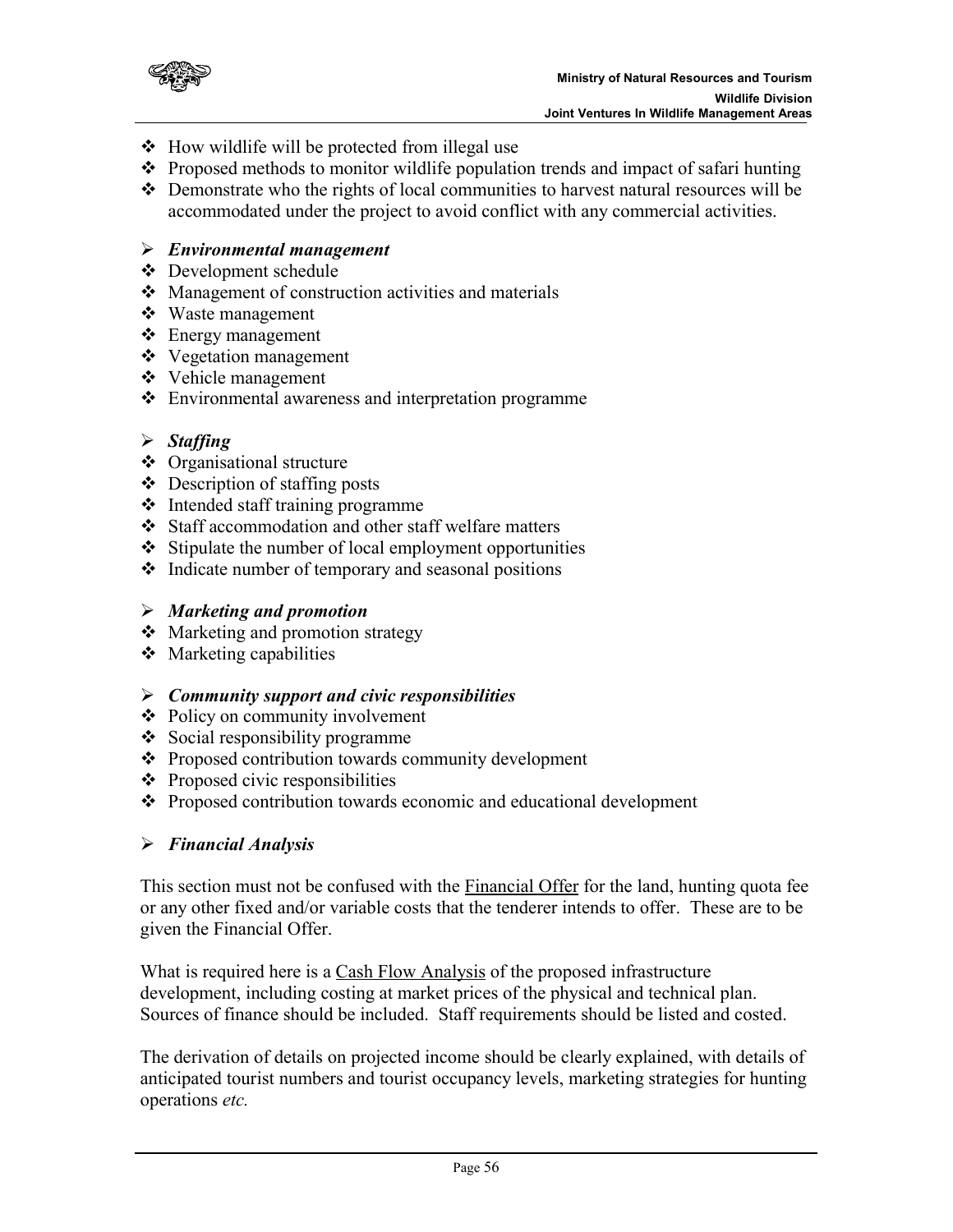- How wildlife will be protected from illegal use
- Proposed methods to monitor wildlife population trends and impact of safari hunting
- Demonstrate who the rights of local communities to harvest natural resources will be accommodated under the project to avoid conflict with any commercial activities.

## ***Environmental management***

- Development schedule
- Management of construction activities and materials
- Waste management
- Energy management
- Vegetation management
- Vehicle management
- Environmental awareness and interpretation programme

## ***Staffing***

- Organisational structure
- Description of staffing posts
- Intended staff training programme
- Staff accommodation and other staff welfare matters
- Stipulate the number of local employment opportunities
- Indicate number of temporary and seasonal positions

## ***Marketing and promotion***

- Marketing and promotion strategy
- Marketing capabilities

## ***Community support and civic responsibilities***

- Policy on community involvement
- Social responsibility programme
- Proposed contribution towards community development
- Proposed civic responsibilities
- Proposed contribution towards economic and educational development

## ***Financial Analysis***

This section must not be confused with the Financial Offer for the land, hunting quota fee or any other fixed and/or variable costs that the tenderer intends to offer. These are to be given the Financial Offer.

What is required here is a Cash Flow Analysis of the proposed infrastructure development, including costing at market prices of the physical and technical plan. Sources of finance should be included. Staff requirements should be listed and costed.

The derivation of details on projected income should be clearly explained, with details of anticipated tourist numbers and tourist occupancy levels, marketing strategies for hunting operations *etc.*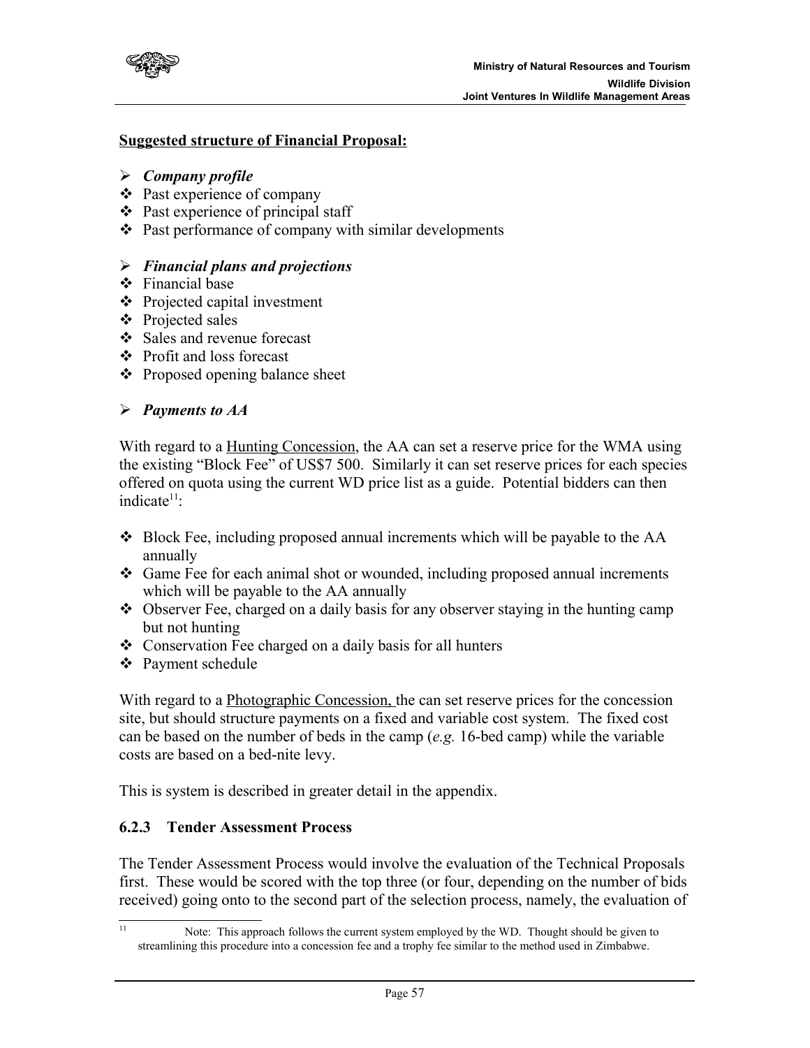**Suggested structure of Financial Proposal:**

- ***Company profile***
- Past experience of company
- Past experience of principal staff
- Past performance of company with similar developments

- ***Financial plans and projections***
- Financial base
- Projected capital investment
- Projected sales
- Sales and revenue forecast
- Profit and loss forecast
- Proposed opening balance sheet

- ***Payments to AA***

With regard to a Hunting Concession, the AA can set a reserve price for the WMA using the existing "Block Fee" of US$7 500. Similarly it can set reserve prices for each species offered on quota using the current WD price list as a guide. Potential bidders can then indicate[11]:

- Block Fee, including proposed annual increments which will be payable to the AA annually
- Game Fee for each animal shot or wounded, including proposed annual increments which will be payable to the AA annually
- Observer Fee, charged on a daily basis for any observer staying in the hunting camp but not hunting
- Conservation Fee charged on a daily basis for all hunters
- Payment schedule

With regard to a Photographic Concession, the can set reserve prices for the concession site, but should structure payments on a fixed and variable cost system. The fixed cost can be based on the number of beds in the camp (*e.g.* 16-bed camp) while the variable costs are based on a bed-nite levy.

This is system is described in greater detail in the appendix.

### 6.2.3 Tender Assessment Process

The Tender Assessment Process would involve the evaluation of the Technical Proposals first. These would be scored with the top three (or four, depending on the number of bids received) going onto to the second part of the selection process, namely, the evaluation of

[11] Note: This approach follows the current system employed by the WD. Thought should be given to streamlining this procedure into a concession fee and a trophy fee similar to the method used in Zimbabwe.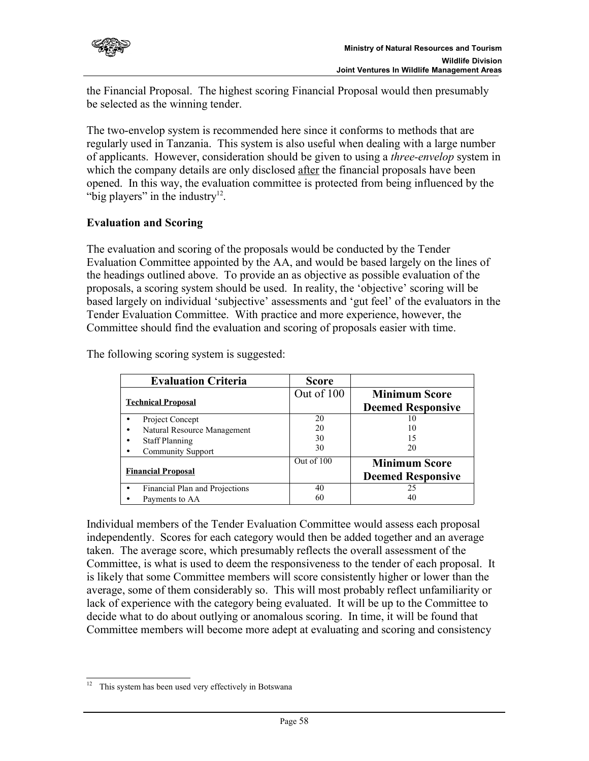the Financial Proposal. The highest scoring Financial Proposal would then presumably be selected as the winning tender.

The two-envelop system is recommended here since it conforms to methods that are regularly used in Tanzania. This system is also useful when dealing with a large number of applicants. However, consideration should be given to using a *three-envelop* system in which the company details are only disclosed after the financial proposals have been opened. In this way, the evaluation committee is protected from being influenced by the "big players" in the industry[12].

### Evaluation and Scoring

The evaluation and scoring of the proposals would be conducted by the Tender Evaluation Committee appointed by the AA, and would be based largely on the lines of the headings outlined above. To provide an as objective as possible evaluation of the proposals, a scoring system should be used. In reality, the 'objective' scoring will be based largely on individual 'subjective' assessments and 'gut feel' of the evaluators in the Tender Evaluation Committee. With practice and more experience, however, the Committee should find the evaluation and scoring of proposals easier with time.

The following scoring system is suggested:

| Evaluation Criteria | Score | |
|---|---|---|
| **Technical Proposal** | Out of 100 | **Minimum Score Deemed Responsive** |
| • Project Concept | 20 | 10 |
| • Natural Resource Management | 20 | 10 |
| • Staff Planning | 30 | 15 |
| • Community Support | 30 | 20 |
| **Financial Proposal** | Out of 100 | **Minimum Score Deemed Responsive** |
| • Financial Plan and Projections | 40 | 25 |
| • Payments to AA | 60 | 40 |

Individual members of the Tender Evaluation Committee would assess each proposal independently. Scores for each category would then be added together and an average taken. The average score, which presumably reflects the overall assessment of the Committee, is what is used to deem the responsiveness to the tender of each proposal. It is likely that some Committee members will score consistently higher or lower than the average, some of them considerably so. This will most probably reflect unfamiliarity or lack of experience with the category being evaluated. It will be up to the Committee to decide what to do about outlying or anomalous scoring. In time, it will be found that Committee members will become more adept at evaluating and scoring and consistency

[12] This system has been used very effectively in Botswana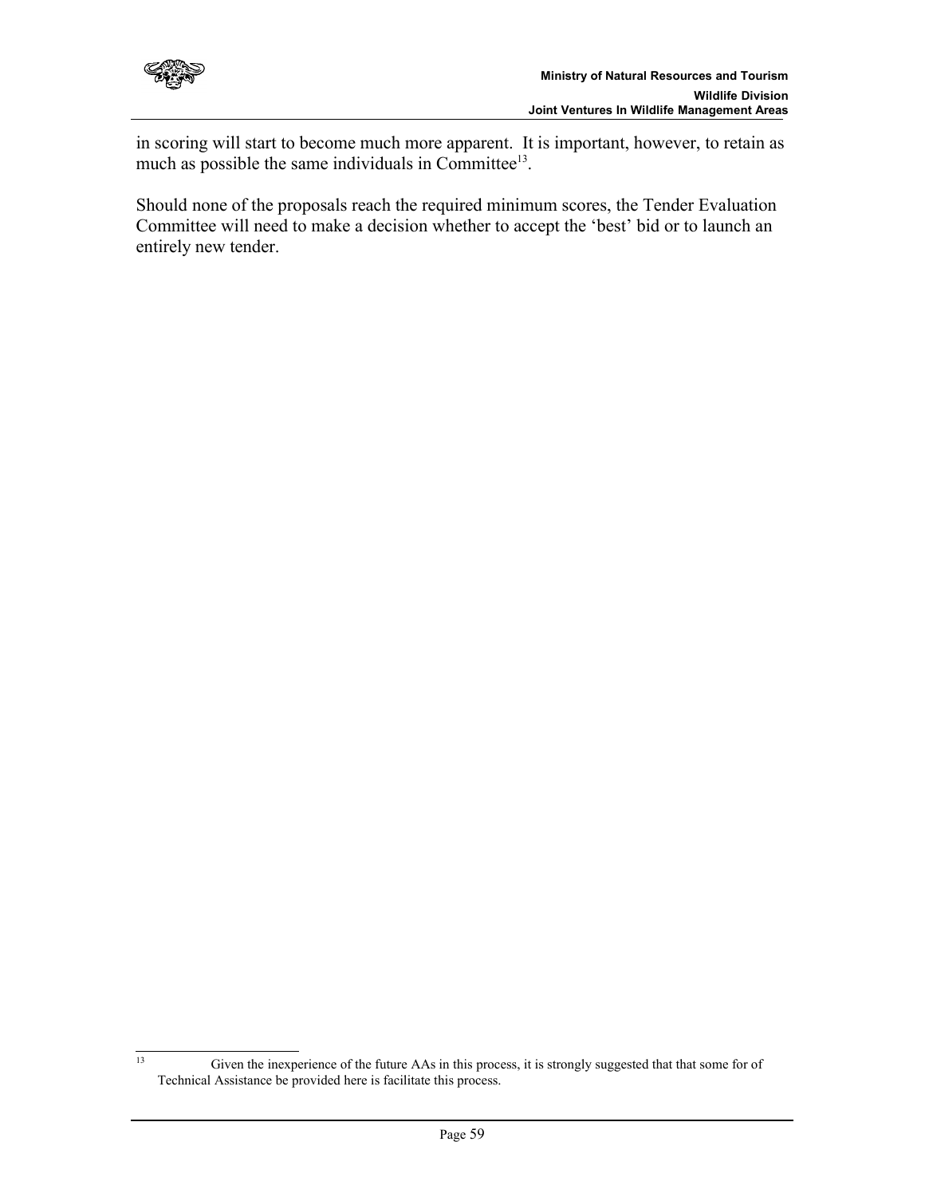in scoring will start to become much more apparent. It is important, however, to retain as much as possible the same individuals in Committee[13].

Should none of the proposals reach the required minimum scores, the Tender Evaluation Committee will need to make a decision whether to accept the 'best' bid or to launch an entirely new tender.

---

[13] Given the inexperience of the future AAs in this process, it is strongly suggested that that some for of Technical Assistance be provided here is facilitate this process.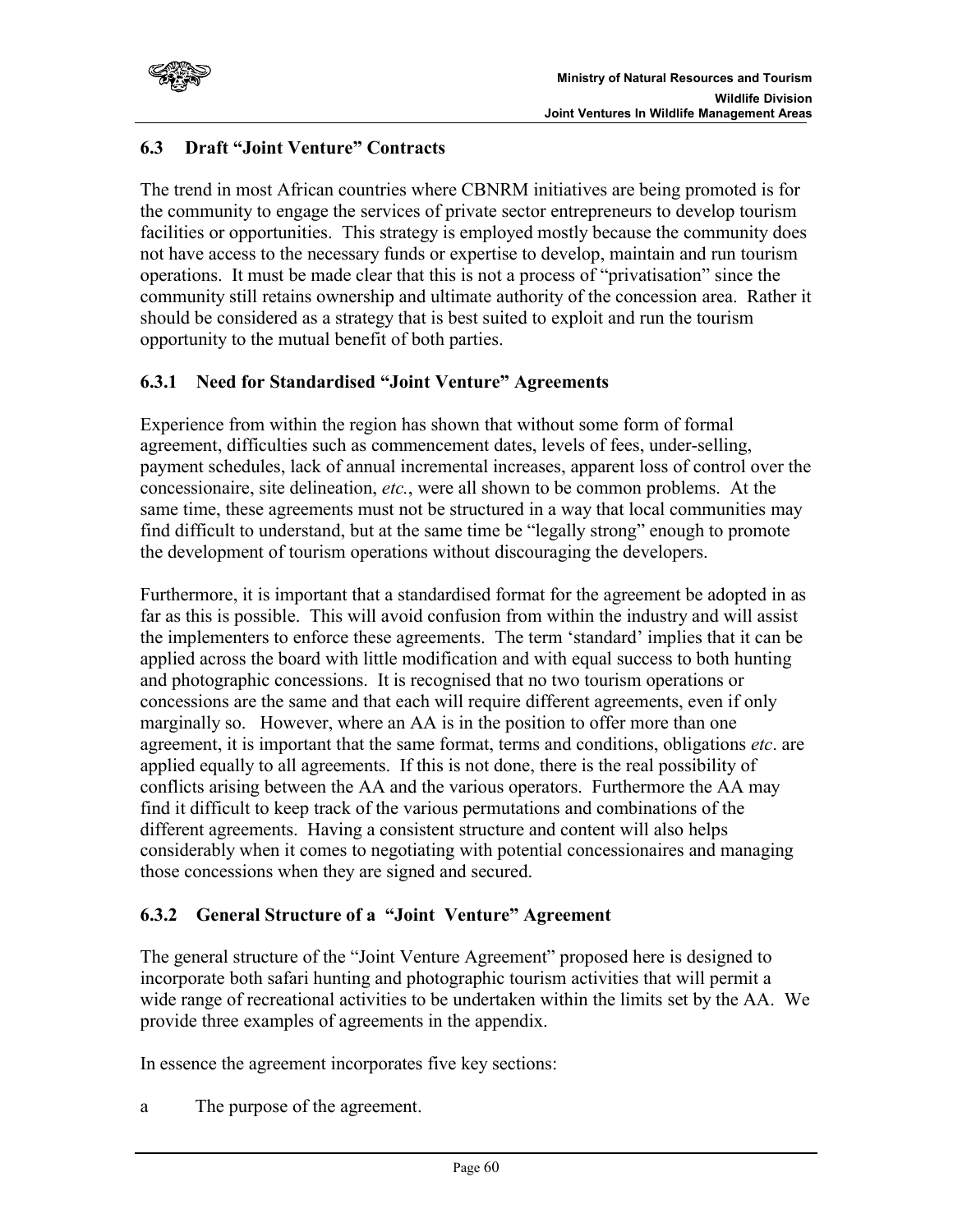## 6.3 Draft "Joint Venture" Contracts

The trend in most African countries where CBNRM initiatives are being promoted is for the community to engage the services of private sector entrepreneurs to develop tourism facilities or opportunities. This strategy is employed mostly because the community does not have access to the necessary funds or expertise to develop, maintain and run tourism operations. It must be made clear that this is not a process of "privatisation" since the community still retains ownership and ultimate authority of the concession area. Rather it should be considered as a strategy that is best suited to exploit and run the tourism opportunity to the mutual benefit of both parties.

### 6.3.1 Need for Standardised "Joint Venture" Agreements

Experience from within the region has shown that without some form of formal agreement, difficulties such as commencement dates, levels of fees, under-selling, payment schedules, lack of annual incremental increases, apparent loss of control over the concessionaire, site delineation, *etc.*, were all shown to be common problems. At the same time, these agreements must not be structured in a way that local communities may find difficult to understand, but at the same time be "legally strong" enough to promote the development of tourism operations without discouraging the developers.

Furthermore, it is important that a standardised format for the agreement be adopted in as far as this is possible. This will avoid confusion from within the industry and will assist the implementers to enforce these agreements. The term 'standard' implies that it can be applied across the board with little modification and with equal success to both hunting and photographic concessions. It is recognised that no two tourism operations or concessions are the same and that each will require different agreements, even if only marginally so. However, where an AA is in the position to offer more than one agreement, it is important that the same format, terms and conditions, obligations *etc*. are applied equally to all agreements. If this is not done, there is the real possibility of conflicts arising between the AA and the various operators. Furthermore the AA may find it difficult to keep track of the various permutations and combinations of the different agreements. Having a consistent structure and content will also helps considerably when it comes to negotiating with potential concessionaires and managing those concessions when they are signed and secured.

### 6.3.2 General Structure of a "Joint Venture" Agreement

The general structure of the "Joint Venture Agreement" proposed here is designed to incorporate both safari hunting and photographic tourism activities that will permit a wide range of recreational activities to be undertaken within the limits set by the AA. We provide three examples of agreements in the appendix.

In essence the agreement incorporates five key sections:

a The purpose of the agreement.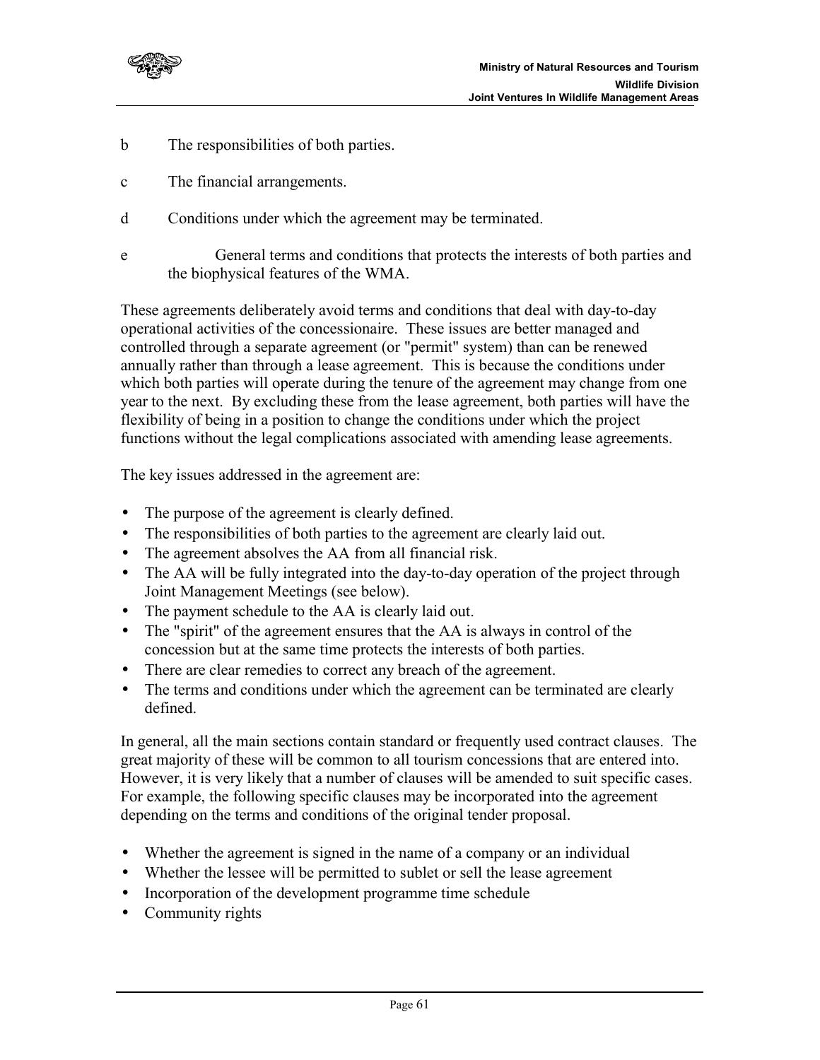b The responsibilities of both parties.

c The financial arrangements.

d Conditions under which the agreement may be terminated.

e General terms and conditions that protects the interests of both parties and the biophysical features of the WMA.

These agreements deliberately avoid terms and conditions that deal with day-to-day operational activities of the concessionaire. These issues are better managed and controlled through a separate agreement (or "permit" system) than can be renewed annually rather than through a lease agreement. This is because the conditions under which both parties will operate during the tenure of the agreement may change from one year to the next. By excluding these from the lease agreement, both parties will have the flexibility of being in a position to change the conditions under which the project functions without the legal complications associated with amending lease agreements.

The key issues addressed in the agreement are:

- The purpose of the agreement is clearly defined.
- The responsibilities of both parties to the agreement are clearly laid out.
- The agreement absolves the AA from all financial risk.
- The AA will be fully integrated into the day-to-day operation of the project through Joint Management Meetings (see below).
- The payment schedule to the AA is clearly laid out.
- The "spirit" of the agreement ensures that the AA is always in control of the concession but at the same time protects the interests of both parties.
- There are clear remedies to correct any breach of the agreement.
- The terms and conditions under which the agreement can be terminated are clearly defined.

In general, all the main sections contain standard or frequently used contract clauses. The great majority of these will be common to all tourism concessions that are entered into. However, it is very likely that a number of clauses will be amended to suit specific cases. For example, the following specific clauses may be incorporated into the agreement depending on the terms and conditions of the original tender proposal.

- Whether the agreement is signed in the name of a company or an individual
- Whether the lessee will be permitted to sublet or sell the lease agreement
- Incorporation of the development programme time schedule
- Community rights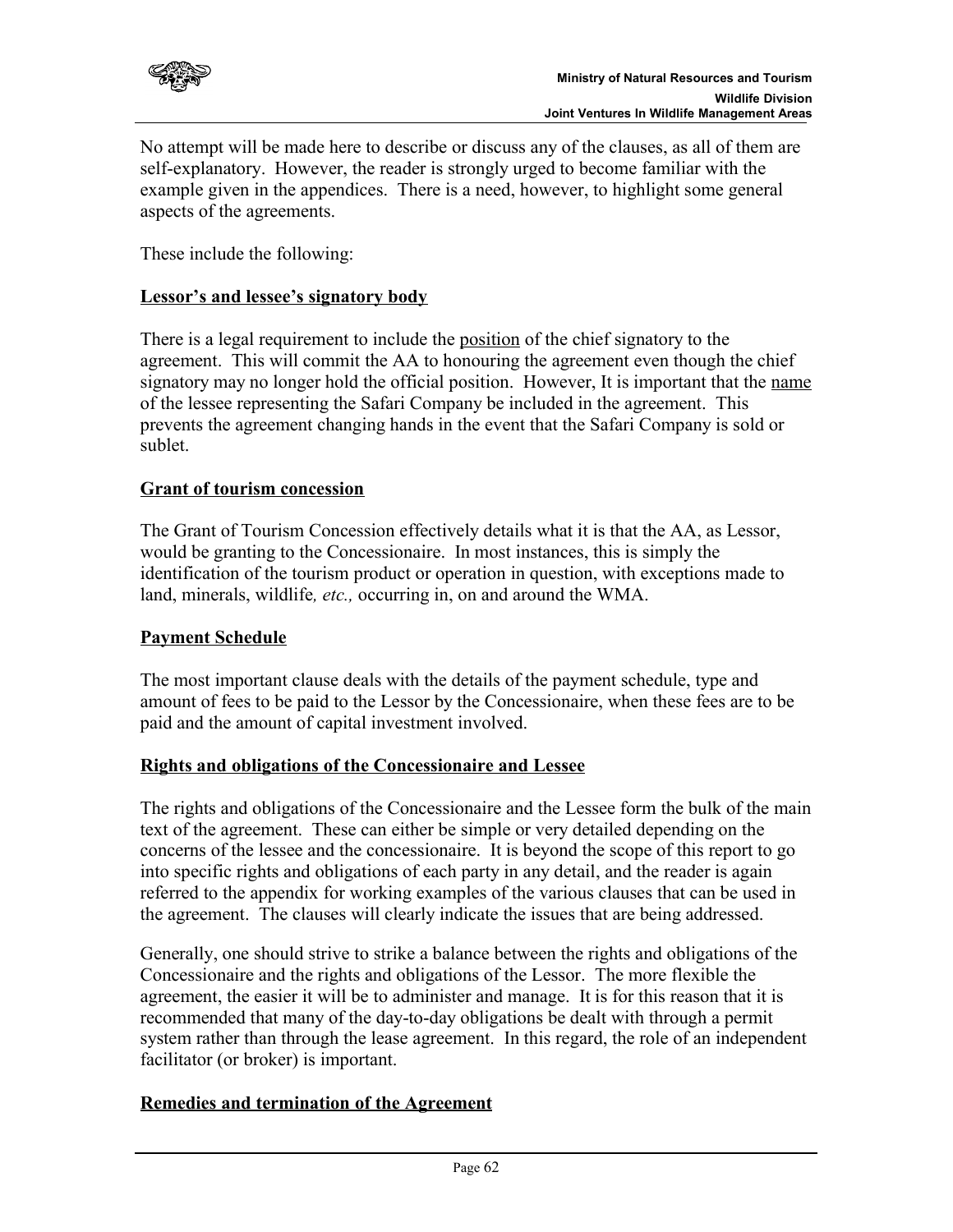No attempt will be made here to describe or discuss any of the clauses, as all of them are self-explanatory. However, the reader is strongly urged to become familiar with the example given in the appendices. There is a need, however, to highlight some general aspects of the agreements.

These include the following:

**Lessor's and lessee's signatory body**

There is a legal requirement to include the position of the chief signatory to the agreement. This will commit the AA to honouring the agreement even though the chief signatory may no longer hold the official position. However, It is important that the name of the lessee representing the Safari Company be included in the agreement. This prevents the agreement changing hands in the event that the Safari Company is sold or sublet.

**Grant of tourism concession**

The Grant of Tourism Concession effectively details what it is that the AA, as Lessor, would be granting to the Concessionaire. In most instances, this is simply the identification of the tourism product or operation in question, with exceptions made to land, minerals, wildlife*, etc.,* occurring in, on and around the WMA.

**Payment Schedule**

The most important clause deals with the details of the payment schedule, type and amount of fees to be paid to the Lessor by the Concessionaire, when these fees are to be paid and the amount of capital investment involved.

**Rights and obligations of the Concessionaire and Lessee**

The rights and obligations of the Concessionaire and the Lessee form the bulk of the main text of the agreement. These can either be simple or very detailed depending on the concerns of the lessee and the concessionaire. It is beyond the scope of this report to go into specific rights and obligations of each party in any detail, and the reader is again referred to the appendix for working examples of the various clauses that can be used in the agreement. The clauses will clearly indicate the issues that are being addressed.

Generally, one should strive to strike a balance between the rights and obligations of the Concessionaire and the rights and obligations of the Lessor. The more flexible the agreement, the easier it will be to administer and manage. It is for this reason that it is recommended that many of the day-to-day obligations be dealt with through a permit system rather than through the lease agreement. In this regard, the role of an independent facilitator (or broker) is important.

**Remedies and termination of the Agreement**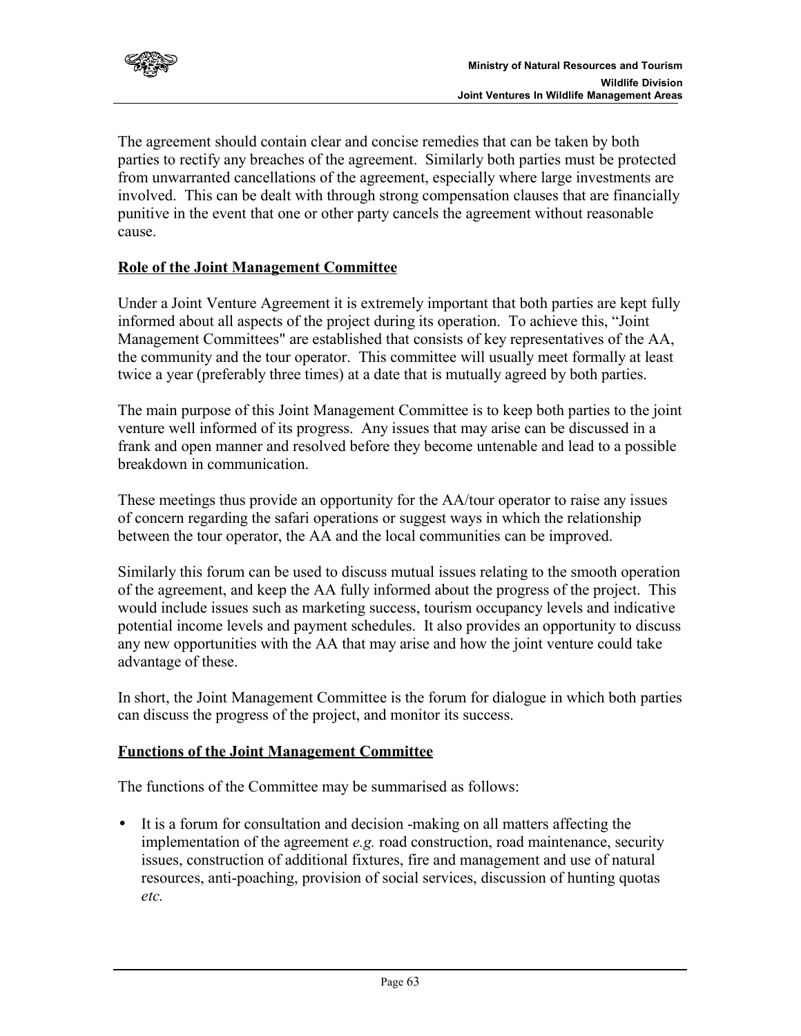The agreement should contain clear and concise remedies that can be taken by both parties to rectify any breaches of the agreement. Similarly both parties must be protected from unwarranted cancellations of the agreement, especially where large investments are involved. This can be dealt with through strong compensation clauses that are financially punitive in the event that one or other party cancels the agreement without reasonable cause.

## Role of the Joint Management Committee

Under a Joint Venture Agreement it is extremely important that both parties are kept fully informed about all aspects of the project during its operation. To achieve this, "Joint Management Committees" are established that consists of key representatives of the AA, the community and the tour operator. This committee will usually meet formally at least twice a year (preferably three times) at a date that is mutually agreed by both parties.

The main purpose of this Joint Management Committee is to keep both parties to the joint venture well informed of its progress. Any issues that may arise can be discussed in a frank and open manner and resolved before they become untenable and lead to a possible breakdown in communication.

These meetings thus provide an opportunity for the AA/tour operator to raise any issues of concern regarding the safari operations or suggest ways in which the relationship between the tour operator, the AA and the local communities can be improved.

Similarly this forum can be used to discuss mutual issues relating to the smooth operation of the agreement, and keep the AA fully informed about the progress of the project. This would include issues such as marketing success, tourism occupancy levels and indicative potential income levels and payment schedules. It also provides an opportunity to discuss any new opportunities with the AA that may arise and how the joint venture could take advantage of these.

In short, the Joint Management Committee is the forum for dialogue in which both parties can discuss the progress of the project, and monitor its success.

## Functions of the Joint Management Committee

The functions of the Committee may be summarised as follows:

- It is a forum for consultation and decision -making on all matters affecting the implementation of the agreement *e.g.* road construction, road maintenance, security issues, construction of additional fixtures, fire and management and use of natural resources, anti-poaching, provision of social services, discussion of hunting quotas *etc.*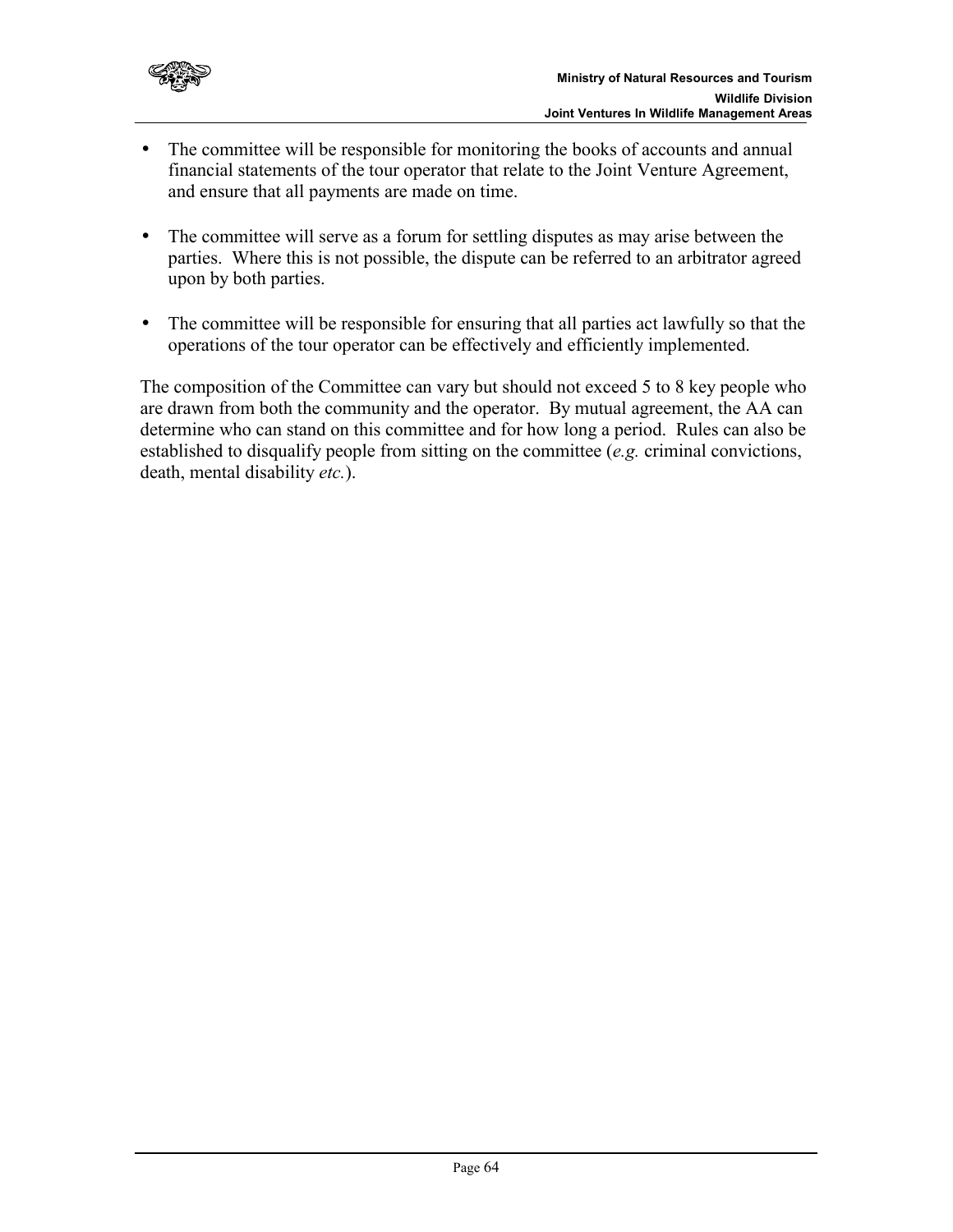- The committee will be responsible for monitoring the books of accounts and annual financial statements of the tour operator that relate to the Joint Venture Agreement, and ensure that all payments are made on time.

- The committee will serve as a forum for settling disputes as may arise between the parties. Where this is not possible, the dispute can be referred to an arbitrator agreed upon by both parties.

- The committee will be responsible for ensuring that all parties act lawfully so that the operations of the tour operator can be effectively and efficiently implemented.

The composition of the Committee can vary but should not exceed 5 to 8 key people who are drawn from both the community and the operator. By mutual agreement, the AA can determine who can stand on this committee and for how long a period. Rules can also be established to disqualify people from sitting on the committee (*e.g.* criminal convictions, death, mental disability *etc.*).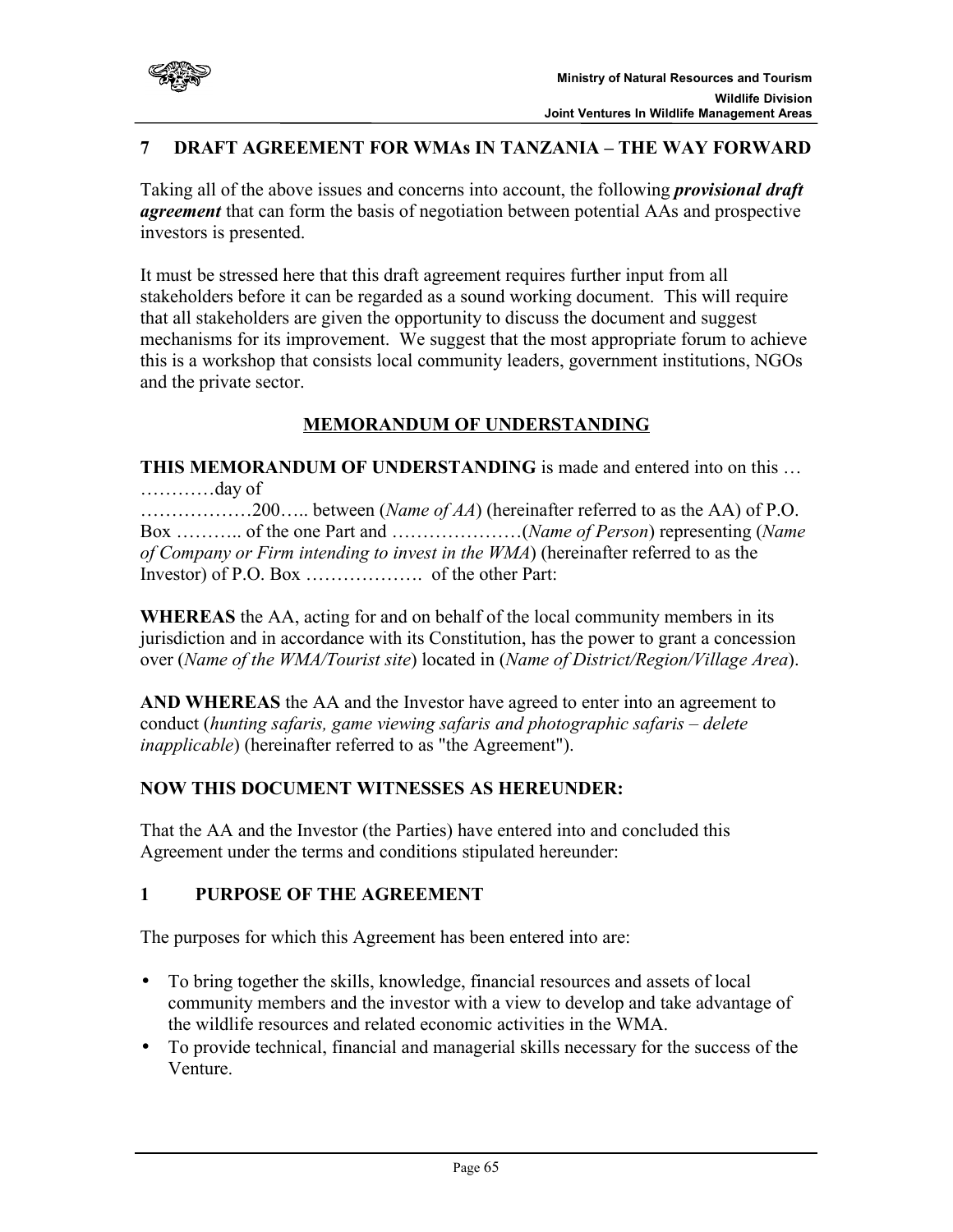## 7 DRAFT AGREEMENT FOR WMAs IN TANZANIA – THE WAY FORWARD

Taking all of the above issues and concerns into account, the following ***provisional draft agreement*** that can form the basis of negotiation between potential AAs and prospective investors is presented.

It must be stressed here that this draft agreement requires further input from all stakeholders before it can be regarded as a sound working document. This will require that all stakeholders are given the opportunity to discuss the document and suggest mechanisms for its improvement. We suggest that the most appropriate forum to achieve this is a workshop that consists local community leaders, government institutions, NGOs and the private sector.

**MEMORANDUM OF UNDERSTANDING**

**THIS MEMORANDUM OF UNDERSTANDING** is made and entered into on this …………day of ………………200….. between (*Name of AA*) (hereinafter referred to as the AA) of P.O. Box ……….. of the one Part and …………………(*Name of Person*) representing (*Name of Company or Firm intending to invest in the WMA*) (hereinafter referred to as the Investor) of P.O. Box ………………. of the other Part:

**WHEREAS** the AA, acting for and on behalf of the local community members in its jurisdiction and in accordance with its Constitution, has the power to grant a concession over (*Name of the WMA/Tourist site*) located in (*Name of District/Region/Village Area*).

**AND WHEREAS** the AA and the Investor have agreed to enter into an agreement to conduct (*hunting safaris, game viewing safaris and photographic safaris – delete inapplicable*) (hereinafter referred to as "the Agreement").

**NOW THIS DOCUMENT WITNESSES AS HEREUNDER:**

That the AA and the Investor (the Parties) have entered into and concluded this Agreement under the terms and conditions stipulated hereunder:

### 1 PURPOSE OF THE AGREEMENT

The purposes for which this Agreement has been entered into are:

- To bring together the skills, knowledge, financial resources and assets of local community members and the investor with a view to develop and take advantage of the wildlife resources and related economic activities in the WMA.
- To provide technical, financial and managerial skills necessary for the success of the Venture.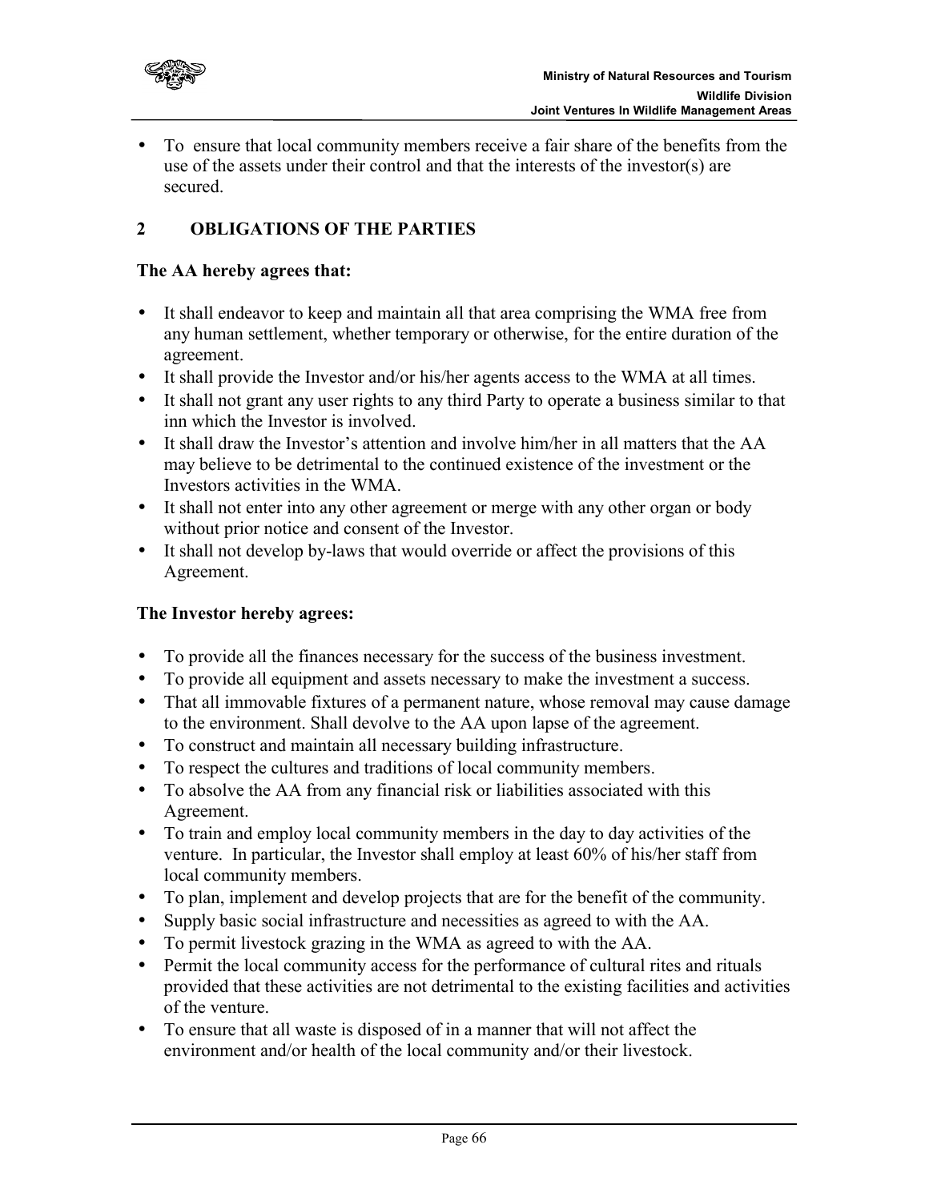- To ensure that local community members receive a fair share of the benefits from the use of the assets under their control and that the interests of the investor(s) are secured.

## 2 OBLIGATIONS OF THE PARTIES

**The AA hereby agrees that:**

- It shall endeavor to keep and maintain all that area comprising the WMA free from any human settlement, whether temporary or otherwise, for the entire duration of the agreement.
- It shall provide the Investor and/or his/her agents access to the WMA at all times.
- It shall not grant any user rights to any third Party to operate a business similar to that inn which the Investor is involved.
- It shall draw the Investor's attention and involve him/her in all matters that the AA may believe to be detrimental to the continued existence of the investment or the Investors activities in the WMA.
- It shall not enter into any other agreement or merge with any other organ or body without prior notice and consent of the Investor.
- It shall not develop by-laws that would override or affect the provisions of this Agreement.

**The Investor hereby agrees:**

- To provide all the finances necessary for the success of the business investment.
- To provide all equipment and assets necessary to make the investment a success.
- That all immovable fixtures of a permanent nature, whose removal may cause damage to the environment. Shall devolve to the AA upon lapse of the agreement.
- To construct and maintain all necessary building infrastructure.
- To respect the cultures and traditions of local community members.
- To absolve the AA from any financial risk or liabilities associated with this Agreement.
- To train and employ local community members in the day to day activities of the venture. In particular, the Investor shall employ at least 60% of his/her staff from local community members.
- To plan, implement and develop projects that are for the benefit of the community.
- Supply basic social infrastructure and necessities as agreed to with the AA.
- To permit livestock grazing in the WMA as agreed to with the AA.
- Permit the local community access for the performance of cultural rites and rituals provided that these activities are not detrimental to the existing facilities and activities of the venture.
- To ensure that all waste is disposed of in a manner that will not affect the environment and/or health of the local community and/or their livestock.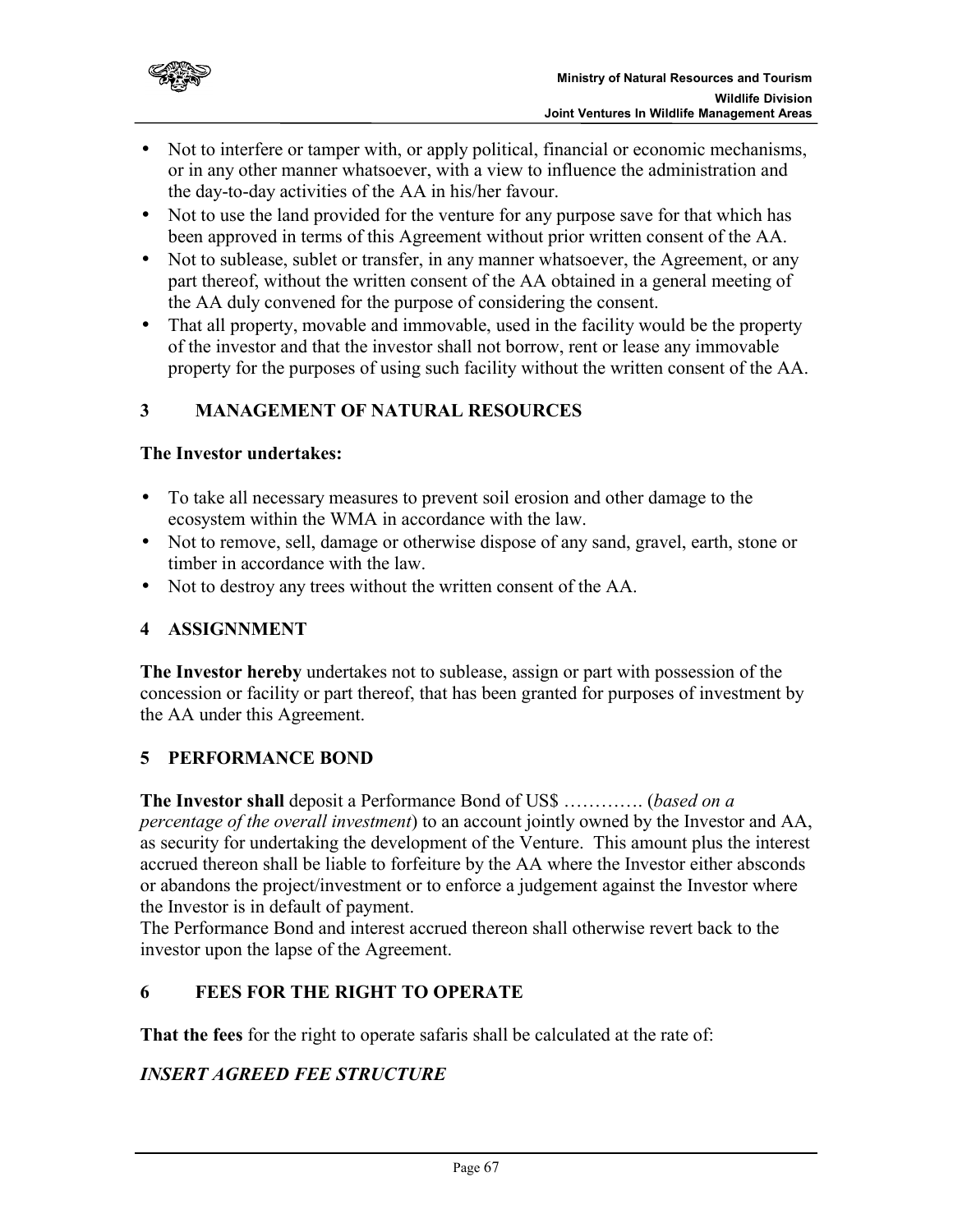- Not to interfere or tamper with, or apply political, financial or economic mechanisms, or in any other manner whatsoever, with a view to influence the administration and the day-to-day activities of the AA in his/her favour.
- Not to use the land provided for the venture for any purpose save for that which has been approved in terms of this Agreement without prior written consent of the AA.
- Not to sublease, sublet or transfer, in any manner whatsoever, the Agreement, or any part thereof, without the written consent of the AA obtained in a general meeting of the AA duly convened for the purpose of considering the consent.
- That all property, movable and immovable, used in the facility would be the property of the investor and that the investor shall not borrow, rent or lease any immovable property for the purposes of using such facility without the written consent of the AA.

## 3 MANAGEMENT OF NATURAL RESOURCES

**The Investor undertakes:**

- To take all necessary measures to prevent soil erosion and other damage to the ecosystem within the WMA in accordance with the law.
- Not to remove, sell, damage or otherwise dispose of any sand, gravel, earth, stone or timber in accordance with the law.
- Not to destroy any trees without the written consent of the AA.

## 4 ASSIGNNMENT

**The Investor hereby** undertakes not to sublease, assign or part with possession of the concession or facility or part thereof, that has been granted for purposes of investment by the AA under this Agreement.

## 5 PERFORMANCE BOND

**The Investor shall** deposit a Performance Bond of US$ …………. (*based on a percentage of the overall investment*) to an account jointly owned by the Investor and AA, as security for undertaking the development of the Venture. This amount plus the interest accrued thereon shall be liable to forfeiture by the AA where the Investor either absconds or abandons the project/investment or to enforce a judgement against the Investor where the Investor is in default of payment.
The Performance Bond and interest accrued thereon shall otherwise revert back to the investor upon the lapse of the Agreement.

## 6 FEES FOR THE RIGHT TO OPERATE

**That the fees** for the right to operate safaris shall be calculated at the rate of:

***INSERT AGREED FEE STRUCTURE***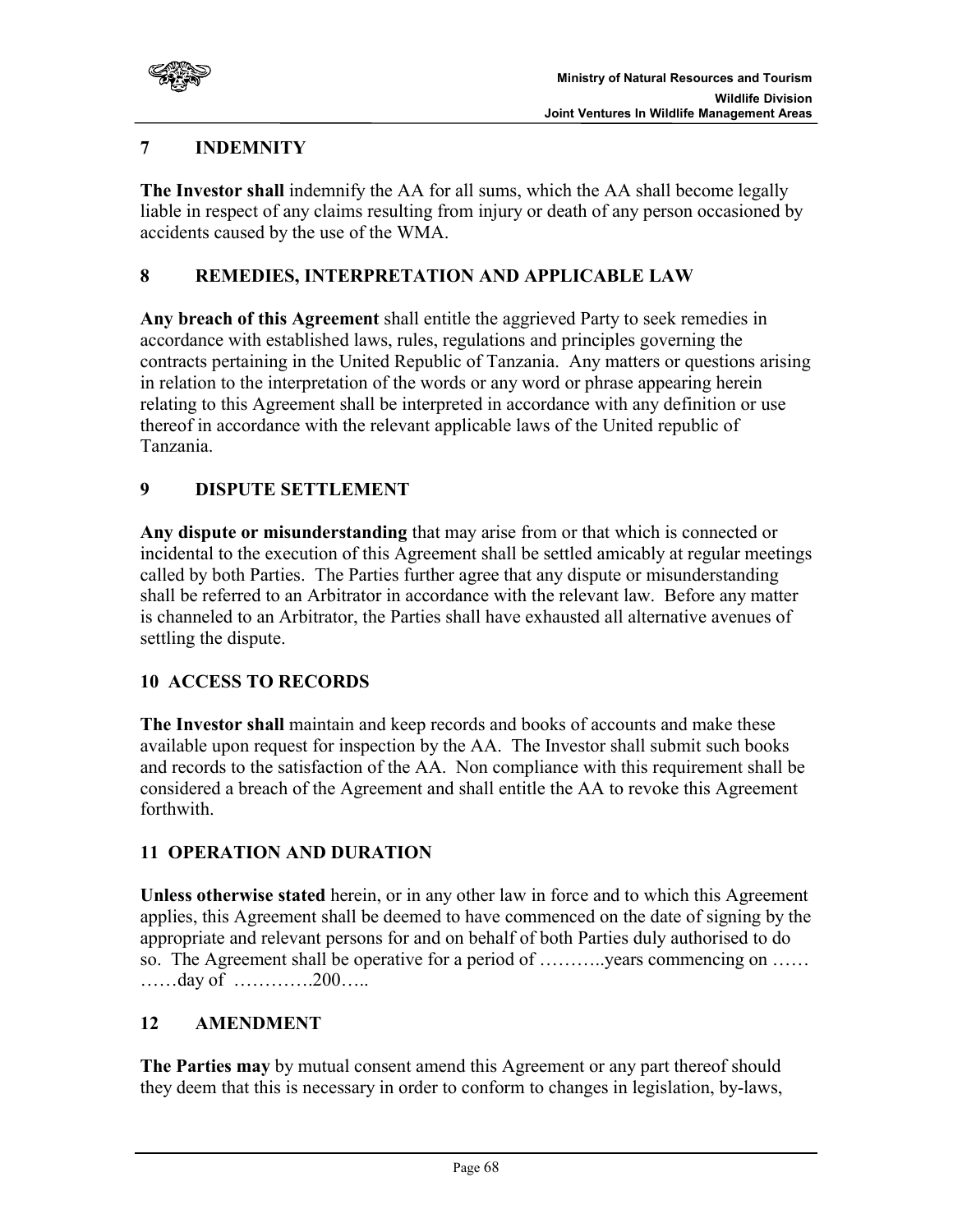## 7 INDEMNITY

**The Investor shall** indemnify the AA for all sums, which the AA shall become legally liable in respect of any claims resulting from injury or death of any person occasioned by accidents caused by the use of the WMA.

## 8 REMEDIES, INTERPRETATION AND APPLICABLE LAW

**Any breach of this Agreement** shall entitle the aggrieved Party to seek remedies in accordance with established laws, rules, regulations and principles governing the contracts pertaining in the United Republic of Tanzania. Any matters or questions arising in relation to the interpretation of the words or any word or phrase appearing herein relating to this Agreement shall be interpreted in accordance with any definition or use thereof in accordance with the relevant applicable laws of the United republic of Tanzania.

## 9 DISPUTE SETTLEMENT

**Any dispute or misunderstanding** that may arise from or that which is connected or incidental to the execution of this Agreement shall be settled amicably at regular meetings called by both Parties. The Parties further agree that any dispute or misunderstanding shall be referred to an Arbitrator in accordance with the relevant law. Before any matter is channeled to an Arbitrator, the Parties shall have exhausted all alternative avenues of settling the dispute.

## 10 ACCESS TO RECORDS

**The Investor shall** maintain and keep records and books of accounts and make these available upon request for inspection by the AA. The Investor shall submit such books and records to the satisfaction of the AA. Non compliance with this requirement shall be considered a breach of the Agreement and shall entitle the AA to revoke this Agreement forthwith.

## 11 OPERATION AND DURATION

**Unless otherwise stated** herein, or in any other law in force and to which this Agreement applies, this Agreement shall be deemed to have commenced on the date of signing by the appropriate and relevant persons for and on behalf of both Parties duly authorised to do so. The Agreement shall be operative for a period of ………..years commencing on …… ……day of ………….200…..

## 12 AMENDMENT

**The Parties may** by mutual consent amend this Agreement or any part thereof should they deem that this is necessary in order to conform to changes in legislation, by-laws,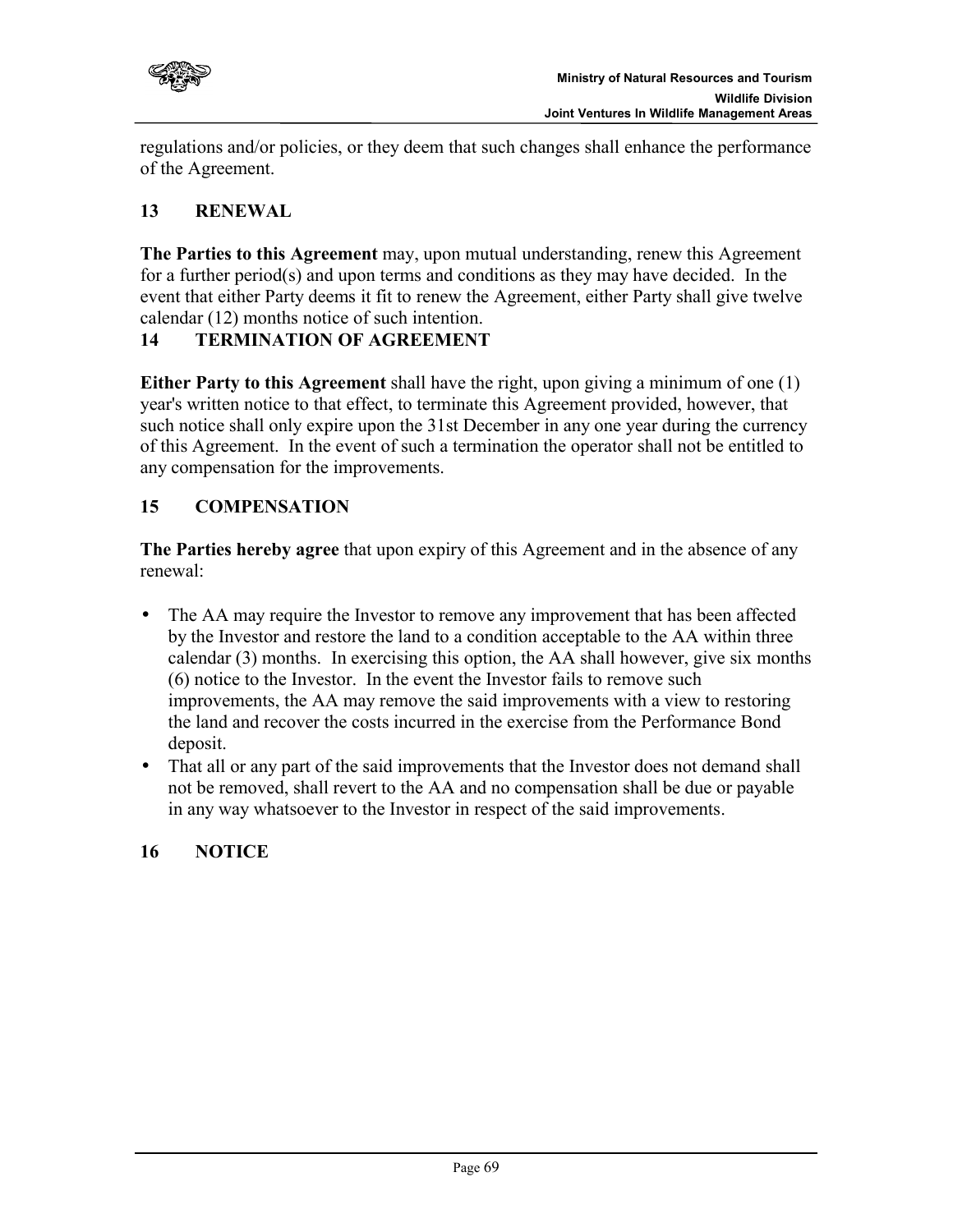regulations and/or policies, or they deem that such changes shall enhance the performance of the Agreement.

## 13 RENEWAL

**The Parties to this Agreement** may, upon mutual understanding, renew this Agreement for a further period(s) and upon terms and conditions as they may have decided. In the event that either Party deems it fit to renew the Agreement, either Party shall give twelve calendar (12) months notice of such intention.

## 14 TERMINATION OF AGREEMENT

**Either Party to this Agreement** shall have the right, upon giving a minimum of one (1) year's written notice to that effect, to terminate this Agreement provided, however, that such notice shall only expire upon the 31st December in any one year during the currency of this Agreement. In the event of such a termination the operator shall not be entitled to any compensation for the improvements.

## 15 COMPENSATION

**The Parties hereby agree** that upon expiry of this Agreement and in the absence of any renewal:

- The AA may require the Investor to remove any improvement that has been affected by the Investor and restore the land to a condition acceptable to the AA within three calendar (3) months. In exercising this option, the AA shall however, give six months (6) notice to the Investor. In the event the Investor fails to remove such improvements, the AA may remove the said improvements with a view to restoring the land and recover the costs incurred in the exercise from the Performance Bond deposit.
- That all or any part of the said improvements that the Investor does not demand shall not be removed, shall revert to the AA and no compensation shall be due or payable in any way whatsoever to the Investor in respect of the said improvements.

## 16 NOTICE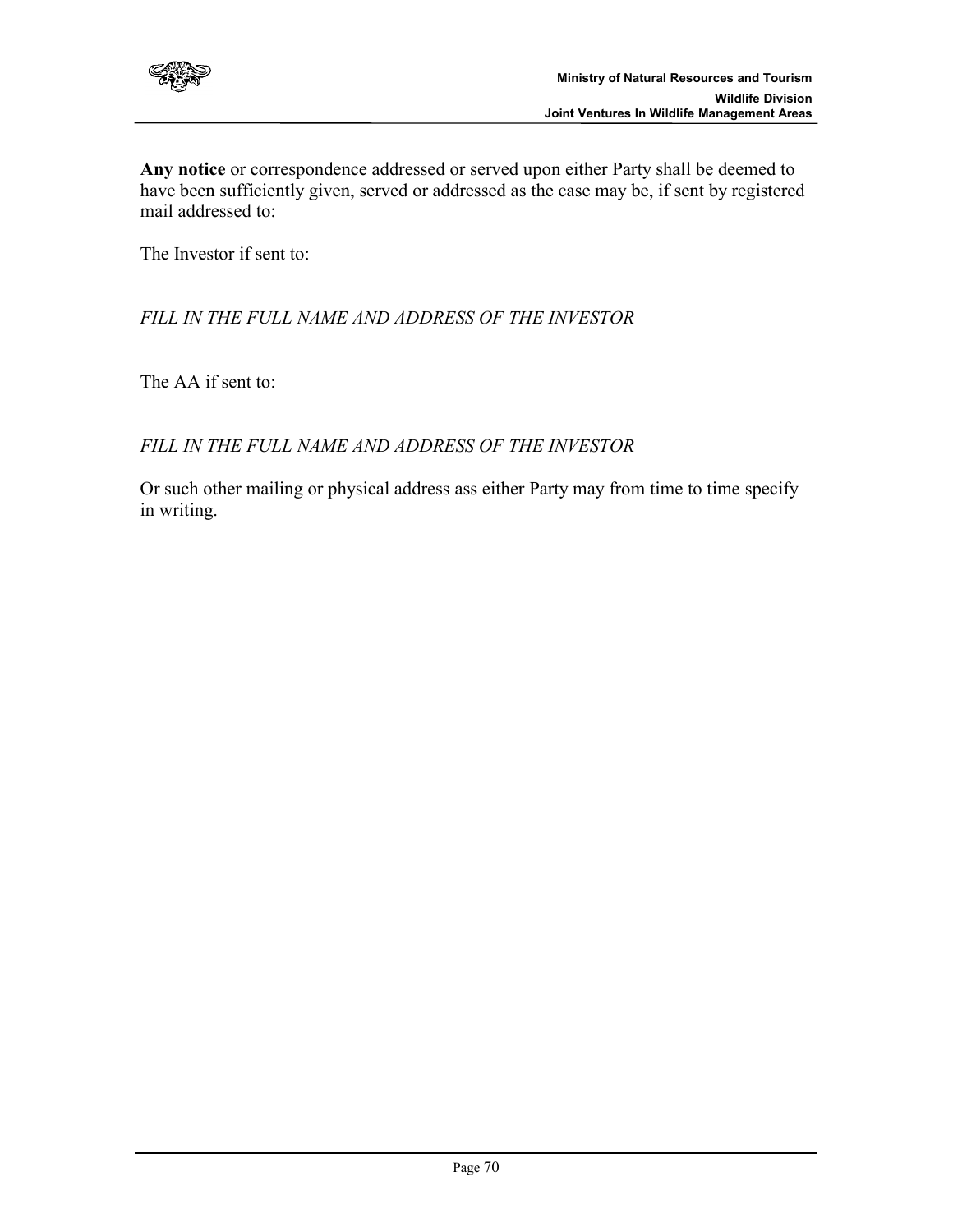**Any notice** or correspondence addressed or served upon either Party shall be deemed to have been sufficiently given, served or addressed as the case may be, if sent by registered mail addressed to:

The Investor if sent to:

*FILL IN THE FULL NAME AND ADDRESS OF THE INVESTOR*

The AA if sent to:

*FILL IN THE FULL NAME AND ADDRESS OF THE INVESTOR*

Or such other mailing or physical address ass either Party may from time to time specify in writing.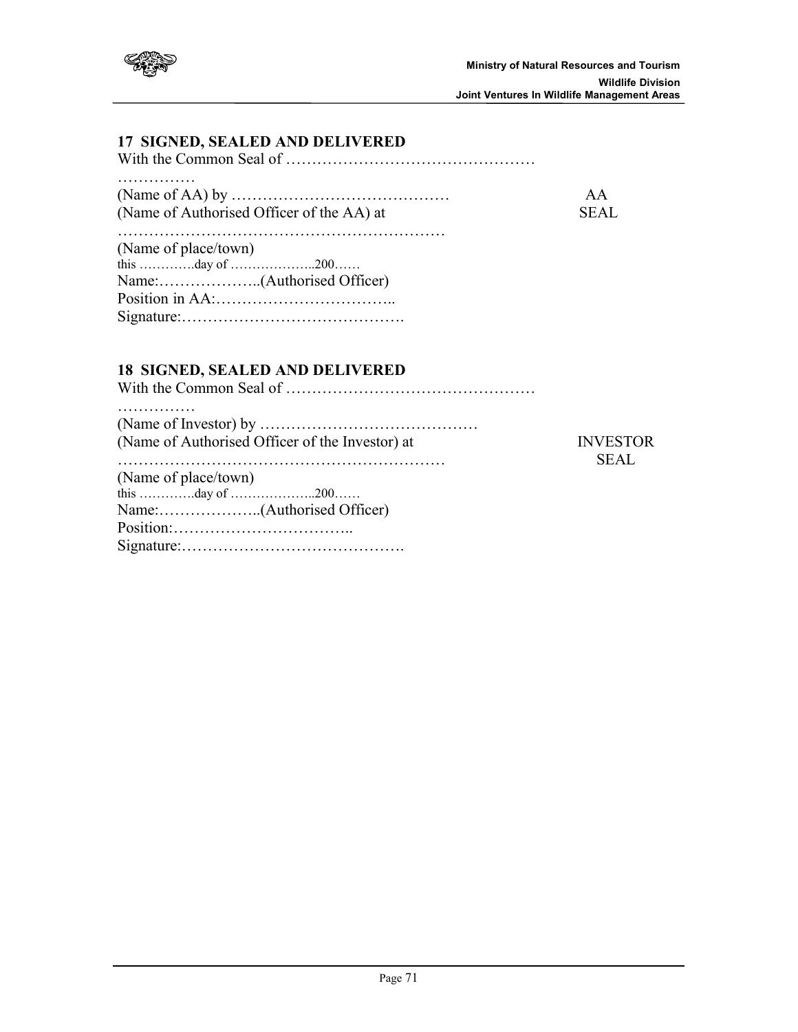## 17 SIGNED, SEALED AND DELIVERED

With the Common Seal of …………………………………………
……………
(Name of AA) by ……………………………………  AA
(Name of Authorised Officer of the AA) at  SEAL
………………………………………………………
(Name of place/town)
this ………….day of ………………..200……
Name:………………..(Authorised Officer)
Position in AA:……………………………..
Signature:…………………………………….

## 18 SIGNED, SEALED AND DELIVERED

With the Common Seal of …………………………………………
……………
(Name of Investor) by ……………………………………
(Name of Authorised Officer of the Investor) at  INVESTOR
………………………………………………………  SEAL
(Name of place/town)
this ………….day of ………………..200……
Name:………………..(Authorised Officer)
Position:……………………………..
Signature:…………………………………….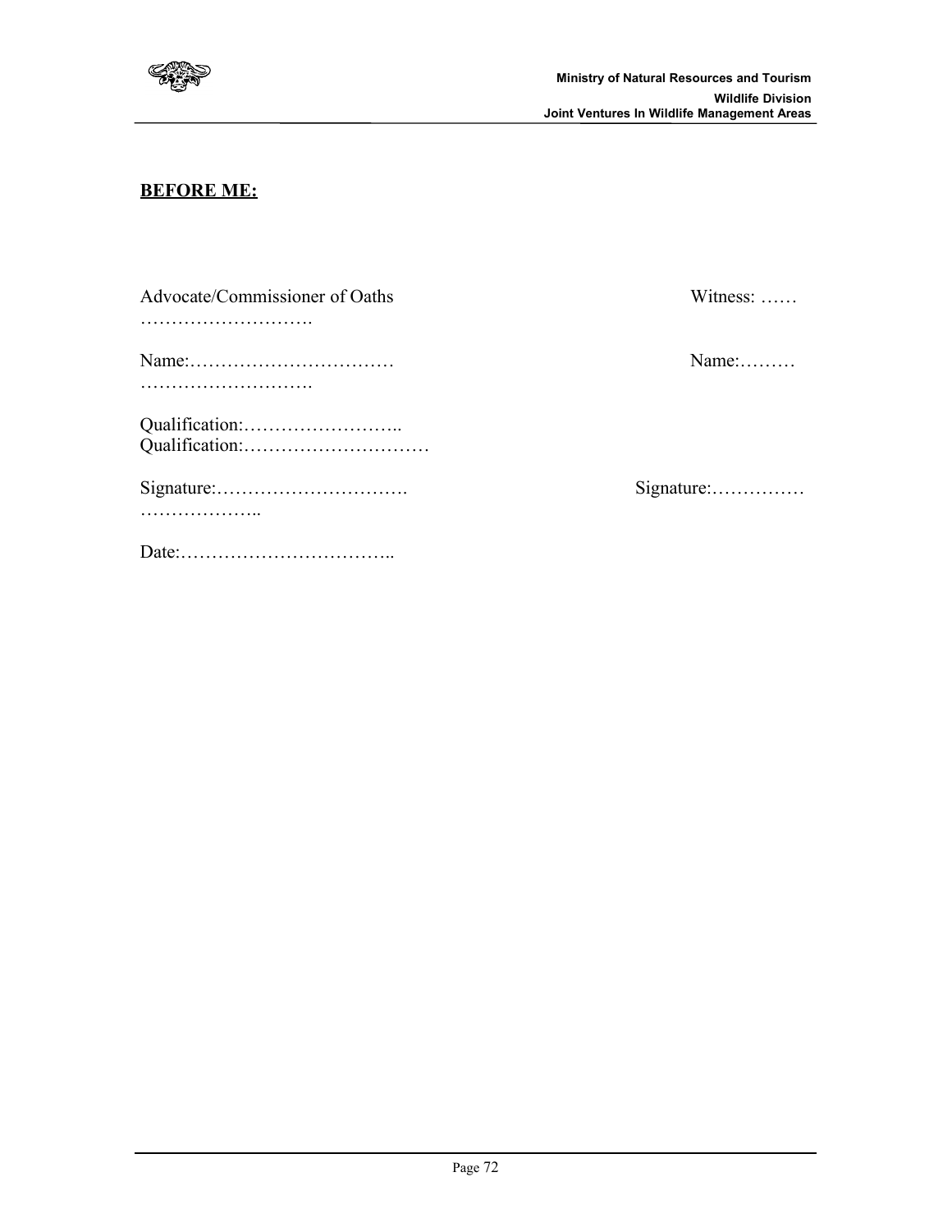**BEFORE ME:**

Advocate/Commissioner of Oaths Witness: ……
……………………….

Name:…………………………… Name:………
……………………….

Qualification:……………………..
Qualification:…………………………

Signature:…………………………. Signature:……………
………………..

Date:……………………………..